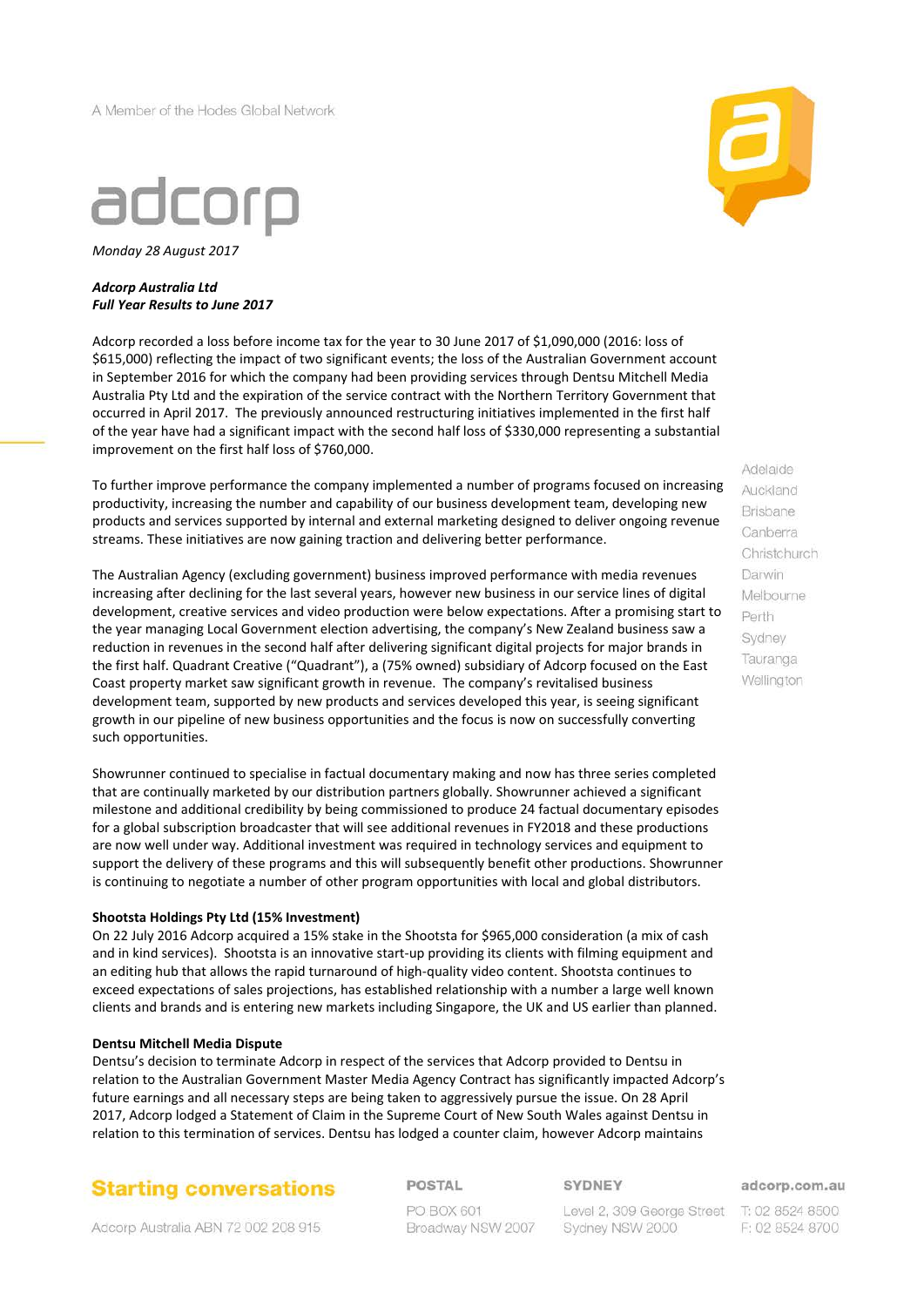A Member of the Hodes Global Network

# adcorp

*Monday 28 August 2017*

***Adcorp Australia Ltd***
***Full Year Results to June 2017***

Adcorp recorded a loss before income tax for the year to 30 June 2017 of $1,090,000 (2016: loss of $615,000) reflecting the impact of two significant events; the loss of the Australian Government account in September 2016 for which the company had been providing services through Dentsu Mitchell Media Australia Pty Ltd and the expiration of the service contract with the Northern Territory Government that occurred in April 2017. The previously announced restructuring initiatives implemented in the first half of the year have had a significant impact with the second half loss of $330,000 representing a substantial improvement on the first half loss of $760,000.

To further improve performance the company implemented a number of programs focused on increasing productivity, increasing the number and capability of our business development team, developing new products and services supported by internal and external marketing designed to deliver ongoing revenue streams. These initiatives are now gaining traction and delivering better performance.

The Australian Agency (excluding government) business improved performance with media revenues increasing after declining for the last several years, however new business in our service lines of digital development, creative services and video production were below expectations. After a promising start to the year managing Local Government election advertising, the company's New Zealand business saw a reduction in revenues in the second half after delivering significant digital projects for major brands in the first half. Quadrant Creative ("Quadrant"), a (75% owned) subsidiary of Adcorp focused on the East Coast property market saw significant growth in revenue. The company's revitalised business development team, supported by new products and services developed this year, is seeing significant growth in our pipeline of new business opportunities and the focus is now on successfully converting such opportunities.

Showrunner continued to specialise in factual documentary making and now has three series completed that are continually marketed by our distribution partners globally. Showrunner achieved a significant milestone and additional credibility by being commissioned to produce 24 factual documentary episodes for a global subscription broadcaster that will see additional revenues in FY2018 and these productions are now well under way. Additional investment was required in technology services and equipment to support the delivery of these programs and this will subsequently benefit other productions. Showrunner is continuing to negotiate a number of other program opportunities with local and global distributors.

**Shootsta Holdings Pty Ltd (15% Investment)**

On 22 July 2016 Adcorp acquired a 15% stake in the Shootsta for $965,000 consideration (a mix of cash and in kind services). Shootsta is an innovative start-up providing its clients with filming equipment and an editing hub that allows the rapid turnaround of high-quality video content. Shootsta continues to exceed expectations of sales projections, has established relationship with a number a large well known clients and brands and is entering new markets including Singapore, the UK and US earlier than planned.

**Dentsu Mitchell Media Dispute**

Dentsu's decision to terminate Adcorp in respect of the services that Adcorp provided to Dentsu in relation to the Australian Government Master Media Agency Contract has significantly impacted Adcorp's future earnings and all necessary steps are being taken to aggressively pursue the issue. On 28 April 2017, Adcorp lodged a Statement of Claim in the Supreme Court of New South Wales against Dentsu in relation to this termination of services. Dentsu has lodged a counter claim, however Adcorp maintains

Adelaide
Auckland
Brisbane
Canberra
Christchurch
Darwin
Melbourne
Perth
Sydney
Tauranga
Wellington

**Starting conversations**

Adcorp Australia ABN 72 002 208 915

POSTAL
PO BOX 601
Broadway NSW 2007

SYDNEY
Level 2, 309 George Street
Sydney NSW 2000

adcorp.com.au
T: 02 8524 8500
F: 02 8524 8700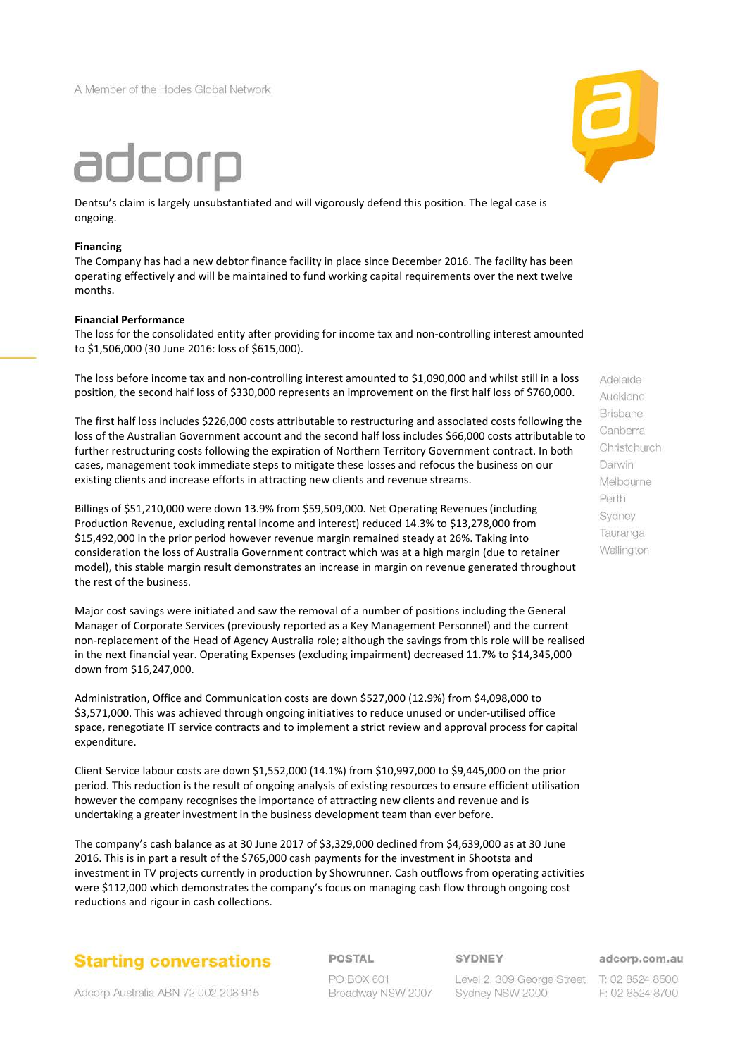Dentsu's claim is largely unsubstantiated and will vigorously defend this position. The legal case is ongoing.

**Financing**

The Company has had a new debtor finance facility in place since December 2016. The facility has been operating effectively and will be maintained to fund working capital requirements over the next twelve months.

**Financial Performance**

The loss for the consolidated entity after providing for income tax and non-controlling interest amounted to $1,506,000 (30 June 2016: loss of $615,000).

The loss before income tax and non-controlling interest amounted to $1,090,000 and whilst still in a loss position, the second half loss of $330,000 represents an improvement on the first half loss of $760,000.

The first half loss includes $226,000 costs attributable to restructuring and associated costs following the loss of the Australian Government account and the second half loss includes $66,000 costs attributable to further restructuring costs following the expiration of Northern Territory Government contract. In both cases, management took immediate steps to mitigate these losses and refocus the business on our existing clients and increase efforts in attracting new clients and revenue streams.

Billings of $51,210,000 were down 13.9% from $59,509,000. Net Operating Revenues (including Production Revenue, excluding rental income and interest) reduced 14.3% to $13,278,000 from $15,492,000 in the prior period however revenue margin remained steady at 26%. Taking into consideration the loss of Australia Government contract which was at a high margin (due to retainer model), this stable margin result demonstrates an increase in margin on revenue generated throughout the rest of the business.

Major cost savings were initiated and saw the removal of a number of positions including the General Manager of Corporate Services (previously reported as a Key Management Personnel) and the current non-replacement of the Head of Agency Australia role; although the savings from this role will be realised in the next financial year. Operating Expenses (excluding impairment) decreased 11.7% to $14,345,000 down from $16,247,000.

Administration, Office and Communication costs are down $527,000 (12.9%) from $4,098,000 to $3,571,000. This was achieved through ongoing initiatives to reduce unused or under-utilised office space, renegotiate IT service contracts and to implement a strict review and approval process for capital expenditure.

Client Service labour costs are down $1,552,000 (14.1%) from $10,997,000 to $9,445,000 on the prior period. This reduction is the result of ongoing analysis of existing resources to ensure efficient utilisation however the company recognises the importance of attracting new clients and revenue and is undertaking a greater investment in the business development team than ever before.

The company's cash balance as at 30 June 2017 of $3,329,000 declined from $4,639,000 as at 30 June 2016. This is in part a result of the $765,000 cash payments for the investment in Shootsta and investment in TV projects currently in production by Showrunner. Cash outflows from operating activities were $112,000 which demonstrates the company's focus on managing cash flow through ongoing cost reductions and rigour in cash collections.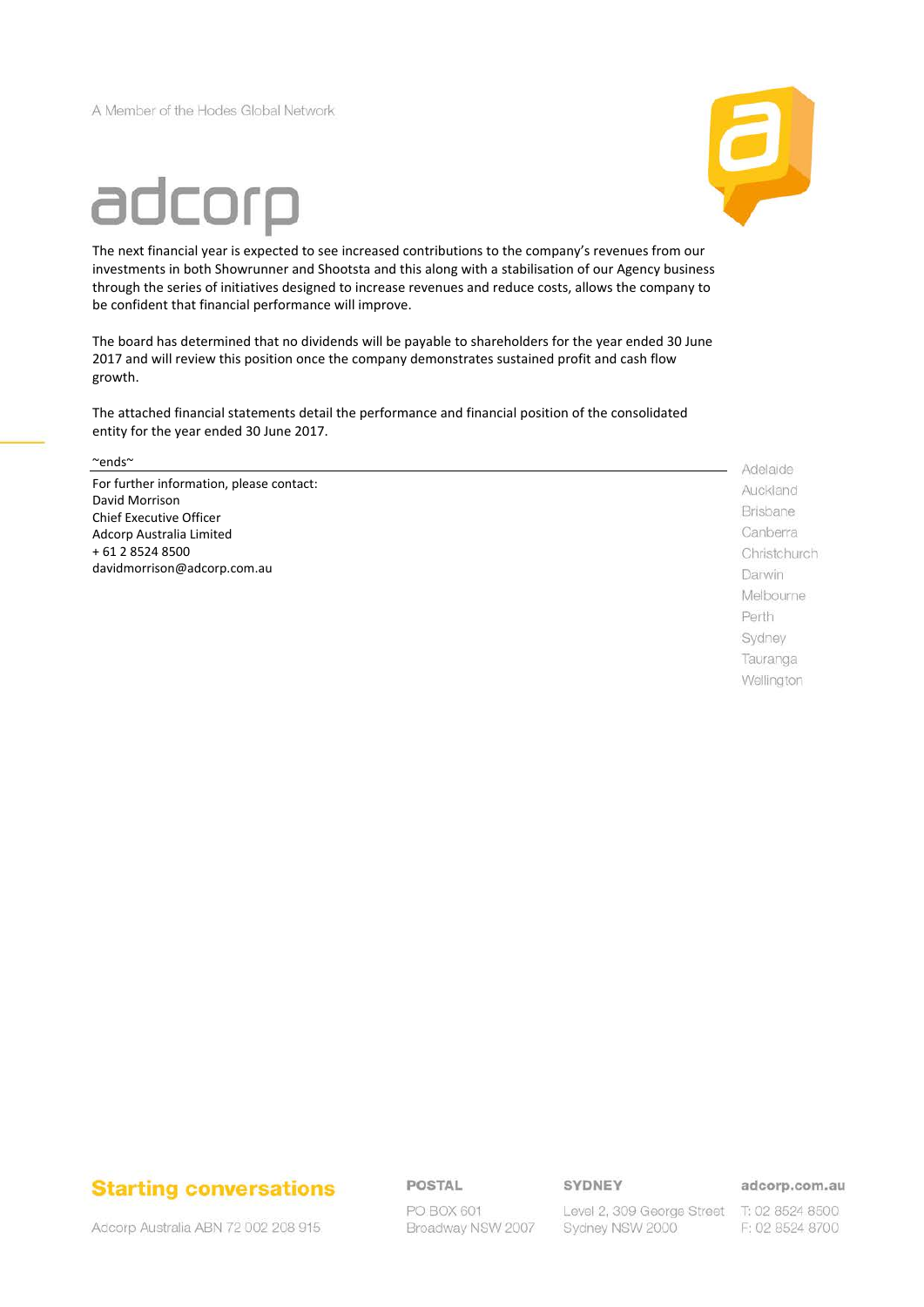The next financial year is expected to see increased contributions to the company's revenues from our investments in both Showrunner and Shootsta and this along with a stabilisation of our Agency business through the series of initiatives designed to increase revenues and reduce costs, allows the company to be confident that financial performance will improve.

The board has determined that no dividends will be payable to shareholders for the year ended 30 June 2017 and will review this position once the company demonstrates sustained profit and cash flow growth.

The attached financial statements detail the performance and financial position of the consolidated entity for the year ended 30 June 2017.

~ends~

For further information, please contact:
David Morrison
Chief Executive Officer
Adcorp Australia Limited
+ 61 2 8524 8500
davidmorrison@adcorp.com.au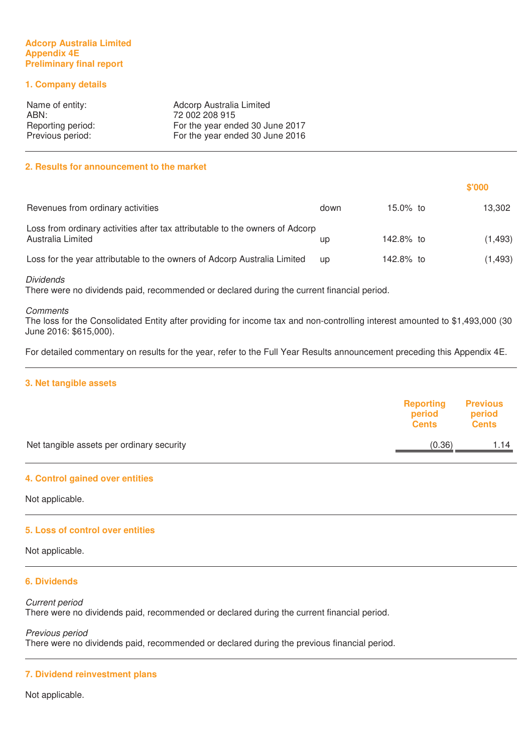**Adcorp Australia Limited**
**Appendix 4E**
**Preliminary final report**

## 1. Company details

| | |
|---|---|
| Name of entity: | Adcorp Australia Limited |
| ABN: | 72 002 208 915 |
| Reporting period: | For the year ended 30 June 2017 |
| Previous period: | For the year ended 30 June 2016 |

## 2. Results for announcement to the market

| | | | | $'000 |
|---|---|---|---|---|
| Revenues from ordinary activities | down | 15.0% | to | 13,302 |
| Loss from ordinary activities after tax attributable to the owners of Adcorp Australia Limited | up | 142.8% | to | (1,493) |
| Loss for the year attributable to the owners of Adcorp Australia Limited | up | 142.8% | to | (1,493) |

*Dividends*
There were no dividends paid, recommended or declared during the current financial period.

*Comments*
The loss for the Consolidated Entity after providing for income tax and non-controlling interest amounted to $1,493,000 (30 June 2016: $615,000).

For detailed commentary on results for the year, refer to the Full Year Results announcement preceding this Appendix 4E.

## 3. Net tangible assets

| | Reporting period Cents | Previous period Cents |
|---|---|---|
| Net tangible assets per ordinary security | (0.36) | 1.14 |

## 4. Control gained over entities

Not applicable.

## 5. Loss of control over entities

Not applicable.

## 6. Dividends

*Current period*
There were no dividends paid, recommended or declared during the current financial period.

*Previous period*
There were no dividends paid, recommended or declared during the previous financial period.

## 7. Dividend reinvestment plans

Not applicable.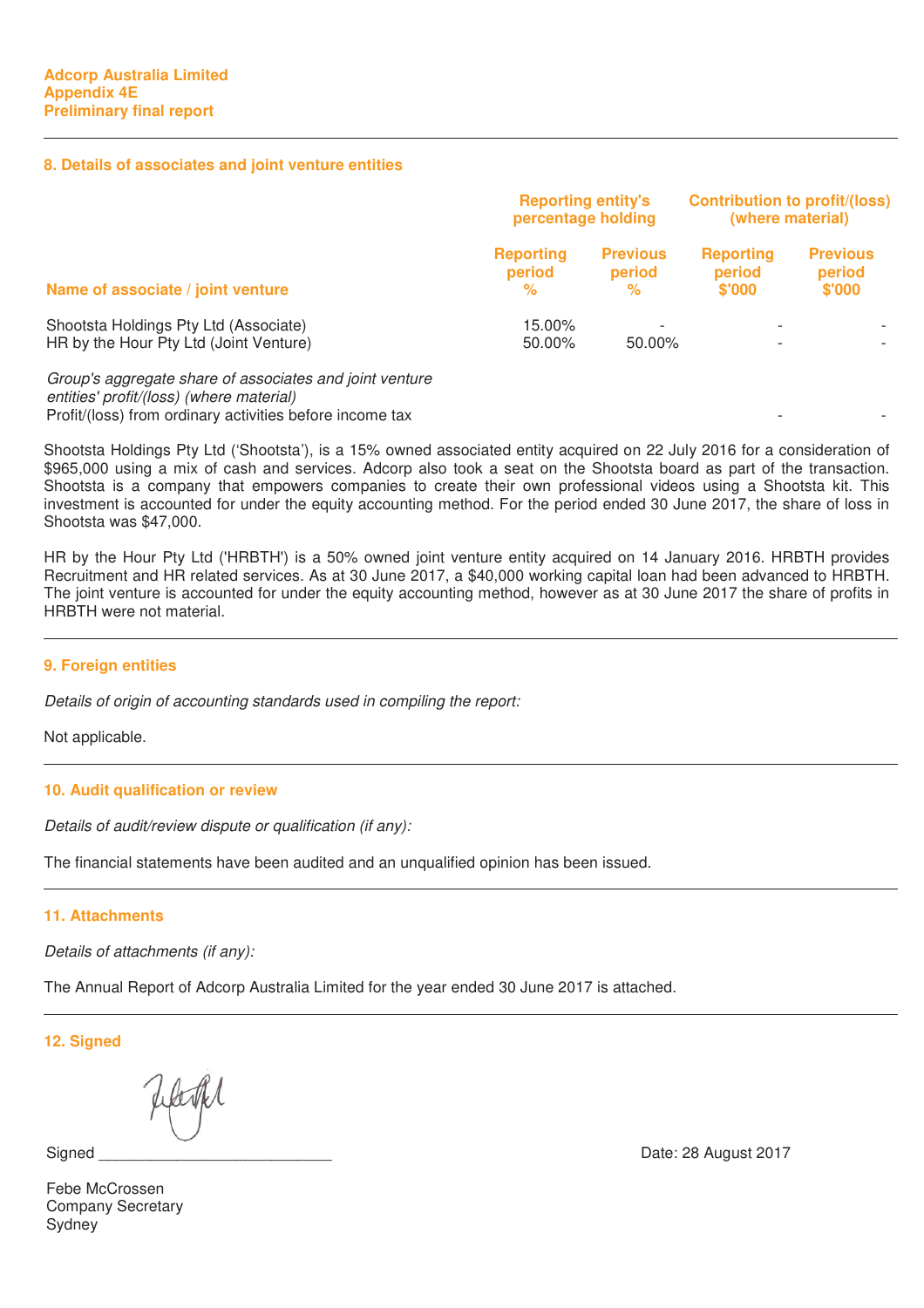Adcorp Australia Limited
Appendix 4E
Preliminary final report

## 8. Details of associates and joint venture entities

| | Reporting entity's percentage holding | | Contribution to profit/(loss) (where material) | |
|---|---|---|---|---|
| **Name of associate / joint venture** | **Reporting period %** | **Previous period %** | **Reporting period $'000** | **Previous period $'000** |
| Shootsta Holdings Pty Ltd (Associate) | 15.00% | - | - | - |
| HR by the Hour Pty Ltd (Joint Venture) | 50.00% | 50.00% | - | - |
| *Group's aggregate share of associates and joint venture entities' profit/(loss) (where material)* | | | | |
| Profit/(loss) from ordinary activities before income tax | | | - | - |

Shootsta Holdings Pty Ltd ('Shootsta'), is a 15% owned associated entity acquired on 22 July 2016 for a consideration of $965,000 using a mix of cash and services. Adcorp also took a seat on the Shootsta board as part of the transaction. Shootsta is a company that empowers companies to create their own professional videos using a Shootsta kit. This investment is accounted for under the equity accounting method. For the period ended 30 June 2017, the share of loss in Shootsta was $47,000.

HR by the Hour Pty Ltd ('HRBTH') is a 50% owned joint venture entity acquired on 14 January 2016. HRBTH provides Recruitment and HR related services. As at 30 June 2017, a $40,000 working capital loan had been advanced to HRBTH. The joint venture is accounted for under the equity accounting method, however as at 30 June 2017 the share of profits in HRBTH were not material.

## 9. Foreign entities

*Details of origin of accounting standards used in compiling the report:*

Not applicable.

## 10. Audit qualification or review

*Details of audit/review dispute or qualification (if any):*

The financial statements have been audited and an unqualified opinion has been issued.

## 11. Attachments

*Details of attachments (if any):*

The Annual Report of Adcorp Australia Limited for the year ended 30 June 2017 is attached.

## 12. Signed

Signed ___________________________ Date: 28 August 2017

Febe McCrossen
Company Secretary
Sydney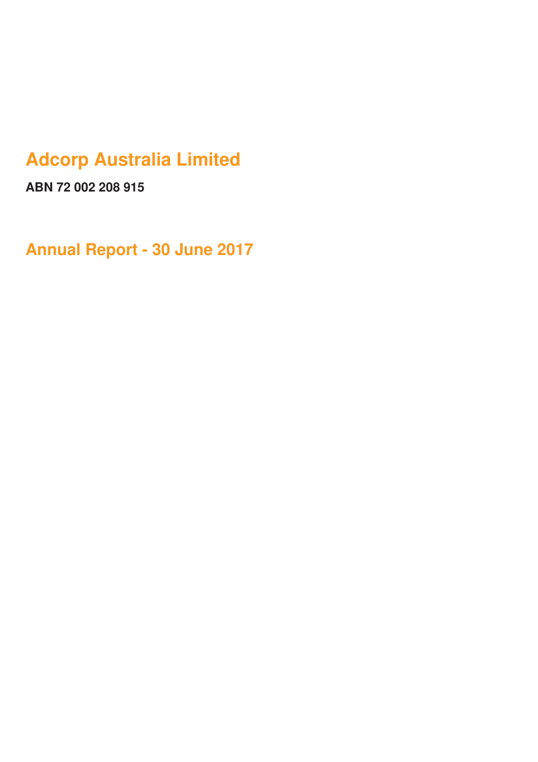# Adcorp Australia Limited

**ABN 72 002 208 915**

## Annual Report - 30 June 2017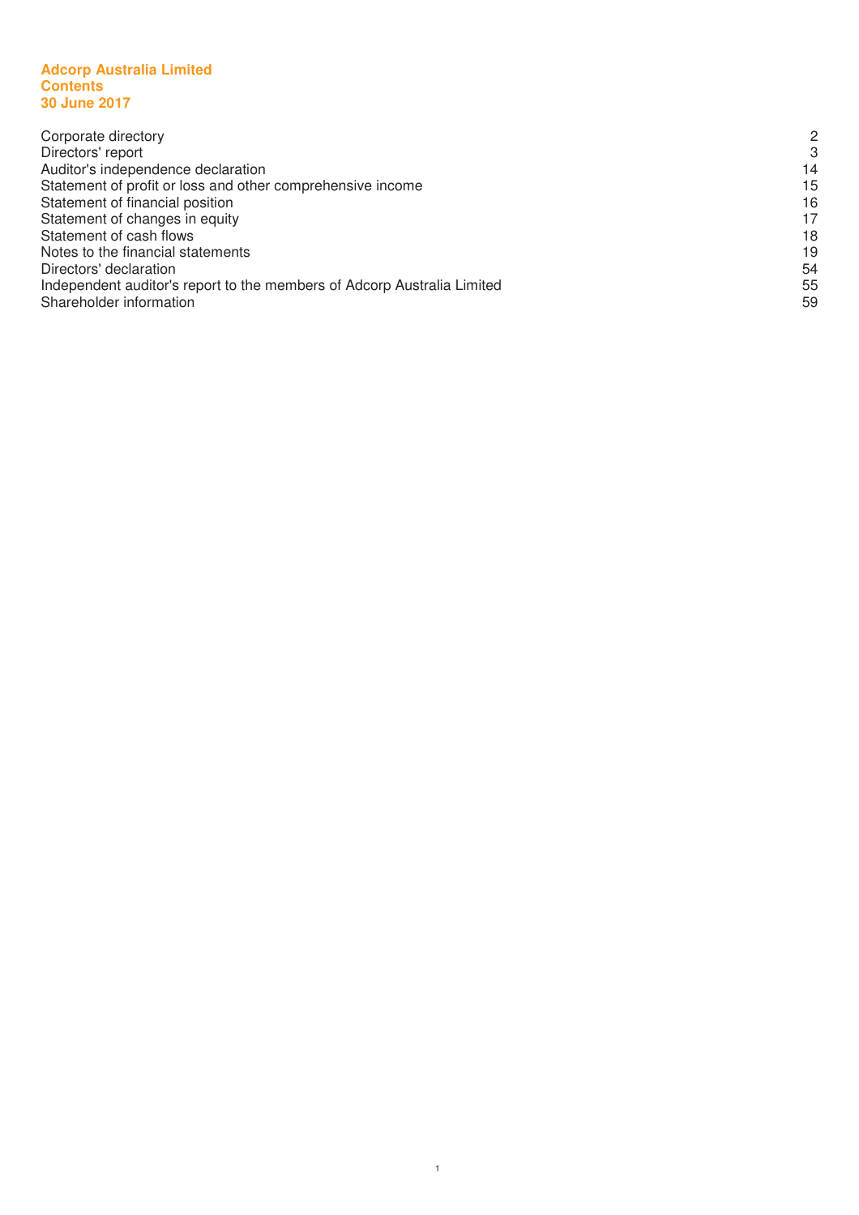# Adcorp Australia Limited
# Contents
# 30 June 2017

| | |
|---|---|
| Corporate directory | 2 |
| Directors' report | 3 |
| Auditor's independence declaration | 14 |
| Statement of profit or loss and other comprehensive income | 15 |
| Statement of financial position | 16 |
| Statement of changes in equity | 17 |
| Statement of cash flows | 18 |
| Notes to the financial statements | 19 |
| Directors' declaration | 54 |
| Independent auditor's report to the members of Adcorp Australia Limited | 55 |
| Shareholder information | 59 |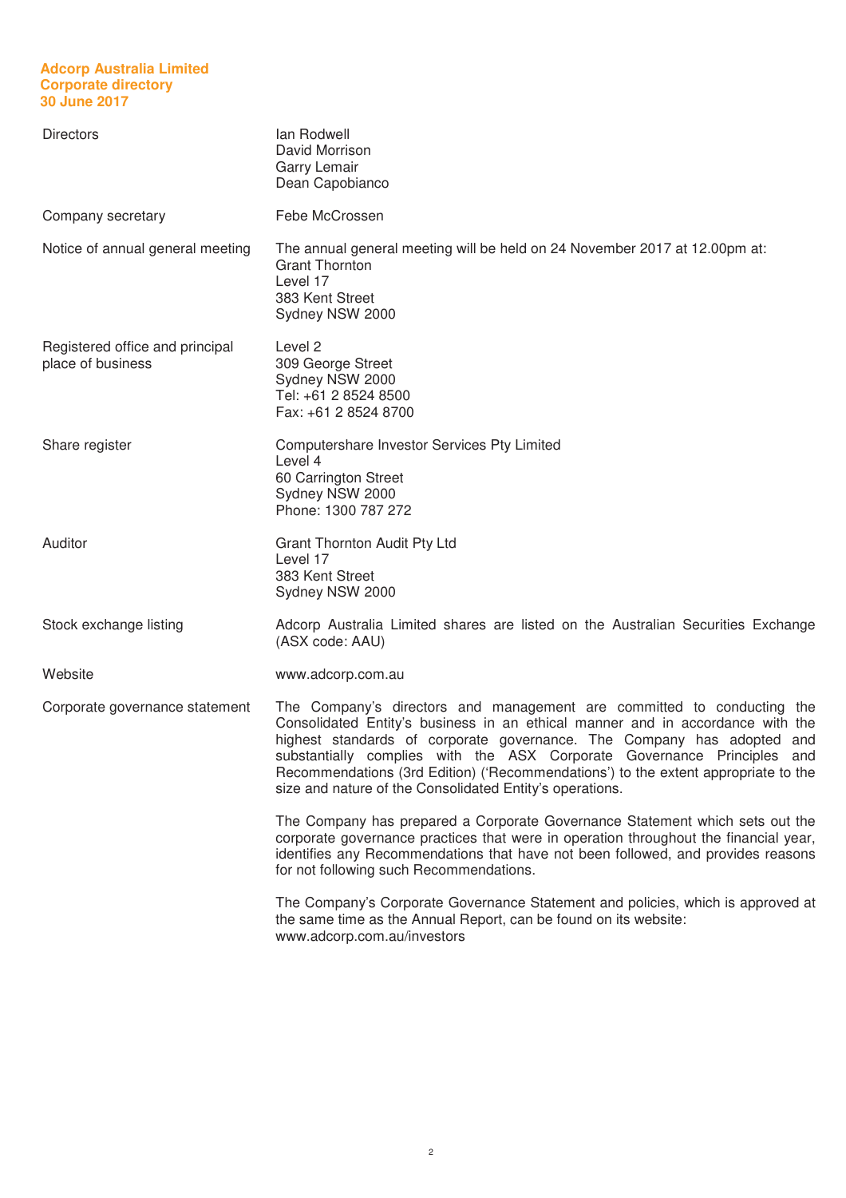**Adcorp Australia Limited**
**Corporate directory**
**30 June 2017**

| | |
|---|---|
| Directors | Ian Rodwell<br>David Morrison<br>Garry Lemair<br>Dean Capobianco |
| Company secretary | Febe McCrossen |
| Notice of annual general meeting | The annual general meeting will be held on 24 November 2017 at 12.00pm at:<br>Grant Thornton<br>Level 17<br>383 Kent Street<br>Sydney NSW 2000 |
| Registered office and principal place of business | Level 2<br>309 George Street<br>Sydney NSW 2000<br>Tel: +61 2 8524 8500<br>Fax: +61 2 8524 8700 |
| Share register | Computershare Investor Services Pty Limited<br>Level 4<br>60 Carrington Street<br>Sydney NSW 2000<br>Phone: 1300 787 272 |
| Auditor | Grant Thornton Audit Pty Ltd<br>Level 17<br>383 Kent Street<br>Sydney NSW 2000 |
| Stock exchange listing | Adcorp Australia Limited shares are listed on the Australian Securities Exchange (ASX code: AAU) |
| Website | www.adcorp.com.au |
| Corporate governance statement | The Company's directors and management are committed to conducting the Consolidated Entity's business in an ethical manner and in accordance with the highest standards of corporate governance. The Company has adopted and substantially complies with the ASX Corporate Governance Principles and Recommendations (3rd Edition) ('Recommendations') to the extent appropriate to the size and nature of the Consolidated Entity's operations.<br><br>The Company has prepared a Corporate Governance Statement which sets out the corporate governance practices that were in operation throughout the financial year, identifies any Recommendations that have not been followed, and provides reasons for not following such Recommendations.<br><br>The Company's Corporate Governance Statement and policies, which is approved at the same time as the Annual Report, can be found on its website: www.adcorp.com.au/investors |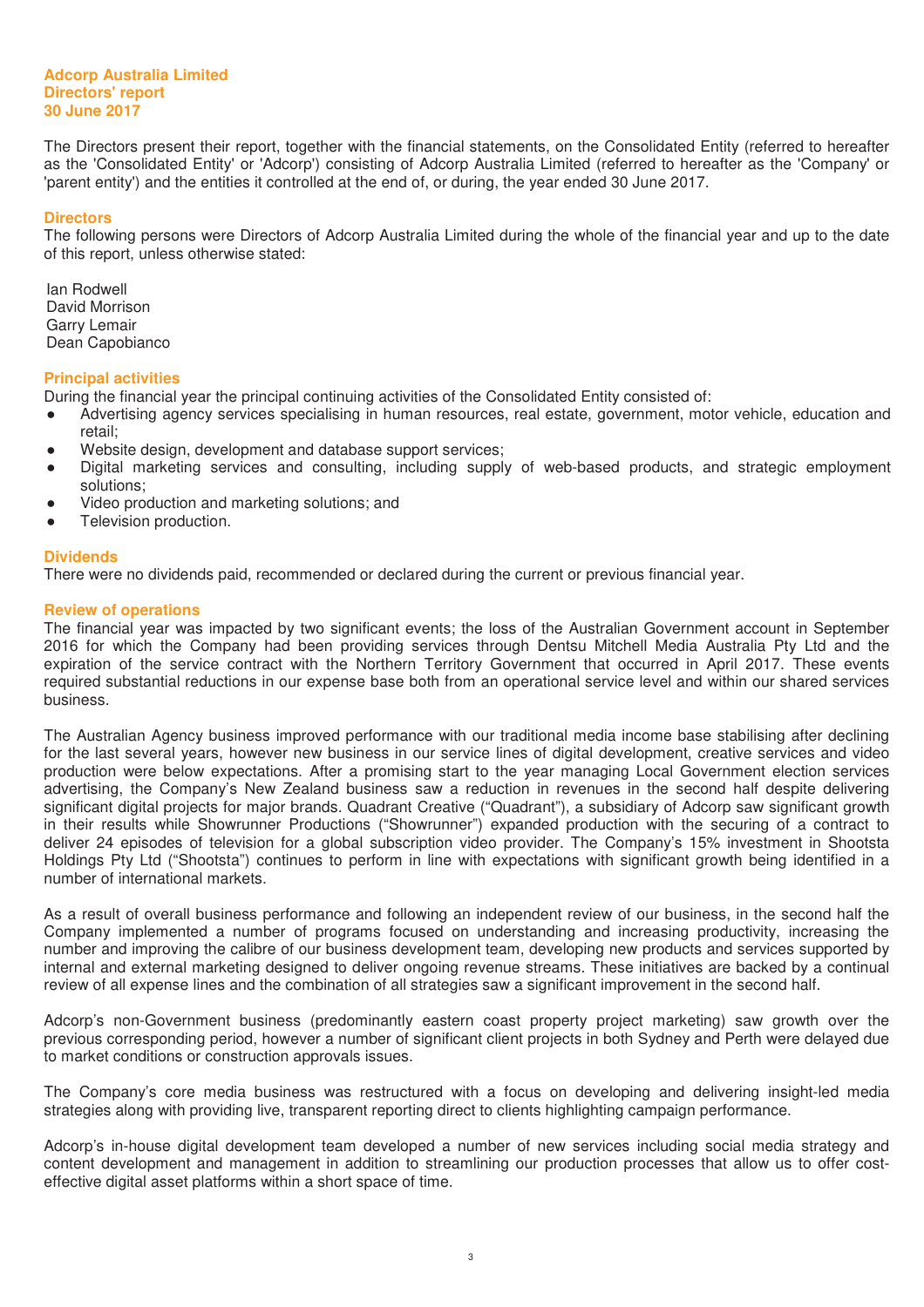**Adcorp Australia Limited**
**Directors' report**
**30 June 2017**

The Directors present their report, together with the financial statements, on the Consolidated Entity (referred to hereafter as the 'Consolidated Entity' or 'Adcorp') consisting of Adcorp Australia Limited (referred to hereafter as the 'Company' or 'parent entity') and the entities it controlled at the end of, or during, the year ended 30 June 2017.

## Directors

The following persons were Directors of Adcorp Australia Limited during the whole of the financial year and up to the date of this report, unless otherwise stated:

Ian Rodwell
David Morrison
Garry Lemair
Dean Capobianco

## Principal activities

During the financial year the principal continuing activities of the Consolidated Entity consisted of:

- Advertising agency services specialising in human resources, real estate, government, motor vehicle, education and retail;
- Website design, development and database support services;
- Digital marketing services and consulting, including supply of web-based products, and strategic employment solutions;
- Video production and marketing solutions; and
- Television production.

## Dividends

There were no dividends paid, recommended or declared during the current or previous financial year.

## Review of operations

The financial year was impacted by two significant events; the loss of the Australian Government account in September 2016 for which the Company had been providing services through Dentsu Mitchell Media Australia Pty Ltd and the expiration of the service contract with the Northern Territory Government that occurred in April 2017. These events required substantial reductions in our expense base both from an operational service level and within our shared services business.

The Australian Agency business improved performance with our traditional media income base stabilising after declining for the last several years, however new business in our service lines of digital development, creative services and video production were below expectations. After a promising start to the year managing Local Government election services advertising, the Company's New Zealand business saw a reduction in revenues in the second half despite delivering significant digital projects for major brands. Quadrant Creative ("Quadrant"), a subsidiary of Adcorp saw significant growth in their results while Showrunner Productions ("Showrunner") expanded production with the securing of a contract to deliver 24 episodes of television for a global subscription video provider. The Company's 15% investment in Shootsta Holdings Pty Ltd ("Shootsta") continues to perform in line with expectations with significant growth being identified in a number of international markets.

As a result of overall business performance and following an independent review of our business, in the second half the Company implemented a number of programs focused on understanding and increasing productivity, increasing the number and improving the calibre of our business development team, developing new products and services supported by internal and external marketing designed to deliver ongoing revenue streams. These initiatives are backed by a continual review of all expense lines and the combination of all strategies saw a significant improvement in the second half.

Adcorp's non-Government business (predominantly eastern coast property project marketing) saw growth over the previous corresponding period, however a number of significant client projects in both Sydney and Perth were delayed due to market conditions or construction approvals issues.

The Company's core media business was restructured with a focus on developing and delivering insight-led media strategies along with providing live, transparent reporting direct to clients highlighting campaign performance.

Adcorp's in-house digital development team developed a number of new services including social media strategy and content development and management in addition to streamlining our production processes that allow us to offer cost-effective digital asset platforms within a short space of time.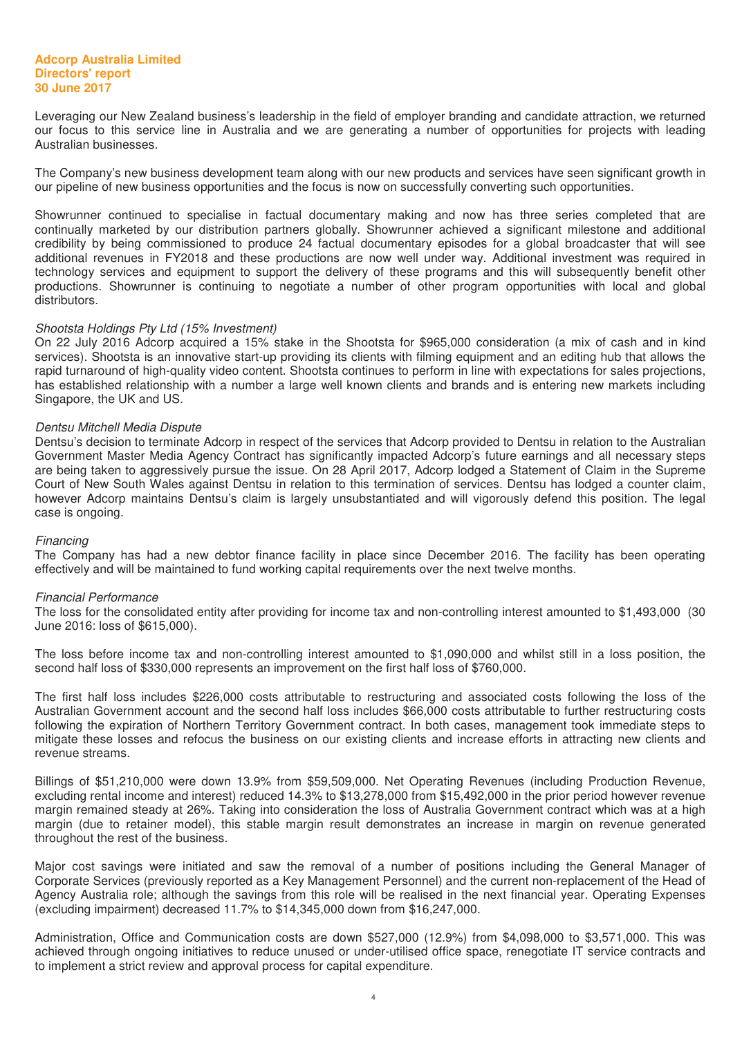Leveraging our New Zealand business's leadership in the field of employer branding and candidate attraction, we returned our focus to this service line in Australia and we are generating a number of opportunities for projects with leading Australian businesses.

The Company's new business development team along with our new products and services have seen significant growth in our pipeline of new business opportunities and the focus is now on successfully converting such opportunities.

Showrunner continued to specialise in factual documentary making and now has three series completed that are continually marketed by our distribution partners globally. Showrunner achieved a significant milestone and additional credibility by being commissioned to produce 24 factual documentary episodes for a global broadcaster that will see additional revenues in FY2018 and these productions are now well under way. Additional investment was required in technology services and equipment to support the delivery of these programs and this will subsequently benefit other productions. Showrunner is continuing to negotiate a number of other program opportunities with local and global distributors.

*Shootsta Holdings Pty Ltd (15% Investment)*
On 22 July 2016 Adcorp acquired a 15% stake in the Shootsta for $965,000 consideration (a mix of cash and in kind services). Shootsta is an innovative start-up providing its clients with filming equipment and an editing hub that allows the rapid turnaround of high-quality video content. Shootsta continues to perform in line with expectations for sales projections, has established relationship with a number a large well known clients and brands and is entering new markets including Singapore, the UK and US.

*Dentsu Mitchell Media Dispute*
Dentsu's decision to terminate Adcorp in respect of the services that Adcorp provided to Dentsu in relation to the Australian Government Master Media Agency Contract has significantly impacted Adcorp's future earnings and all necessary steps are being taken to aggressively pursue the issue. On 28 April 2017, Adcorp lodged a Statement of Claim in the Supreme Court of New South Wales against Dentsu in relation to this termination of services. Dentsu has lodged a counter claim, however Adcorp maintains Dentsu's claim is largely unsubstantiated and will vigorously defend this position. The legal case is ongoing.

*Financing*
The Company has had a new debtor finance facility in place since December 2016. The facility has been operating effectively and will be maintained to fund working capital requirements over the next twelve months.

*Financial Performance*
The loss for the consolidated entity after providing for income tax and non-controlling interest amounted to $1,493,000 (30 June 2016: loss of $615,000).

The loss before income tax and non-controlling interest amounted to $1,090,000 and whilst still in a loss position, the second half loss of $330,000 represents an improvement on the first half loss of $760,000.

The first half loss includes $226,000 costs attributable to restructuring and associated costs following the loss of the Australian Government account and the second half loss includes $66,000 costs attributable to further restructuring costs following the expiration of Northern Territory Government contract. In both cases, management took immediate steps to mitigate these losses and refocus the business on our existing clients and increase efforts in attracting new clients and revenue streams.

Billings of $51,210,000 were down 13.9% from $59,509,000. Net Operating Revenues (including Production Revenue, excluding rental income and interest) reduced 14.3% to $13,278,000 from $15,492,000 in the prior period however revenue margin remained steady at 26%. Taking into consideration the loss of Australia Government contract which was at a high margin (due to retainer model), this stable margin result demonstrates an increase in margin on revenue generated throughout the rest of the business.

Major cost savings were initiated and saw the removal of a number of positions including the General Manager of Corporate Services (previously reported as a Key Management Personnel) and the current non-replacement of the Head of Agency Australia role; although the savings from this role will be realised in the next financial year. Operating Expenses (excluding impairment) decreased 11.7% to $14,345,000 down from $16,247,000.

Administration, Office and Communication costs are down $527,000 (12.9%) from $4,098,000 to $3,571,000. This was achieved through ongoing initiatives to reduce unused or under-utilised office space, renegotiate IT service contracts and to implement a strict review and approval process for capital expenditure.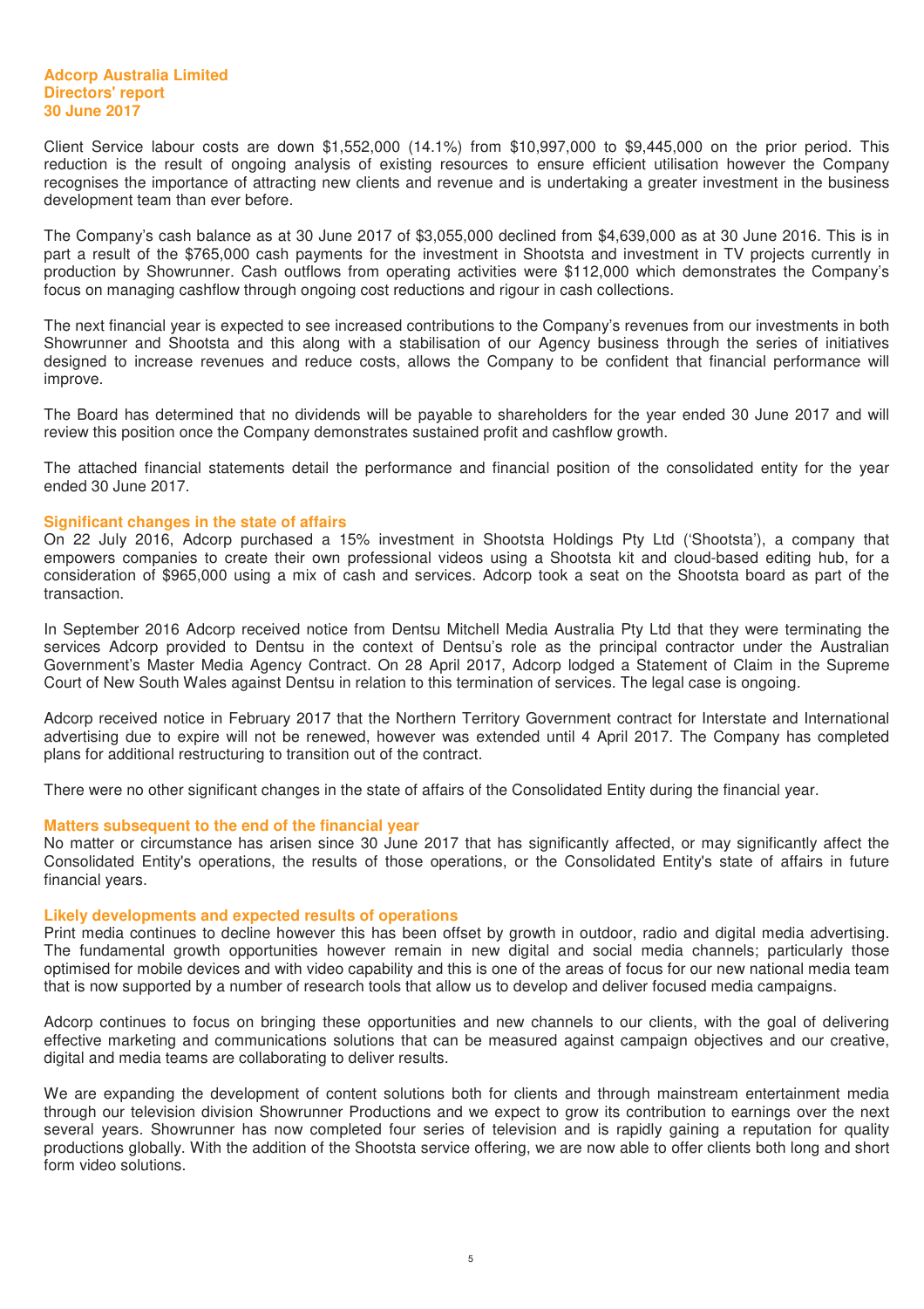Client Service labour costs are down $1,552,000 (14.1%) from $10,997,000 to $9,445,000 on the prior period. This reduction is the result of ongoing analysis of existing resources to ensure efficient utilisation however the Company recognises the importance of attracting new clients and revenue and is undertaking a greater investment in the business development team than ever before.

The Company's cash balance as at 30 June 2017 of $3,055,000 declined from $4,639,000 as at 30 June 2016. This is in part a result of the $765,000 cash payments for the investment in Shootsta and investment in TV projects currently in production by Showrunner. Cash outflows from operating activities were $112,000 which demonstrates the Company's focus on managing cashflow through ongoing cost reductions and rigour in cash collections.

The next financial year is expected to see increased contributions to the Company's revenues from our investments in both Showrunner and Shootsta and this along with a stabilisation of our Agency business through the series of initiatives designed to increase revenues and reduce costs, allows the Company to be confident that financial performance will improve.

The Board has determined that no dividends will be payable to shareholders for the year ended 30 June 2017 and will review this position once the Company demonstrates sustained profit and cashflow growth.

The attached financial statements detail the performance and financial position of the consolidated entity for the year ended 30 June 2017.

## Significant changes in the state of affairs

On 22 July 2016, Adcorp purchased a 15% investment in Shootsta Holdings Pty Ltd ('Shootsta'), a company that empowers companies to create their own professional videos using a Shootsta kit and cloud-based editing hub, for a consideration of $965,000 using a mix of cash and services. Adcorp took a seat on the Shootsta board as part of the transaction.

In September 2016 Adcorp received notice from Dentsu Mitchell Media Australia Pty Ltd that they were terminating the services Adcorp provided to Dentsu in the context of Dentsu's role as the principal contractor under the Australian Government's Master Media Agency Contract. On 28 April 2017, Adcorp lodged a Statement of Claim in the Supreme Court of New South Wales against Dentsu in relation to this termination of services. The legal case is ongoing.

Adcorp received notice in February 2017 that the Northern Territory Government contract for Interstate and International advertising due to expire will not be renewed, however was extended until 4 April 2017. The Company has completed plans for additional restructuring to transition out of the contract.

There were no other significant changes in the state of affairs of the Consolidated Entity during the financial year.

## Matters subsequent to the end of the financial year

No matter or circumstance has arisen since 30 June 2017 that has significantly affected, or may significantly affect the Consolidated Entity's operations, the results of those operations, or the Consolidated Entity's state of affairs in future financial years.

## Likely developments and expected results of operations

Print media continues to decline however this has been offset by growth in outdoor, radio and digital media advertising. The fundamental growth opportunities however remain in new digital and social media channels; particularly those optimised for mobile devices and with video capability and this is one of the areas of focus for our new national media team that is now supported by a number of research tools that allow us to develop and deliver focused media campaigns.

Adcorp continues to focus on bringing these opportunities and new channels to our clients, with the goal of delivering effective marketing and communications solutions that can be measured against campaign objectives and our creative, digital and media teams are collaborating to deliver results.

We are expanding the development of content solutions both for clients and through mainstream entertainment media through our television division Showrunner Productions and we expect to grow its contribution to earnings over the next several years. Showrunner has now completed four series of television and is rapidly gaining a reputation for quality productions globally. With the addition of the Shootsta service offering, we are now able to offer clients both long and short form video solutions.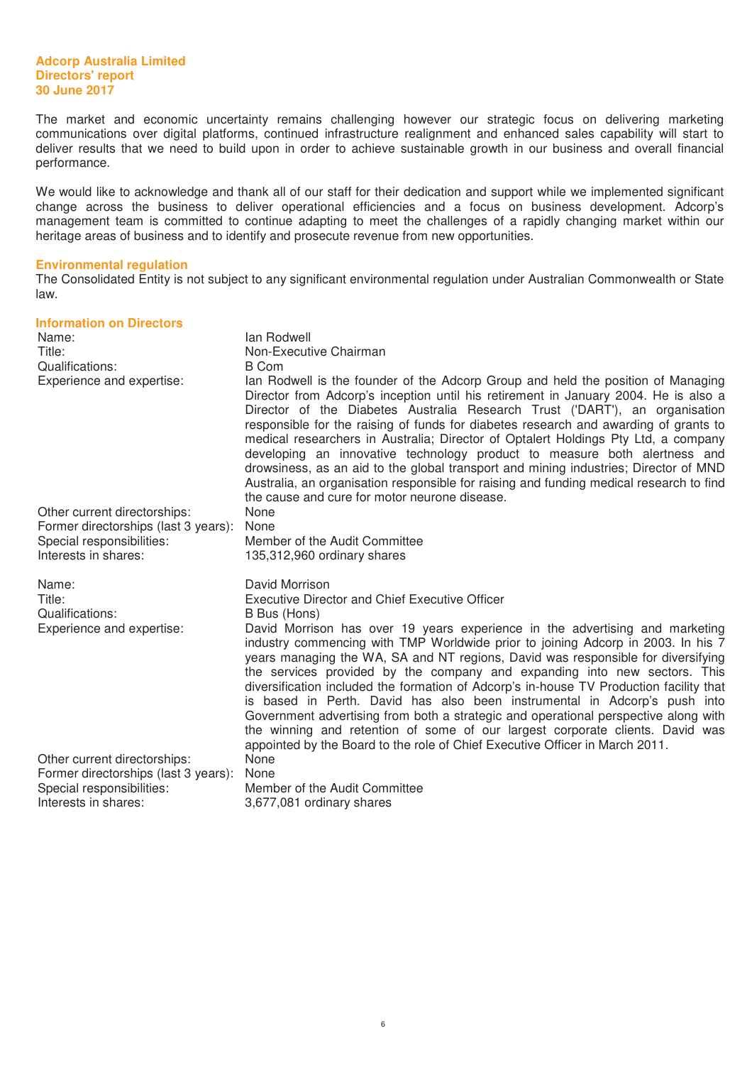The market and economic uncertainty remains challenging however our strategic focus on delivering marketing communications over digital platforms, continued infrastructure realignment and enhanced sales capability will start to deliver results that we need to build upon in order to achieve sustainable growth in our business and overall financial performance.

We would like to acknowledge and thank all of our staff for their dedication and support while we implemented significant change across the business to deliver operational efficiencies and a focus on business development. Adcorp's management team is committed to continue adapting to meet the challenges of a rapidly changing market within our heritage areas of business and to identify and prosecute revenue from new opportunities.

## Environmental regulation

The Consolidated Entity is not subject to any significant environmental regulation under Australian Commonwealth or State law.

## Information on Directors

| | |
|---|---|
| Name: | Ian Rodwell |
| Title: | Non-Executive Chairman |
| Qualifications: | B Com |
| Experience and expertise: | Ian Rodwell is the founder of the Adcorp Group and held the position of Managing Director from Adcorp's inception until his retirement in January 2004. He is also a Director of the Diabetes Australia Research Trust ('DART'), an organisation responsible for the raising of funds for diabetes research and awarding of grants to medical researchers in Australia; Director of Optalert Holdings Pty Ltd, a company developing an innovative technology product to measure both alertness and drowsiness, as an aid to the global transport and mining industries; Director of MND Australia, an organisation responsible for raising and funding medical research to find the cause and cure for motor neurone disease. |
| Other current directorships: | None |
| Former directorships (last 3 years): | None |
| Special responsibilities: | Member of the Audit Committee |
| Interests in shares: | 135,312,960 ordinary shares |

| | |
|---|---|
| Name: | David Morrison |
| Title: | Executive Director and Chief Executive Officer |
| Qualifications: | B Bus (Hons) |
| Experience and expertise: | David Morrison has over 19 years experience in the advertising and marketing industry commencing with TMP Worldwide prior to joining Adcorp in 2003. In his 7 years managing the WA, SA and NT regions, David was responsible for diversifying the services provided by the company and expanding into new sectors. This diversification included the formation of Adcorp's in-house TV Production facility that is based in Perth. David has also been instrumental in Adcorp's push into Government advertising from both a strategic and operational perspective along with the winning and retention of some of our largest corporate clients. David was appointed by the Board to the role of Chief Executive Officer in March 2011. |
| Other current directorships: | None |
| Former directorships (last 3 years): | None |
| Special responsibilities: | Member of the Audit Committee |
| Interests in shares: | 3,677,081 ordinary shares |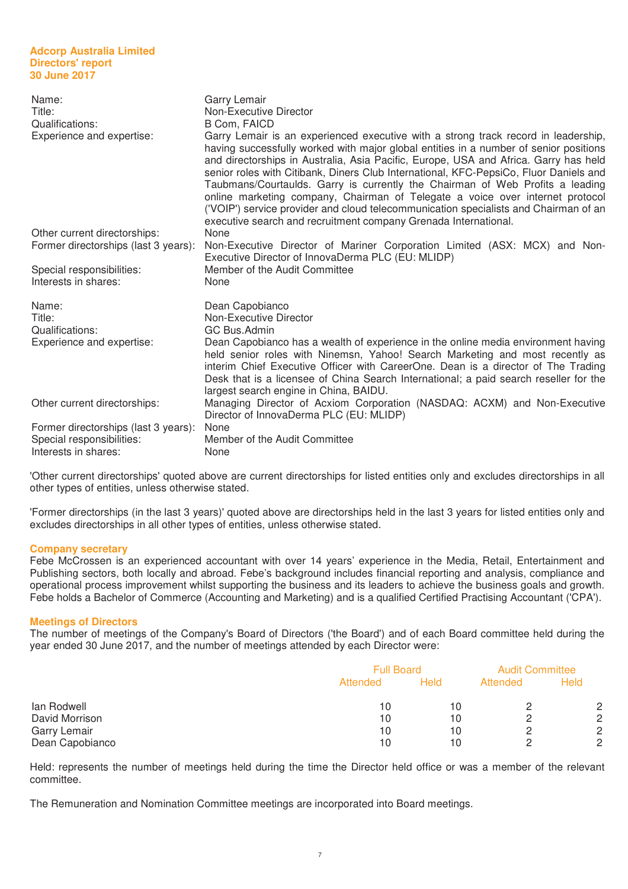| | |
|---|---|
| Name: | Garry Lemair |
| Title: | Non-Executive Director |
| Qualifications: | B Com, FAICD |
| Experience and expertise: | Garry Lemair is an experienced executive with a strong track record in leadership, having successfully worked with major global entities in a number of senior positions and directorships in Australia, Asia Pacific, Europe, USA and Africa. Garry has held senior roles with Citibank, Diners Club International, KFC-PepsiCo, Fluor Daniels and Taubmans/Courtaulds. Garry is currently the Chairman of Web Profits a leading online marketing company, Chairman of Telegate a voice over internet protocol ('VOIP') service provider and cloud telecommunication specialists and Chairman of an executive search and recruitment company Grenada International. |
| Other current directorships: | None |
| Former directorships (last 3 years): | Non-Executive Director of Mariner Corporation Limited (ASX: MCX) and Non-Executive Director of InnovaDerma PLC (EU: MLIDP) |
| Special responsibilities: | Member of the Audit Committee |
| Interests in shares: | None |

| | |
|---|---|
| Name: | Dean Capobianco |
| Title: | Non-Executive Director |
| Qualifications: | GC Bus.Admin |
| Experience and expertise: | Dean Capobianco has a wealth of experience in the online media environment having held senior roles with Ninemsn, Yahoo! Search Marketing and most recently as interim Chief Executive Officer with CareerOne. Dean is a director of The Trading Desk that is a licensee of China Search International; a paid search reseller for the largest search engine in China, BAIDU. |
| Other current directorships: | Managing Director of Acxiom Corporation (NASDAQ: ACXM) and Non-Executive Director of InnovaDerma PLC (EU: MLIDP) |
| Former directorships (last 3 years): | None |
| Special responsibilities: | Member of the Audit Committee |
| Interests in shares: | None |

'Other current directorships' quoted above are current directorships for listed entities only and excludes directorships in all other types of entities, unless otherwise stated.

'Former directorships (in the last 3 years)' quoted above are directorships held in the last 3 years for listed entities only and excludes directorships in all other types of entities, unless otherwise stated.

## Company secretary

Febe McCrossen is an experienced accountant with over 14 years' experience in the Media, Retail, Entertainment and Publishing sectors, both locally and abroad. Febe's background includes financial reporting and analysis, compliance and operational process improvement whilst supporting the business and its leaders to achieve the business goals and growth. Febe holds a Bachelor of Commerce (Accounting and Marketing) and is a qualified Certified Practising Accountant ('CPA').

## Meetings of Directors

The number of meetings of the Company's Board of Directors ('the Board') and of each Board committee held during the year ended 30 June 2017, and the number of meetings attended by each Director were:

| | Full Board | | Audit Committee | |
|---|---|---|---|---|
| | Attended | Held | Attended | Held |
| Ian Rodwell | 10 | 10 | 2 | 2 |
| David Morrison | 10 | 10 | 2 | 2 |
| Garry Lemair | 10 | 10 | 2 | 2 |
| Dean Capobianco | 10 | 10 | 2 | 2 |

Held: represents the number of meetings held during the time the Director held office or was a member of the relevant committee.

The Remuneration and Nomination Committee meetings are incorporated into Board meetings.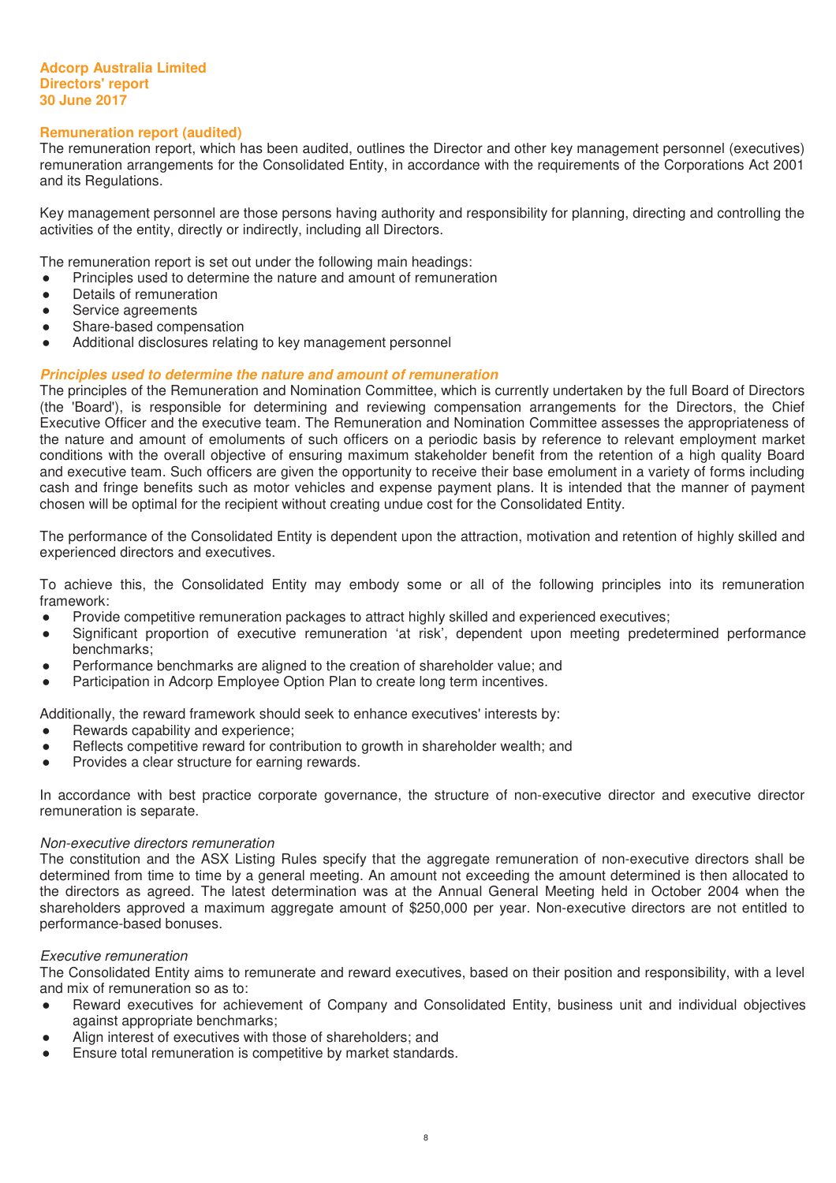**Adcorp Australia Limited**
**Directors' report**
**30 June 2017**

## Remuneration report (audited)

The remuneration report, which has been audited, outlines the Director and other key management personnel (executives) remuneration arrangements for the Consolidated Entity, in accordance with the requirements of the Corporations Act 2001 and its Regulations.

Key management personnel are those persons having authority and responsibility for planning, directing and controlling the activities of the entity, directly or indirectly, including all Directors.

The remuneration report is set out under the following main headings:

- Principles used to determine the nature and amount of remuneration
- Details of remuneration
- Service agreements
- Share-based compensation
- Additional disclosures relating to key management personnel

### *Principles used to determine the nature and amount of remuneration*

The principles of the Remuneration and Nomination Committee, which is currently undertaken by the full Board of Directors (the 'Board'), is responsible for determining and reviewing compensation arrangements for the Directors, the Chief Executive Officer and the executive team. The Remuneration and Nomination Committee assesses the appropriateness of the nature and amount of emoluments of such officers on a periodic basis by reference to relevant employment market conditions with the overall objective of ensuring maximum stakeholder benefit from the retention of a high quality Board and executive team. Such officers are given the opportunity to receive their base emolument in a variety of forms including cash and fringe benefits such as motor vehicles and expense payment plans. It is intended that the manner of payment chosen will be optimal for the recipient without creating undue cost for the Consolidated Entity.

The performance of the Consolidated Entity is dependent upon the attraction, motivation and retention of highly skilled and experienced directors and executives.

To achieve this, the Consolidated Entity may embody some or all of the following principles into its remuneration framework:

- Provide competitive remuneration packages to attract highly skilled and experienced executives;
- Significant proportion of executive remuneration 'at risk', dependent upon meeting predetermined performance benchmarks;
- Performance benchmarks are aligned to the creation of shareholder value; and
- Participation in Adcorp Employee Option Plan to create long term incentives.

Additionally, the reward framework should seek to enhance executives' interests by:

- Rewards capability and experience;
- Reflects competitive reward for contribution to growth in shareholder wealth; and
- Provides a clear structure for earning rewards.

In accordance with best practice corporate governance, the structure of non-executive director and executive director remuneration is separate.

*Non-executive directors remuneration*

The constitution and the ASX Listing Rules specify that the aggregate remuneration of non-executive directors shall be determined from time to time by a general meeting. An amount not exceeding the amount determined is then allocated to the directors as agreed. The latest determination was at the Annual General Meeting held in October 2004 when the shareholders approved a maximum aggregate amount of $250,000 per year. Non-executive directors are not entitled to performance-based bonuses.

*Executive remuneration*

The Consolidated Entity aims to remunerate and reward executives, based on their position and responsibility, with a level and mix of remuneration so as to:

- Reward executives for achievement of Company and Consolidated Entity, business unit and individual objectives against appropriate benchmarks;
- Align interest of executives with those of shareholders; and
- Ensure total remuneration is competitive by market standards.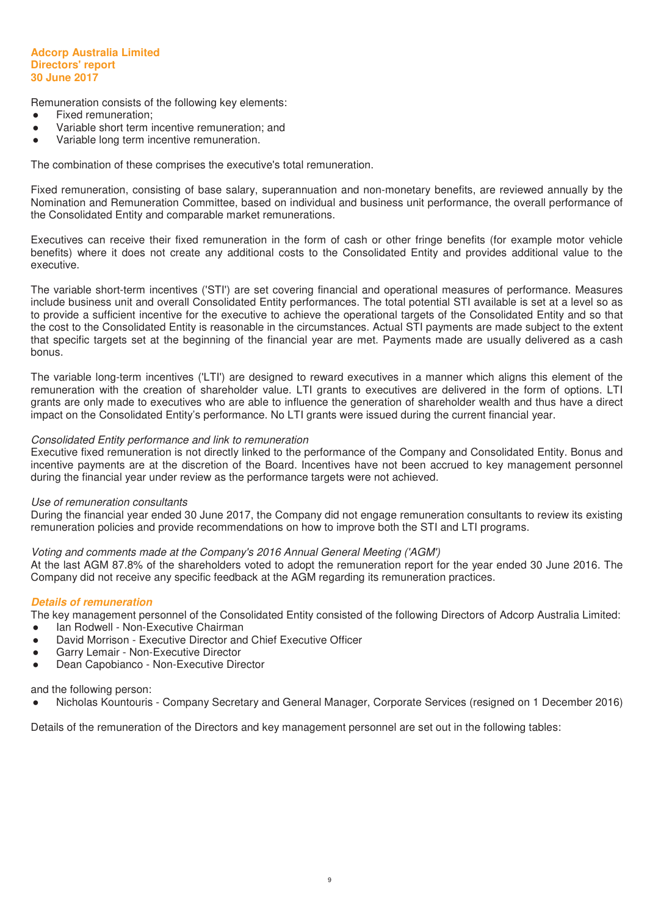Remuneration consists of the following key elements:

- Fixed remuneration;
- Variable short term incentive remuneration; and
- Variable long term incentive remuneration.

The combination of these comprises the executive's total remuneration.

Fixed remuneration, consisting of base salary, superannuation and non-monetary benefits, are reviewed annually by the Nomination and Remuneration Committee, based on individual and business unit performance, the overall performance of the Consolidated Entity and comparable market remunerations.

Executives can receive their fixed remuneration in the form of cash or other fringe benefits (for example motor vehicle benefits) where it does not create any additional costs to the Consolidated Entity and provides additional value to the executive.

The variable short-term incentives ('STI') are set covering financial and operational measures of performance. Measures include business unit and overall Consolidated Entity performances. The total potential STI available is set at a level so as to provide a sufficient incentive for the executive to achieve the operational targets of the Consolidated Entity and so that the cost to the Consolidated Entity is reasonable in the circumstances. Actual STI payments are made subject to the extent that specific targets set at the beginning of the financial year are met. Payments made are usually delivered as a cash bonus.

The variable long-term incentives ('LTI') are designed to reward executives in a manner which aligns this element of the remuneration with the creation of shareholder value. LTI grants to executives are delivered in the form of options. LTI grants are only made to executives who are able to influence the generation of shareholder wealth and thus have a direct impact on the Consolidated Entity's performance. No LTI grants were issued during the current financial year.

*Consolidated Entity performance and link to remuneration*
Executive fixed remuneration is not directly linked to the performance of the Company and Consolidated Entity. Bonus and incentive payments are at the discretion of the Board. Incentives have not been accrued to key management personnel during the financial year under review as the performance targets were not achieved.

*Use of remuneration consultants*
During the financial year ended 30 June 2017, the Company did not engage remuneration consultants to review its existing remuneration policies and provide recommendations on how to improve both the STI and LTI programs.

*Voting and comments made at the Company's 2016 Annual General Meeting ('AGM')*
At the last AGM 87.8% of the shareholders voted to adopt the remuneration report for the year ended 30 June 2016. The Company did not receive any specific feedback at the AGM regarding its remuneration practices.

### *Details of remuneration*

The key management personnel of the Consolidated Entity consisted of the following Directors of Adcorp Australia Limited:

- Ian Rodwell - Non-Executive Chairman
- David Morrison - Executive Director and Chief Executive Officer
- Garry Lemair - Non-Executive Director
- Dean Capobianco - Non-Executive Director

and the following person:

- Nicholas Kountouris - Company Secretary and General Manager, Corporate Services (resigned on 1 December 2016)

Details of the remuneration of the Directors and key management personnel are set out in the following tables: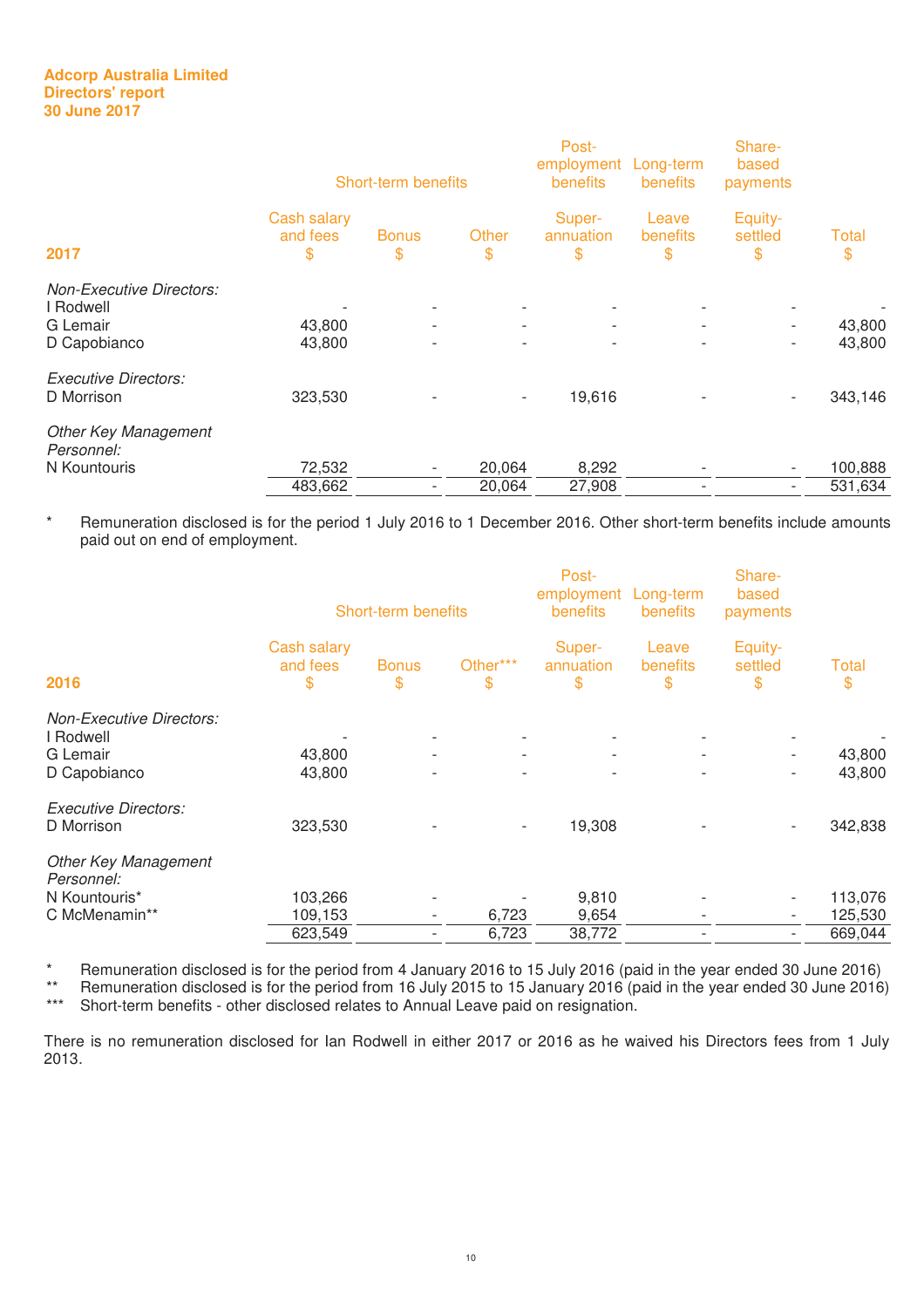**Adcorp Australia Limited**
**Directors' report**
**30 June 2017**

| | Short-term benefits | | | Post-employment benefits | Long-term benefits | Share-based payments | |
|---|---|---|---|---|---|---|---|
| **2017** | Cash salary and fees $ | Bonus $ | Other $ | Super-annuation $ | Leave benefits $ | Equity-settled $ | Total $ |
| *Non-Executive Directors:* | | | | | | | |
| I Rodwell | - | - | - | - | - | - | - |
| G Lemair | 43,800 | - | - | - | - | - | 43,800 |
| D Capobianco | 43,800 | - | - | - | - | - | 43,800 |
| *Executive Directors:* | | | | | | | |
| D Morrison | 323,530 | - | - | 19,616 | - | - | 343,146 |
| *Other Key Management Personnel:* | | | | | | | |
| N Kountouris | 72,532 | - | 20,064 | 8,292 | - | - | 100,888 |
| | 483,662 | - | 20,064 | 27,908 | - | - | 531,634 |

\* Remuneration disclosed is for the period 1 July 2016 to 1 December 2016. Other short-term benefits include amounts paid out on end of employment.

| | Short-term benefits | | | Post-employment benefits | Long-term benefits | Share-based payments | |
|---|---|---|---|---|---|---|---|
| **2016** | Cash salary and fees $ | Bonus $ | Other*** $ | Super-annuation $ | Leave benefits $ | Equity-settled $ | Total $ |
| *Non-Executive Directors:* | | | | | | | |
| I Rodwell | - | - | - | - | - | - | - |
| G Lemair | 43,800 | - | - | - | - | - | 43,800 |
| D Capobianco | 43,800 | - | - | - | - | - | 43,800 |
| *Executive Directors:* | | | | | | | |
| D Morrison | 323,530 | - | - | 19,308 | - | - | 342,838 |
| *Other Key Management Personnel:* | | | | | | | |
| N Kountouris* | 103,266 | - | - | 9,810 | - | - | 113,076 |
| C McMenamin** | 109,153 | - | 6,723 | 9,654 | - | - | 125,530 |
| | 623,549 | - | 6,723 | 38,772 | - | - | 669,044 |

\* Remuneration disclosed is for the period from 4 January 2016 to 15 July 2016 (paid in the year ended 30 June 2016)
\** Remuneration disclosed is for the period from 16 July 2015 to 15 January 2016 (paid in the year ended 30 June 2016)
\*** Short-term benefits - other disclosed relates to Annual Leave paid on resignation.

There is no remuneration disclosed for Ian Rodwell in either 2017 or 2016 as he waived his Directors fees from 1 July 2013.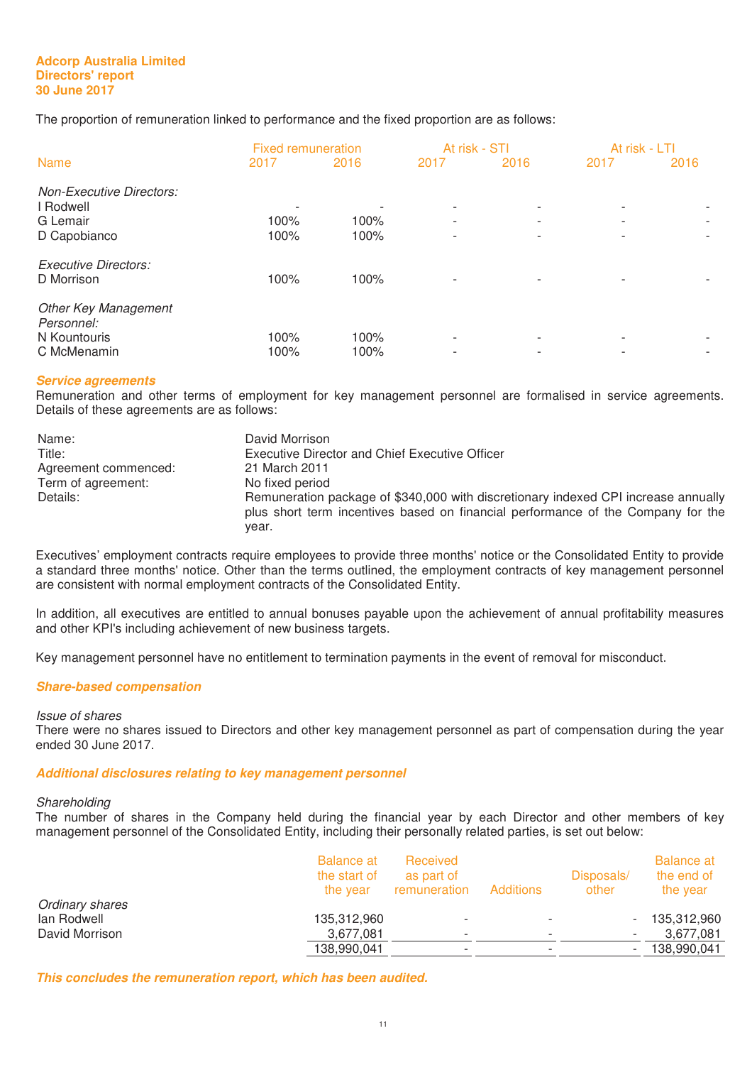The proportion of remuneration linked to performance and the fixed proportion are as follows:

| Name | Fixed remuneration | | At risk - STI | | At risk - LTI | |
|---|---|---|---|---|---|---|
| | 2017 | 2016 | 2017 | 2016 | 2017 | 2016 |
| *Non-Executive Directors:* | | | | | | |
| I Rodwell | - | - | - | - | - | - |
| G Lemair | 100% | 100% | - | - | - | - |
| D Capobianco | 100% | 100% | - | - | - | - |
| *Executive Directors:* | | | | | | |
| D Morrison | 100% | 100% | - | - | - | - |
| *Other Key Management Personnel:* | | | | | | |
| N Kountouris | 100% | 100% | - | - | - | - |
| C McMenamin | 100% | 100% | - | - | - | - |

### *Service agreements*

Remuneration and other terms of employment for key management personnel are formalised in service agreements. Details of these agreements are as follows:

| | |
|---|---|
| Name: | David Morrison |
| Title: | Executive Director and Chief Executive Officer |
| Agreement commenced: | 21 March 2011 |
| Term of agreement: | No fixed period |
| Details: | Remuneration package of $340,000 with discretionary indexed CPI increase annually plus short term incentives based on financial performance of the Company for the year. |

Executives' employment contracts require employees to provide three months' notice or the Consolidated Entity to provide a standard three months' notice. Other than the terms outlined, the employment contracts of key management personnel are consistent with normal employment contracts of the Consolidated Entity.

In addition, all executives are entitled to annual bonuses payable upon the achievement of annual profitability measures and other KPI's including achievement of new business targets.

Key management personnel have no entitlement to termination payments in the event of removal for misconduct.

### *Share-based compensation*

*Issue of shares*

There were no shares issued to Directors and other key management personnel as part of compensation during the year ended 30 June 2017.

### *Additional disclosures relating to key management personnel*

*Shareholding*

The number of shares in the Company held during the financial year by each Director and other members of key management personnel of the Consolidated Entity, including their personally related parties, is set out below:

| | Balance at the start of the year | Received as part of remuneration | Additions | Disposals/ other | Balance at the end of the year |
|---|---|---|---|---|---|
| *Ordinary shares* | | | | | |
| Ian Rodwell | 135,312,960 | - | - | - | 135,312,960 |
| David Morrison | 3,677,081 | - | - | - | 3,677,081 |
| | 138,990,041 | - | - | - | 138,990,041 |

***This concludes the remuneration report, which has been audited.***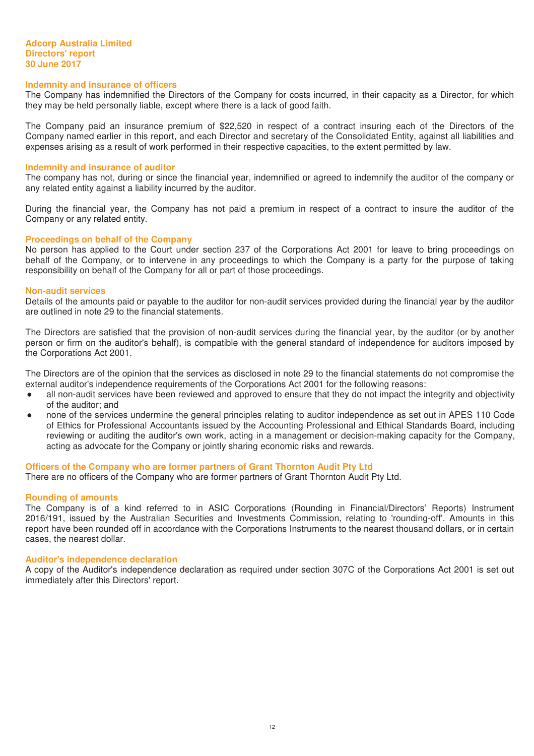## Indemnity and insurance of officers

The Company has indemnified the Directors of the Company for costs incurred, in their capacity as a Director, for which they may be held personally liable, except where there is a lack of good faith.

The Company paid an insurance premium of $22,520 in respect of a contract insuring each of the Directors of the Company named earlier in this report, and each Director and secretary of the Consolidated Entity, against all liabilities and expenses arising as a result of work performed in their respective capacities, to the extent permitted by law.

## Indemnity and insurance of auditor

The company has not, during or since the financial year, indemnified or agreed to indemnify the auditor of the company or any related entity against a liability incurred by the auditor.

During the financial year, the Company has not paid a premium in respect of a contract to insure the auditor of the Company or any related entity.

## Proceedings on behalf of the Company

No person has applied to the Court under section 237 of the Corporations Act 2001 for leave to bring proceedings on behalf of the Company, or to intervene in any proceedings to which the Company is a party for the purpose of taking responsibility on behalf of the Company for all or part of those proceedings.

## Non-audit services

Details of the amounts paid or payable to the auditor for non-audit services provided during the financial year by the auditor are outlined in note 29 to the financial statements.

The Directors are satisfied that the provision of non-audit services during the financial year, by the auditor (or by another person or firm on the auditor's behalf), is compatible with the general standard of independence for auditors imposed by the Corporations Act 2001.

The Directors are of the opinion that the services as disclosed in note 29 to the financial statements do not compromise the external auditor's independence requirements of the Corporations Act 2001 for the following reasons:

- all non-audit services have been reviewed and approved to ensure that they do not impact the integrity and objectivity of the auditor; and
- none of the services undermine the general principles relating to auditor independence as set out in APES 110 Code of Ethics for Professional Accountants issued by the Accounting Professional and Ethical Standards Board, including reviewing or auditing the auditor's own work, acting in a management or decision-making capacity for the Company, acting as advocate for the Company or jointly sharing economic risks and rewards.

## Officers of the Company who are former partners of Grant Thornton Audit Pty Ltd

There are no officers of the Company who are former partners of Grant Thornton Audit Pty Ltd.

## Rounding of amounts

The Company is of a kind referred to in ASIC Corporations (Rounding in Financial/Directors' Reports) Instrument 2016/191, issued by the Australian Securities and Investments Commission, relating to 'rounding-off'. Amounts in this report have been rounded off in accordance with the Corporations Instruments to the nearest thousand dollars, or in certain cases, the nearest dollar.

## Auditor's independence declaration

A copy of the Auditor's independence declaration as required under section 307C of the Corporations Act 2001 is set out immediately after this Directors' report.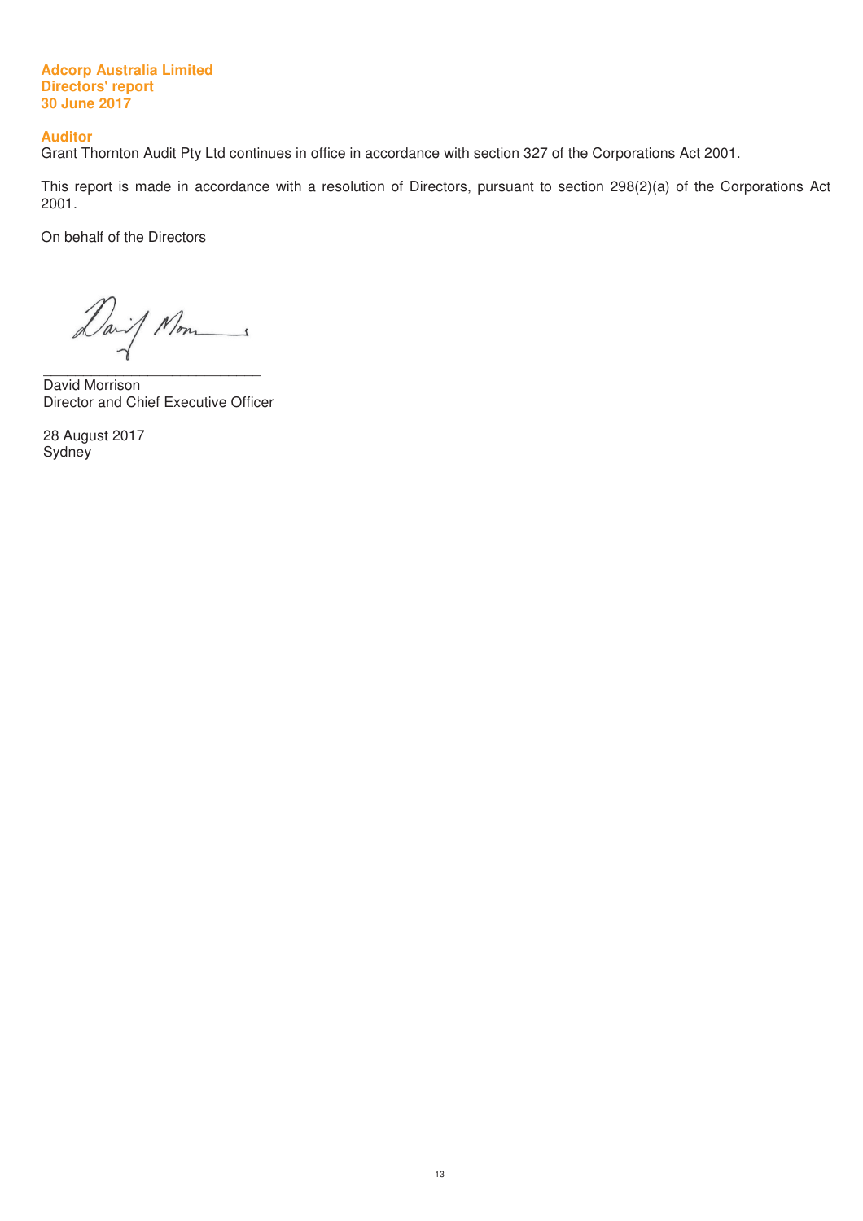**Auditor**

Grant Thornton Audit Pty Ltd continues in office in accordance with section 327 of the Corporations Act 2001.

This report is made in accordance with a resolution of Directors, pursuant to section 298(2)(a) of the Corporations Act 2001.

On behalf of the Directors

\_\_\_\_\_\_\_\_\_\_\_\_\_\_\_\_\_\_\_\_\_\_\_\_\_\_\_\_\_\_\_\_

David Morrison
Director and Chief Executive Officer

28 August 2017
Sydney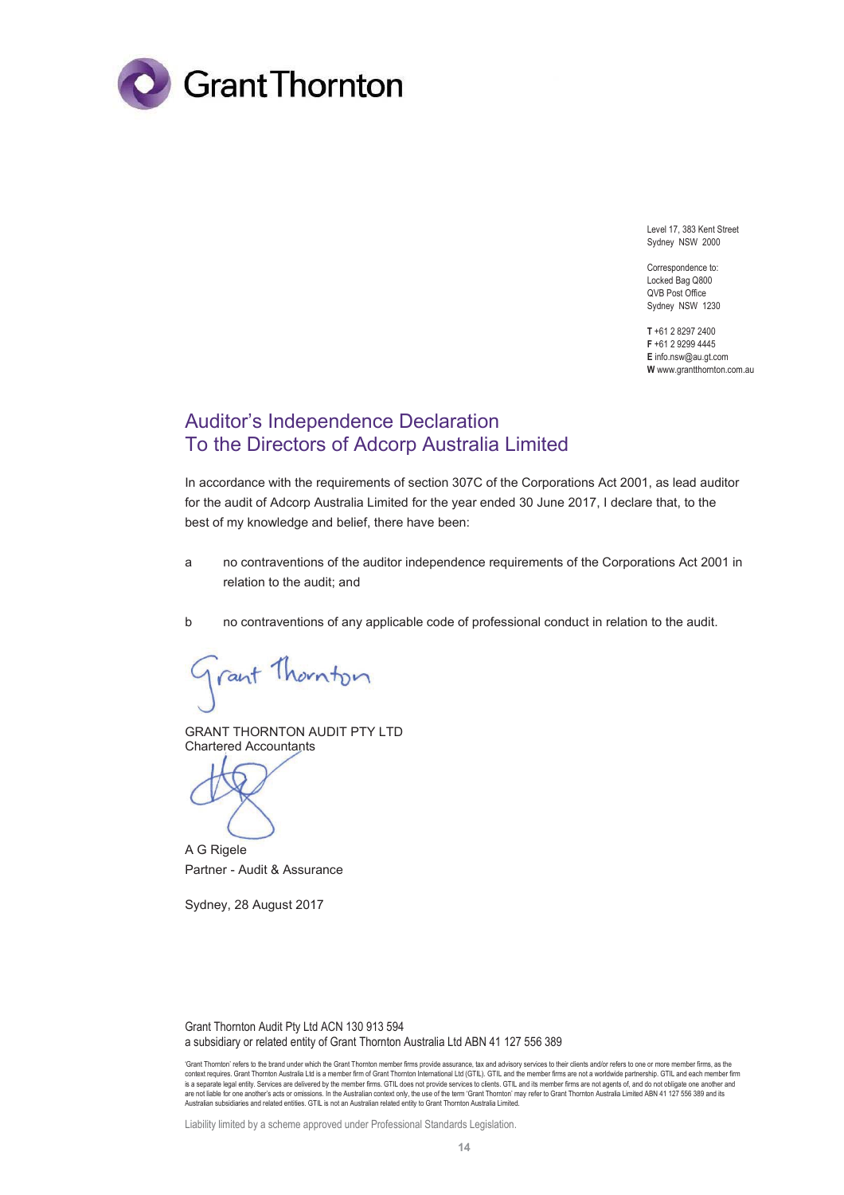# Grant Thornton

Level 17, 383 Kent Street
Sydney NSW 2000

Correspondence to:
Locked Bag Q800
QVB Post Office
Sydney NSW 1230

**T** +61 2 8297 2400
**F** +61 2 9299 4445
**E** info.nsw@au.gt.com
**W** www.grantthornton.com.au

## Auditor's Independence Declaration
## To the Directors of Adcorp Australia Limited

In accordance with the requirements of section 307C of the Corporations Act 2001, as lead auditor for the audit of Adcorp Australia Limited for the year ended 30 June 2017, I declare that, to the best of my knowledge and belief, there have been:

a no contraventions of the auditor independence requirements of the Corporations Act 2001 in relation to the audit; and

b no contraventions of any applicable code of professional conduct in relation to the audit.

Grant Thornton

GRANT THORNTON AUDIT PTY LTD
Chartered Accountants

A G Rigele
Partner - Audit & Assurance

Sydney, 28 August 2017

Grant Thornton Audit Pty Ltd ACN 130 913 594
a subsidiary or related entity of Grant Thornton Australia Ltd ABN 41 127 556 389

'Grant Thornton' refers to the brand under which the Grant Thornton member firms provide assurance, tax and advisory services to their clients and/or refers to one or more member firms, as the context requires. Grant Thornton Australia Ltd is a member firm of Grant Thornton International Ltd (GTIL). GTIL and the member firms are not a worldwide partnership. GTIL and each member firm is a separate legal entity. Services are delivered by the member firms. GTIL does not provide services to clients. GTIL and its member firms are not agents of, and do not obligate one another and are not liable for one another's acts or omissions. In the Australian context only, the use of the term 'Grant Thornton' may refer to Grant Thornton Australia Limited ABN 41 127 556 389 and its Australian subsidiaries and related entities. GTIL is not an Australian related entity to Grant Thornton Australia Limited.

Liability limited by a scheme approved under Professional Standards Legislation.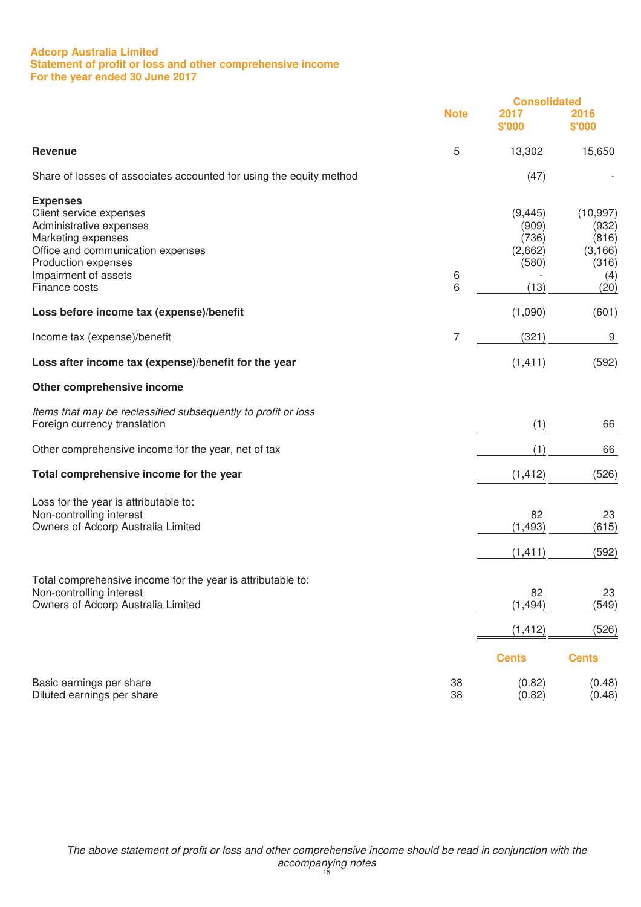**Adcorp Australia Limited**
**Statement of profit or loss and other comprehensive income**
**For the year ended 30 June 2017**

| | Note | Consolidated 2017 $'000 | 2016 $'000 |
|---|---|---|---|
| **Revenue** | 5 | 13,302 | 15,650 |
| Share of losses of associates accounted for using the equity method | | (47) | - |
| **Expenses** | | | |
| Client service expenses | | (9,445) | (10,997) |
| Administrative expenses | | (909) | (932) |
| Marketing expenses | | (736) | (816) |
| Office and communication expenses | | (2,662) | (3,166) |
| Production expenses | | (580) | (316) |
| Impairment of assets | 6 | - | (4) |
| Finance costs | 6 | (13) | (20) |
| **Loss before income tax (expense)/benefit** | | (1,090) | (601) |
| Income tax (expense)/benefit | 7 | (321) | 9 |
| **Loss after income tax (expense)/benefit for the year** | | (1,411) | (592) |
| **Other comprehensive income** | | | |
| *Items that may be reclassified subsequently to profit or loss* | | | |
| Foreign currency translation | | (1) | 66 |
| Other comprehensive income for the year, net of tax | | (1) | 66 |
| **Total comprehensive income for the year** | | (1,412) | (526) |
| Loss for the year is attributable to: | | | |
| Non-controlling interest | | 82 | 23 |
| Owners of Adcorp Australia Limited | | (1,493) | (615) |
| | | (1,411) | (592) |
| Total comprehensive income for the year is attributable to: | | | |
| Non-controlling interest | | 82 | 23 |
| Owners of Adcorp Australia Limited | | (1,494) | (549) |
| | | (1,412) | (526) |
| | | Cents | Cents |
| Basic earnings per share | 38 | (0.82) | (0.48) |
| Diluted earnings per share | 38 | (0.82) | (0.48) |

*The above statement of profit or loss and other comprehensive income should be read in conjunction with the accompanying notes*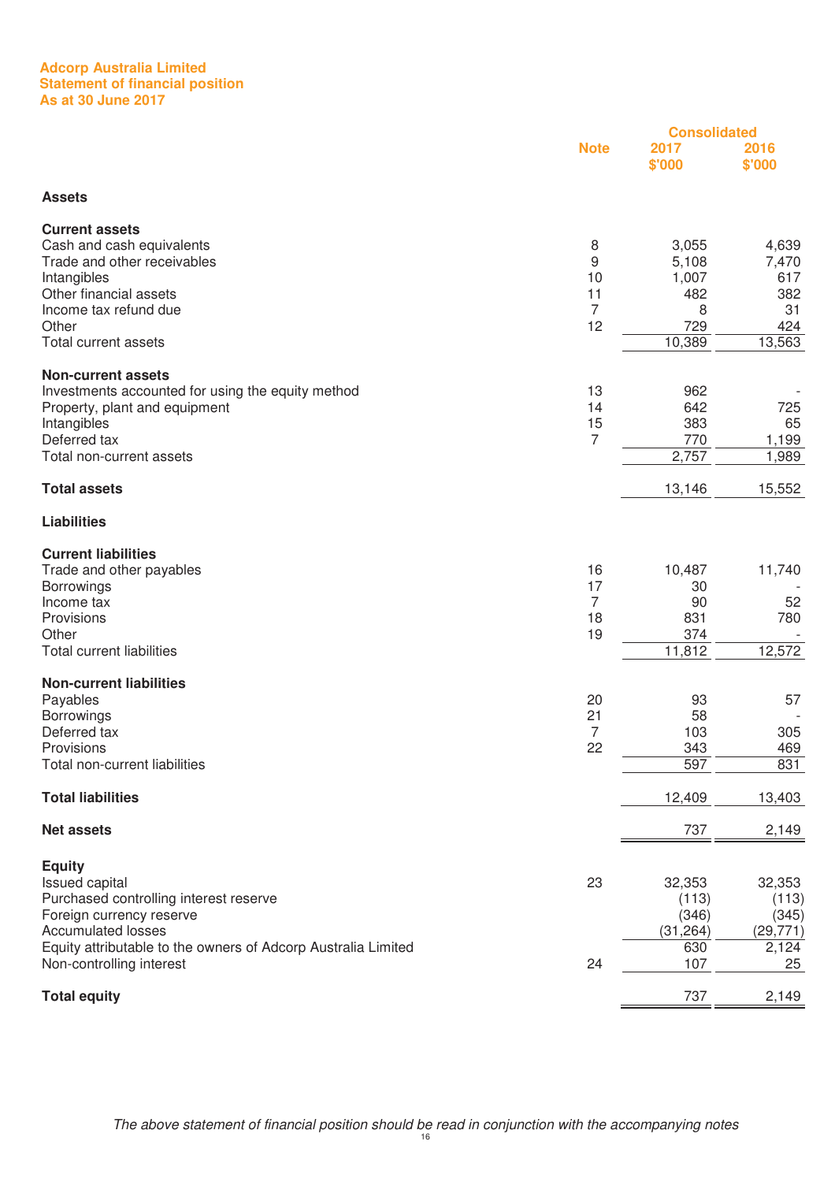# Adcorp Australia Limited
## Statement of financial position
### As at 30 June 2017

| | Note | Consolidated 2017 $'000 | 2016 $'000 |
|---|---|---|---|
| **Assets** | | | |
| **Current assets** | | | |
| Cash and cash equivalents | 8 | 3,055 | 4,639 |
| Trade and other receivables | 9 | 5,108 | 7,470 |
| Intangibles | 10 | 1,007 | 617 |
| Other financial assets | 11 | 482 | 382 |
| Income tax refund due | 7 | 8 | 31 |
| Other | 12 | 729 | 424 |
| Total current assets | | 10,389 | 13,563 |
| **Non-current assets** | | | |
| Investments accounted for using the equity method | 13 | 962 | - |
| Property, plant and equipment | 14 | 642 | 725 |
| Intangibles | 15 | 383 | 65 |
| Deferred tax | 7 | 770 | 1,199 |
| Total non-current assets | | 2,757 | 1,989 |
| **Total assets** | | 13,146 | 15,552 |
| **Liabilities** | | | |
| **Current liabilities** | | | |
| Trade and other payables | 16 | 10,487 | 11,740 |
| Borrowings | 17 | 30 | - |
| Income tax | 7 | 90 | 52 |
| Provisions | 18 | 831 | 780 |
| Other | 19 | 374 | - |
| Total current liabilities | | 11,812 | 12,572 |
| **Non-current liabilities** | | | |
| Payables | 20 | 93 | 57 |
| Borrowings | 21 | 58 | - |
| Deferred tax | 7 | 103 | 305 |
| Provisions | 22 | 343 | 469 |
| Total non-current liabilities | | 597 | 831 |
| **Total liabilities** | | 12,409 | 13,403 |
| **Net assets** | | 737 | 2,149 |
| **Equity** | | | |
| Issued capital | 23 | 32,353 | 32,353 |
| Purchased controlling interest reserve | | (113) | (113) |
| Foreign currency reserve | | (346) | (345) |
| Accumulated losses | | (31,264) | (29,771) |
| Equity attributable to the owners of Adcorp Australia Limited | | 630 | 2,124 |
| Non-controlling interest | 24 | 107 | 25 |
| **Total equity** | | 737 | 2,149 |

*The above statement of financial position should be read in conjunction with the accompanying notes*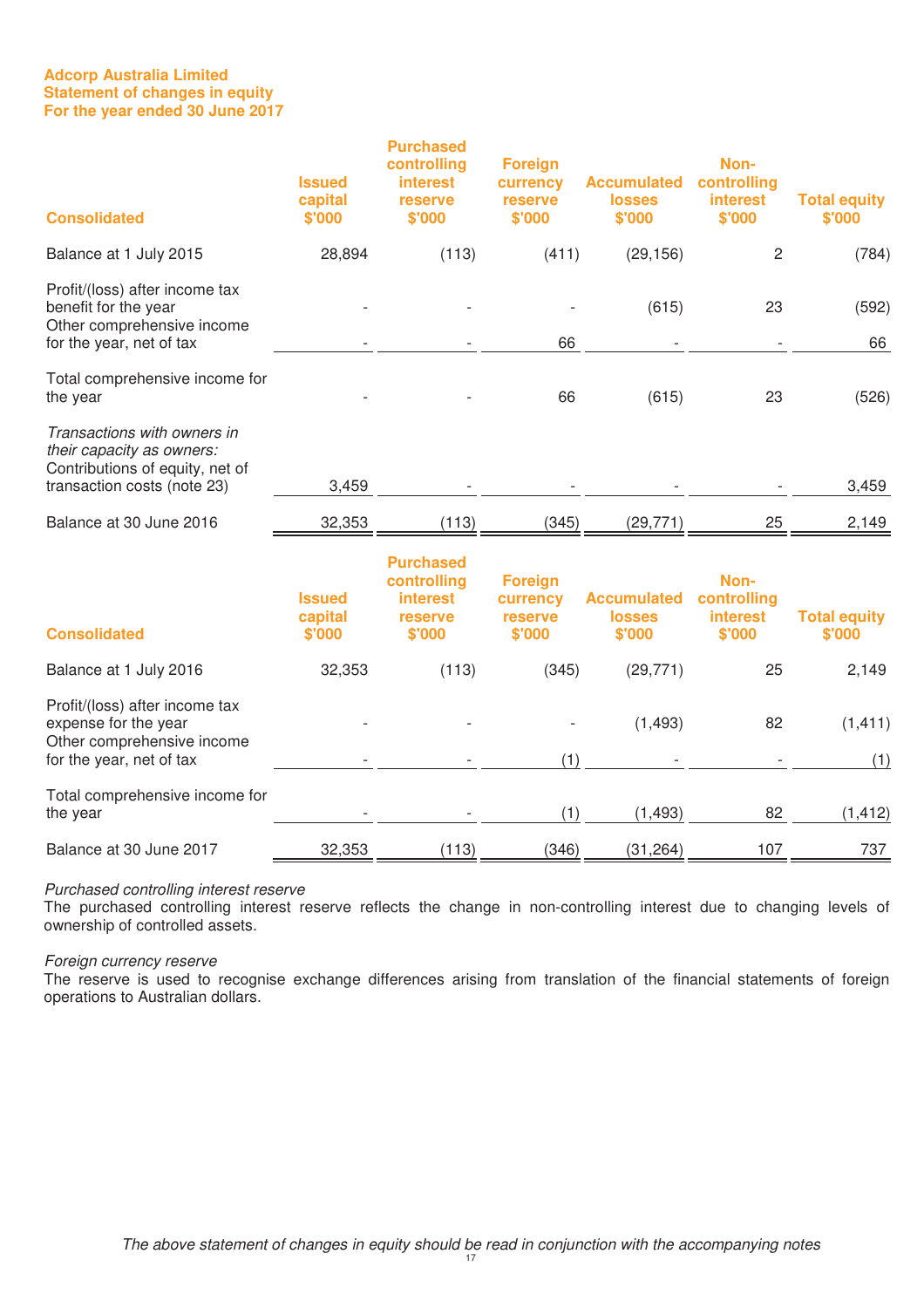**Adcorp Australia Limited**
**Statement of changes in equity**
**For the year ended 30 June 2017**

| Consolidated | Issued capital $'000 | Purchased controlling interest reserve $'000 | Foreign currency reserve $'000 | Accumulated losses $'000 | Non-controlling interest $'000 | Total equity $'000 |
|---|---|---|---|---|---|---|
| Balance at 1 July 2015 | 28,894 | (113) | (411) | (29,156) | 2 | (784) |
| Profit/(loss) after income tax benefit for the year | - | - | - | (615) | 23 | (592) |
| Other comprehensive income for the year, net of tax | - | - | 66 | - | - | 66 |
| Total comprehensive income for the year | - | - | 66 | (615) | 23 | (526) |
| *Transactions with owners in their capacity as owners:* | | | | | | |
| Contributions of equity, net of transaction costs (note 23) | 3,459 | - | - | - | - | 3,459 |
| Balance at 30 June 2016 | 32,353 | (113) | (345) | (29,771) | 25 | 2,149 |

| Consolidated | Issued capital $'000 | Purchased controlling interest reserve $'000 | Foreign currency reserve $'000 | Accumulated losses $'000 | Non-controlling interest $'000 | Total equity $'000 |
|---|---|---|---|---|---|---|
| Balance at 1 July 2016 | 32,353 | (113) | (345) | (29,771) | 25 | 2,149 |
| Profit/(loss) after income tax expense for the year | - | - | - | (1,493) | 82 | (1,411) |
| Other comprehensive income for the year, net of tax | - | - | (1) | - | - | (1) |
| Total comprehensive income for the year | - | - | (1) | (1,493) | 82 | (1,412) |
| Balance at 30 June 2017 | 32,353 | (113) | (346) | (31,264) | 107 | 737 |

*Purchased controlling interest reserve*
The purchased controlling interest reserve reflects the change in non-controlling interest due to changing levels of ownership of controlled assets.

*Foreign currency reserve*
The reserve is used to recognise exchange differences arising from translation of the financial statements of foreign operations to Australian dollars.

*The above statement of changes in equity should be read in conjunction with the accompanying notes*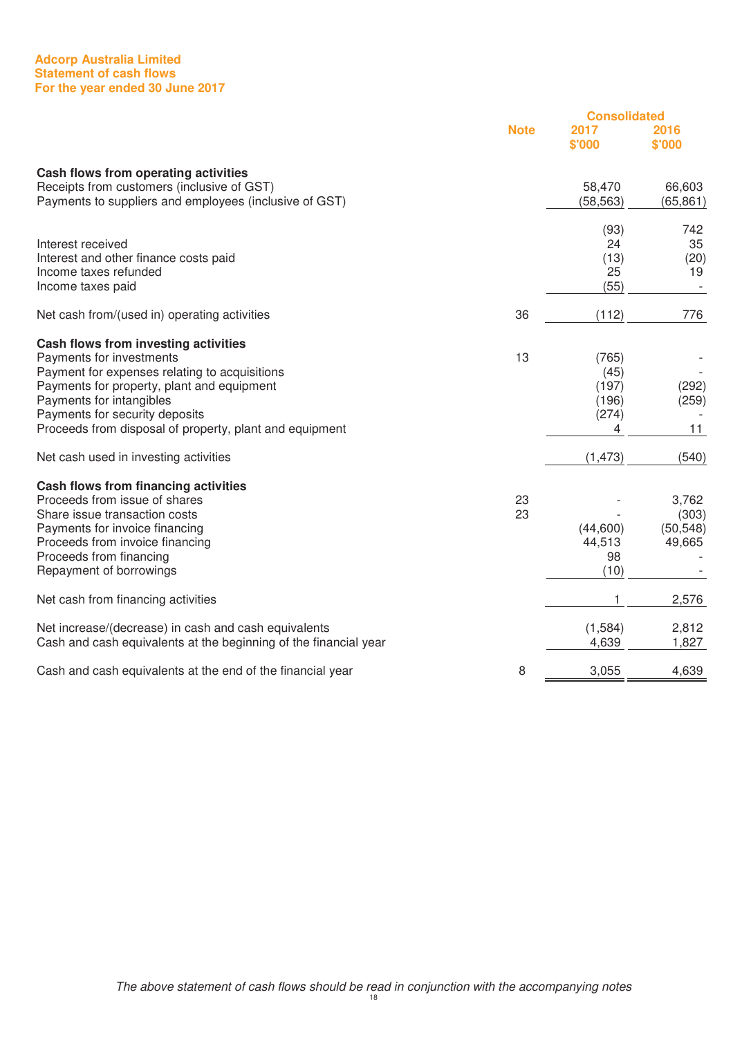**Adcorp Australia Limited**
**Statement of cash flows**
**For the year ended 30 June 2017**

| | Note | Consolidated 2017 $'000 | Consolidated 2016 $'000 |
|---|---|---|---|
| **Cash flows from operating activities** | | | |
| Receipts from customers (inclusive of GST) | | 58,470 | 66,603 |
| Payments to suppliers and employees (inclusive of GST) | | (58,563) | (65,861) |
| | | (93) | 742 |
| Interest received | | 24 | 35 |
| Interest and other finance costs paid | | (13) | (20) |
| Income taxes refunded | | 25 | 19 |
| Income taxes paid | | (55) | - |
| Net cash from/(used in) operating activities | 36 | (112) | 776 |
| **Cash flows from investing activities** | | | |
| Payments for investments | 13 | (765) | - |
| Payment for expenses relating to acquisitions | | (45) | - |
| Payments for property, plant and equipment | | (197) | (292) |
| Payments for intangibles | | (196) | (259) |
| Payments for security deposits | | (274) | - |
| Proceeds from disposal of property, plant and equipment | | 4 | 11 |
| Net cash used in investing activities | | (1,473) | (540) |
| **Cash flows from financing activities** | | | |
| Proceeds from issue of shares | 23 | - | 3,762 |
| Share issue transaction costs | 23 | - | (303) |
| Payments for invoice financing | | (44,600) | (50,548) |
| Proceeds from invoice financing | | 44,513 | 49,665 |
| Proceeds from financing | | 98 | - |
| Repayment of borrowings | | (10) | - |
| Net cash from financing activities | | 1 | 2,576 |
| Net increase/(decrease) in cash and cash equivalents | | (1,584) | 2,812 |
| Cash and cash equivalents at the beginning of the financial year | | 4,639 | 1,827 |
| Cash and cash equivalents at the end of the financial year | 8 | 3,055 | 4,639 |

*The above statement of cash flows should be read in conjunction with the accompanying notes*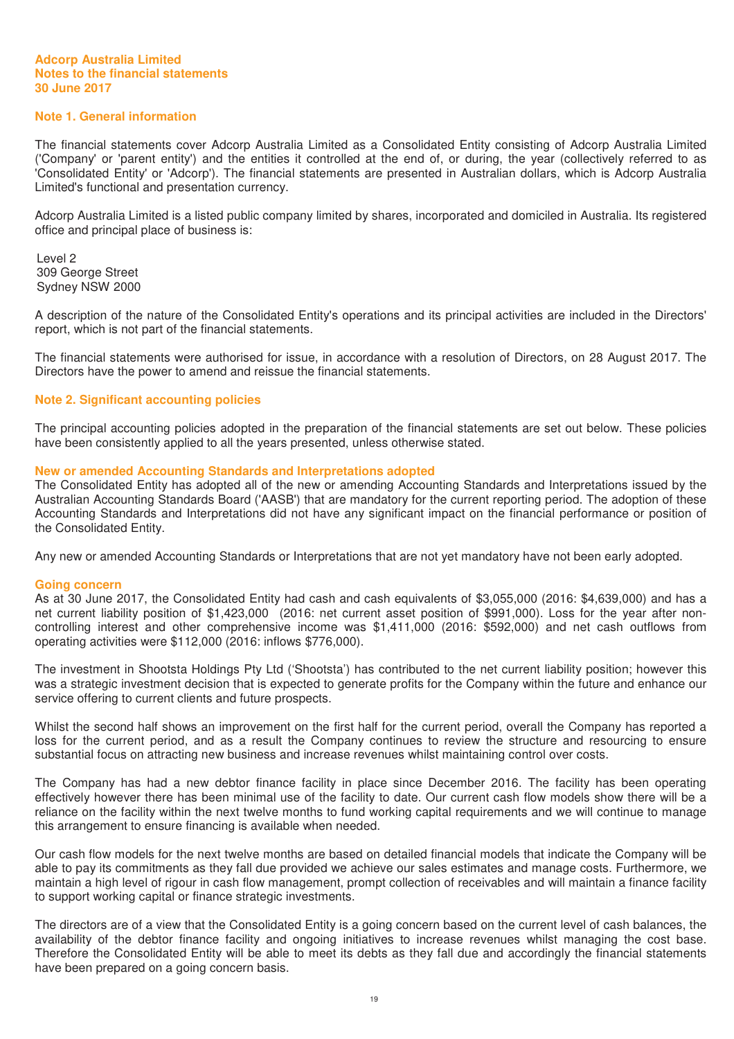**Adcorp Australia Limited**
**Notes to the financial statements**
**30 June 2017**

## Note 1. General information

The financial statements cover Adcorp Australia Limited as a Consolidated Entity consisting of Adcorp Australia Limited ('Company' or 'parent entity') and the entities it controlled at the end of, or during, the year (collectively referred to as 'Consolidated Entity' or 'Adcorp'). The financial statements are presented in Australian dollars, which is Adcorp Australia Limited's functional and presentation currency.

Adcorp Australia Limited is a listed public company limited by shares, incorporated and domiciled in Australia. Its registered office and principal place of business is:

Level 2
309 George Street
Sydney NSW 2000

A description of the nature of the Consolidated Entity's operations and its principal activities are included in the Directors' report, which is not part of the financial statements.

The financial statements were authorised for issue, in accordance with a resolution of Directors, on 28 August 2017. The Directors have the power to amend and reissue the financial statements.

## Note 2. Significant accounting policies

The principal accounting policies adopted in the preparation of the financial statements are set out below. These policies have been consistently applied to all the years presented, unless otherwise stated.

### New or amended Accounting Standards and Interpretations adopted

The Consolidated Entity has adopted all of the new or amending Accounting Standards and Interpretations issued by the Australian Accounting Standards Board ('AASB') that are mandatory for the current reporting period. The adoption of these Accounting Standards and Interpretations did not have any significant impact on the financial performance or position of the Consolidated Entity.

Any new or amended Accounting Standards or Interpretations that are not yet mandatory have not been early adopted.

### Going concern

As at 30 June 2017, the Consolidated Entity had cash and cash equivalents of $3,055,000 (2016: $4,639,000) and has a net current liability position of $1,423,000 (2016: net current asset position of $991,000). Loss for the year after non-controlling interest and other comprehensive income was $1,411,000 (2016: $592,000) and net cash outflows from operating activities were $112,000 (2016: inflows $776,000).

The investment in Shootsta Holdings Pty Ltd ('Shootsta') has contributed to the net current liability position; however this was a strategic investment decision that is expected to generate profits for the Company within the future and enhance our service offering to current clients and future prospects.

Whilst the second half shows an improvement on the first half for the current period, overall the Company has reported a loss for the current period, and as a result the Company continues to review the structure and resourcing to ensure substantial focus on attracting new business and increase revenues whilst maintaining control over costs.

The Company has had a new debtor finance facility in place since December 2016. The facility has been operating effectively however there has been minimal use of the facility to date. Our current cash flow models show there will be a reliance on the facility within the next twelve months to fund working capital requirements and we will continue to manage this arrangement to ensure financing is available when needed.

Our cash flow models for the next twelve months are based on detailed financial models that indicate the Company will be able to pay its commitments as they fall due provided we achieve our sales estimates and manage costs. Furthermore, we maintain a high level of rigour in cash flow management, prompt collection of receivables and will maintain a finance facility to support working capital or finance strategic investments.

The directors are of a view that the Consolidated Entity is a going concern based on the current level of cash balances, the availability of the debtor finance facility and ongoing initiatives to increase revenues whilst managing the cost base. Therefore the Consolidated Entity will be able to meet its debts as they fall due and accordingly the financial statements have been prepared on a going concern basis.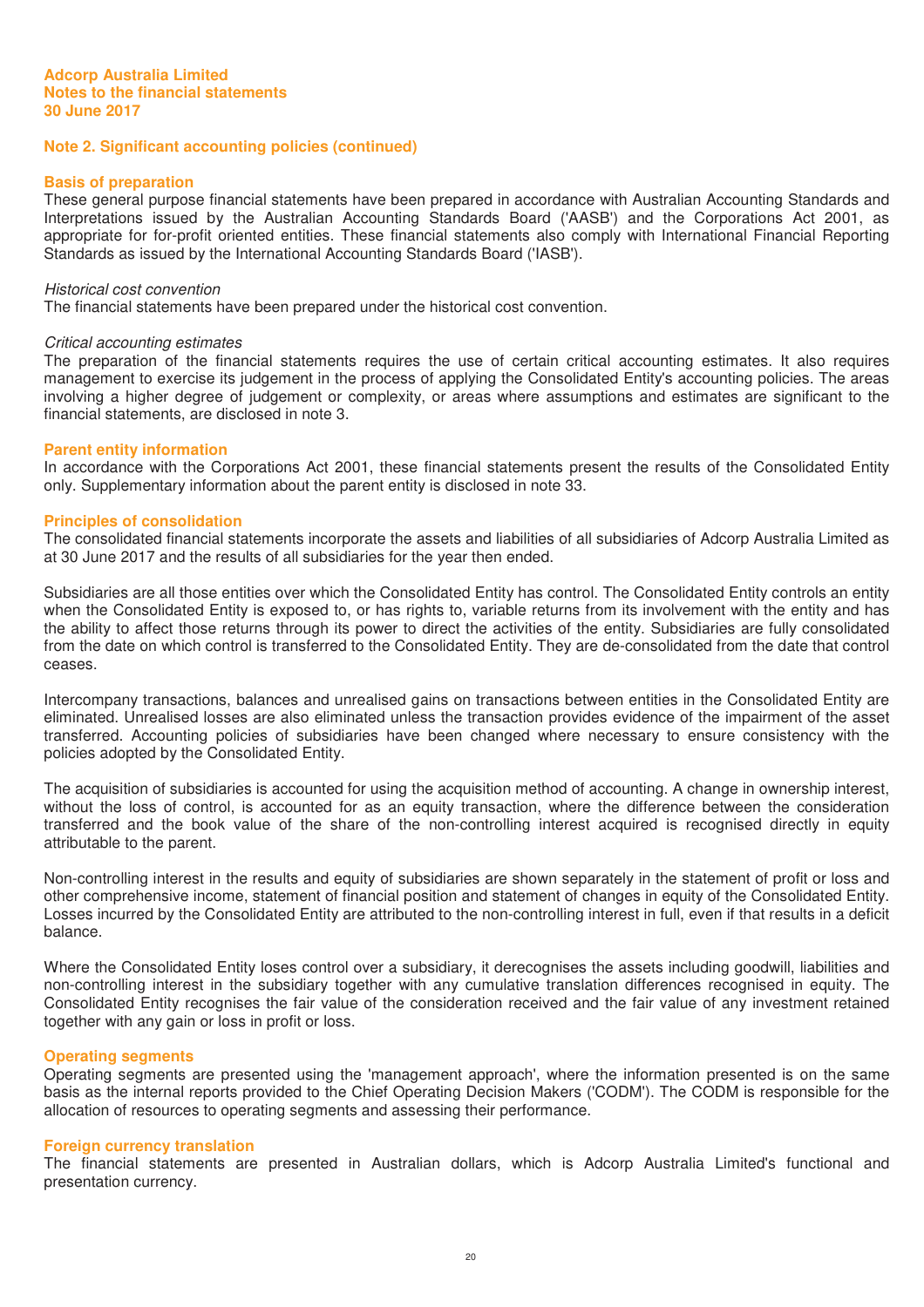## Note 2. Significant accounting policies (continued)

### Basis of preparation

These general purpose financial statements have been prepared in accordance with Australian Accounting Standards and Interpretations issued by the Australian Accounting Standards Board ('AASB') and the Corporations Act 2001, as appropriate for for-profit oriented entities. These financial statements also comply with International Financial Reporting Standards as issued by the International Accounting Standards Board ('IASB').

*Historical cost convention*

The financial statements have been prepared under the historical cost convention.

*Critical accounting estimates*

The preparation of the financial statements requires the use of certain critical accounting estimates. It also requires management to exercise its judgement in the process of applying the Consolidated Entity's accounting policies. The areas involving a higher degree of judgement or complexity, or areas where assumptions and estimates are significant to the financial statements, are disclosed in note 3.

### Parent entity information

In accordance with the Corporations Act 2001, these financial statements present the results of the Consolidated Entity only. Supplementary information about the parent entity is disclosed in note 33.

### Principles of consolidation

The consolidated financial statements incorporate the assets and liabilities of all subsidiaries of Adcorp Australia Limited as at 30 June 2017 and the results of all subsidiaries for the year then ended.

Subsidiaries are all those entities over which the Consolidated Entity has control. The Consolidated Entity controls an entity when the Consolidated Entity is exposed to, or has rights to, variable returns from its involvement with the entity and has the ability to affect those returns through its power to direct the activities of the entity. Subsidiaries are fully consolidated from the date on which control is transferred to the Consolidated Entity. They are de-consolidated from the date that control ceases.

Intercompany transactions, balances and unrealised gains on transactions between entities in the Consolidated Entity are eliminated. Unrealised losses are also eliminated unless the transaction provides evidence of the impairment of the asset transferred. Accounting policies of subsidiaries have been changed where necessary to ensure consistency with the policies adopted by the Consolidated Entity.

The acquisition of subsidiaries is accounted for using the acquisition method of accounting. A change in ownership interest, without the loss of control, is accounted for as an equity transaction, where the difference between the consideration transferred and the book value of the share of the non-controlling interest acquired is recognised directly in equity attributable to the parent.

Non-controlling interest in the results and equity of subsidiaries are shown separately in the statement of profit or loss and other comprehensive income, statement of financial position and statement of changes in equity of the Consolidated Entity. Losses incurred by the Consolidated Entity are attributed to the non-controlling interest in full, even if that results in a deficit balance.

Where the Consolidated Entity loses control over a subsidiary, it derecognises the assets including goodwill, liabilities and non-controlling interest in the subsidiary together with any cumulative translation differences recognised in equity. The Consolidated Entity recognises the fair value of the consideration received and the fair value of any investment retained together with any gain or loss in profit or loss.

### Operating segments

Operating segments are presented using the 'management approach', where the information presented is on the same basis as the internal reports provided to the Chief Operating Decision Makers ('CODM'). The CODM is responsible for the allocation of resources to operating segments and assessing their performance.

### Foreign currency translation

The financial statements are presented in Australian dollars, which is Adcorp Australia Limited's functional and presentation currency.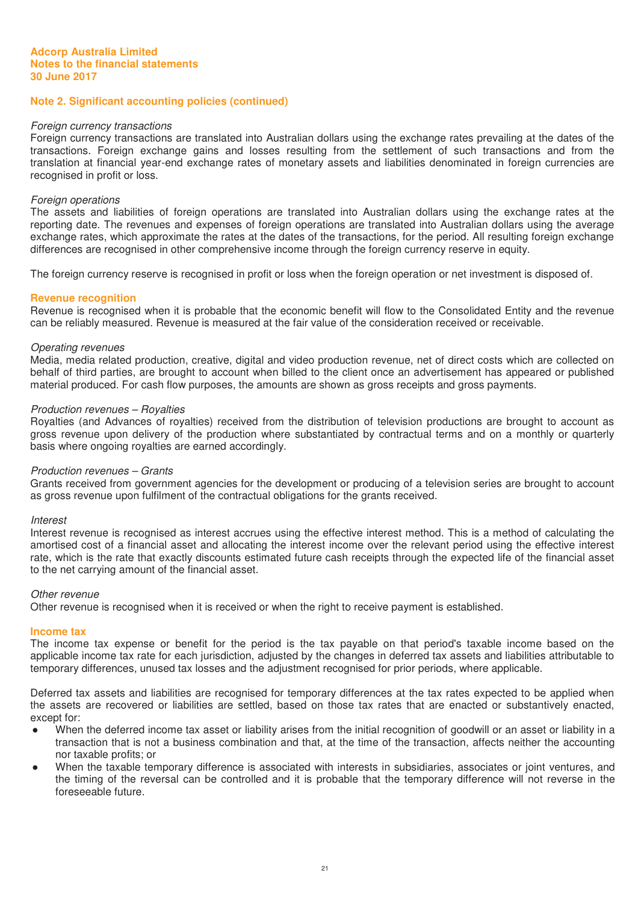## Note 2. Significant accounting policies (continued)

*Foreign currency transactions*

Foreign currency transactions are translated into Australian dollars using the exchange rates prevailing at the dates of the transactions. Foreign exchange gains and losses resulting from the settlement of such transactions and from the translation at financial year-end exchange rates of monetary assets and liabilities denominated in foreign currencies are recognised in profit or loss.

*Foreign operations*

The assets and liabilities of foreign operations are translated into Australian dollars using the exchange rates at the reporting date. The revenues and expenses of foreign operations are translated into Australian dollars using the average exchange rates, which approximate the rates at the dates of the transactions, for the period. All resulting foreign exchange differences are recognised in other comprehensive income through the foreign currency reserve in equity.

The foreign currency reserve is recognised in profit or loss when the foreign operation or net investment is disposed of.

### Revenue recognition

Revenue is recognised when it is probable that the economic benefit will flow to the Consolidated Entity and the revenue can be reliably measured. Revenue is measured at the fair value of the consideration received or receivable.

*Operating revenues*

Media, media related production, creative, digital and video production revenue, net of direct costs which are collected on behalf of third parties, are brought to account when billed to the client once an advertisement has appeared or published material produced. For cash flow purposes, the amounts are shown as gross receipts and gross payments.

*Production revenues – Royalties*

Royalties (and Advances of royalties) received from the distribution of television productions are brought to account as gross revenue upon delivery of the production where substantiated by contractual terms and on a monthly or quarterly basis where ongoing royalties are earned accordingly.

*Production revenues – Grants*

Grants received from government agencies for the development or producing of a television series are brought to account as gross revenue upon fulfilment of the contractual obligations for the grants received.

*Interest*

Interest revenue is recognised as interest accrues using the effective interest method. This is a method of calculating the amortised cost of a financial asset and allocating the interest income over the relevant period using the effective interest rate, which is the rate that exactly discounts estimated future cash receipts through the expected life of the financial asset to the net carrying amount of the financial asset.

*Other revenue*

Other revenue is recognised when it is received or when the right to receive payment is established.

### Income tax

The income tax expense or benefit for the period is the tax payable on that period's taxable income based on the applicable income tax rate for each jurisdiction, adjusted by the changes in deferred tax assets and liabilities attributable to temporary differences, unused tax losses and the adjustment recognised for prior periods, where applicable.

Deferred tax assets and liabilities are recognised for temporary differences at the tax rates expected to be applied when the assets are recovered or liabilities are settled, based on those tax rates that are enacted or substantively enacted, except for:

- When the deferred income tax asset or liability arises from the initial recognition of goodwill or an asset or liability in a transaction that is not a business combination and that, at the time of the transaction, affects neither the accounting nor taxable profits; or
- When the taxable temporary difference is associated with interests in subsidiaries, associates or joint ventures, and the timing of the reversal can be controlled and it is probable that the temporary difference will not reverse in the foreseeable future.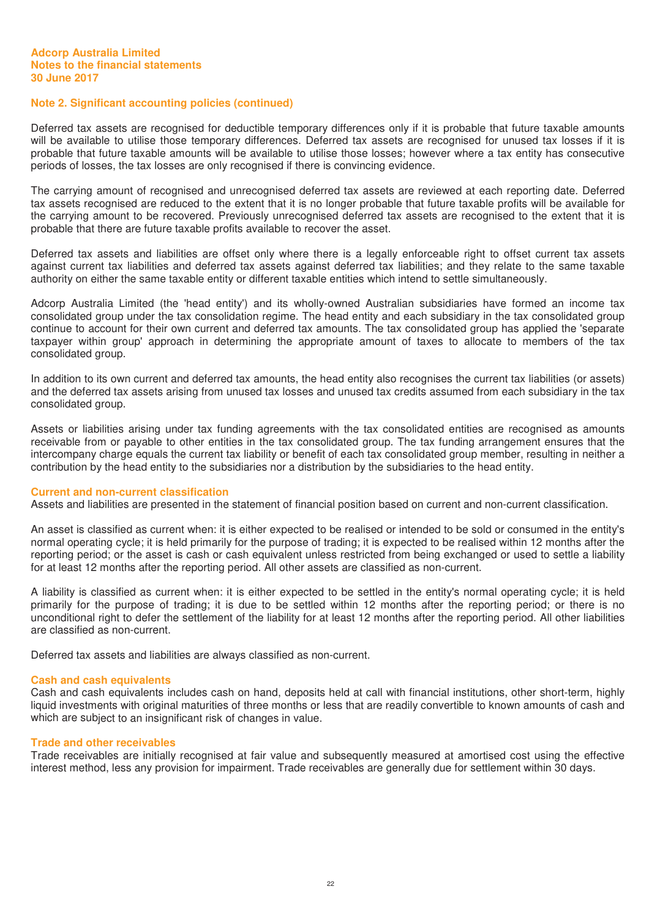## Note 2. Significant accounting policies (continued)

Deferred tax assets are recognised for deductible temporary differences only if it is probable that future taxable amounts will be available to utilise those temporary differences. Deferred tax assets are recognised for unused tax losses if it is probable that future taxable amounts will be available to utilise those losses; however where a tax entity has consecutive periods of losses, the tax losses are only recognised if there is convincing evidence.

The carrying amount of recognised and unrecognised deferred tax assets are reviewed at each reporting date. Deferred tax assets recognised are reduced to the extent that it is no longer probable that future taxable profits will be available for the carrying amount to be recovered. Previously unrecognised deferred tax assets are recognised to the extent that it is probable that there are future taxable profits available to recover the asset.

Deferred tax assets and liabilities are offset only where there is a legally enforceable right to offset current tax assets against current tax liabilities and deferred tax assets against deferred tax liabilities; and they relate to the same taxable authority on either the same taxable entity or different taxable entities which intend to settle simultaneously.

Adcorp Australia Limited (the 'head entity') and its wholly-owned Australian subsidiaries have formed an income tax consolidated group under the tax consolidation regime. The head entity and each subsidiary in the tax consolidated group continue to account for their own current and deferred tax amounts. The tax consolidated group has applied the 'separate taxpayer within group' approach in determining the appropriate amount of taxes to allocate to members of the tax consolidated group.

In addition to its own current and deferred tax amounts, the head entity also recognises the current tax liabilities (or assets) and the deferred tax assets arising from unused tax losses and unused tax credits assumed from each subsidiary in the tax consolidated group.

Assets or liabilities arising under tax funding agreements with the tax consolidated entities are recognised as amounts receivable from or payable to other entities in the tax consolidated group. The tax funding arrangement ensures that the intercompany charge equals the current tax liability or benefit of each tax consolidated group member, resulting in neither a contribution by the head entity to the subsidiaries nor a distribution by the subsidiaries to the head entity.

### Current and non-current classification

Assets and liabilities are presented in the statement of financial position based on current and non-current classification.

An asset is classified as current when: it is either expected to be realised or intended to be sold or consumed in the entity's normal operating cycle; it is held primarily for the purpose of trading; it is expected to be realised within 12 months after the reporting period; or the asset is cash or cash equivalent unless restricted from being exchanged or used to settle a liability for at least 12 months after the reporting period. All other assets are classified as non-current.

A liability is classified as current when: it is either expected to be settled in the entity's normal operating cycle; it is held primarily for the purpose of trading; it is due to be settled within 12 months after the reporting period; or there is no unconditional right to defer the settlement of the liability for at least 12 months after the reporting period. All other liabilities are classified as non-current.

Deferred tax assets and liabilities are always classified as non-current.

### Cash and cash equivalents

Cash and cash equivalents includes cash on hand, deposits held at call with financial institutions, other short-term, highly liquid investments with original maturities of three months or less that are readily convertible to known amounts of cash and which are subject to an insignificant risk of changes in value.

### Trade and other receivables

Trade receivables are initially recognised at fair value and subsequently measured at amortised cost using the effective interest method, less any provision for impairment. Trade receivables are generally due for settlement within 30 days.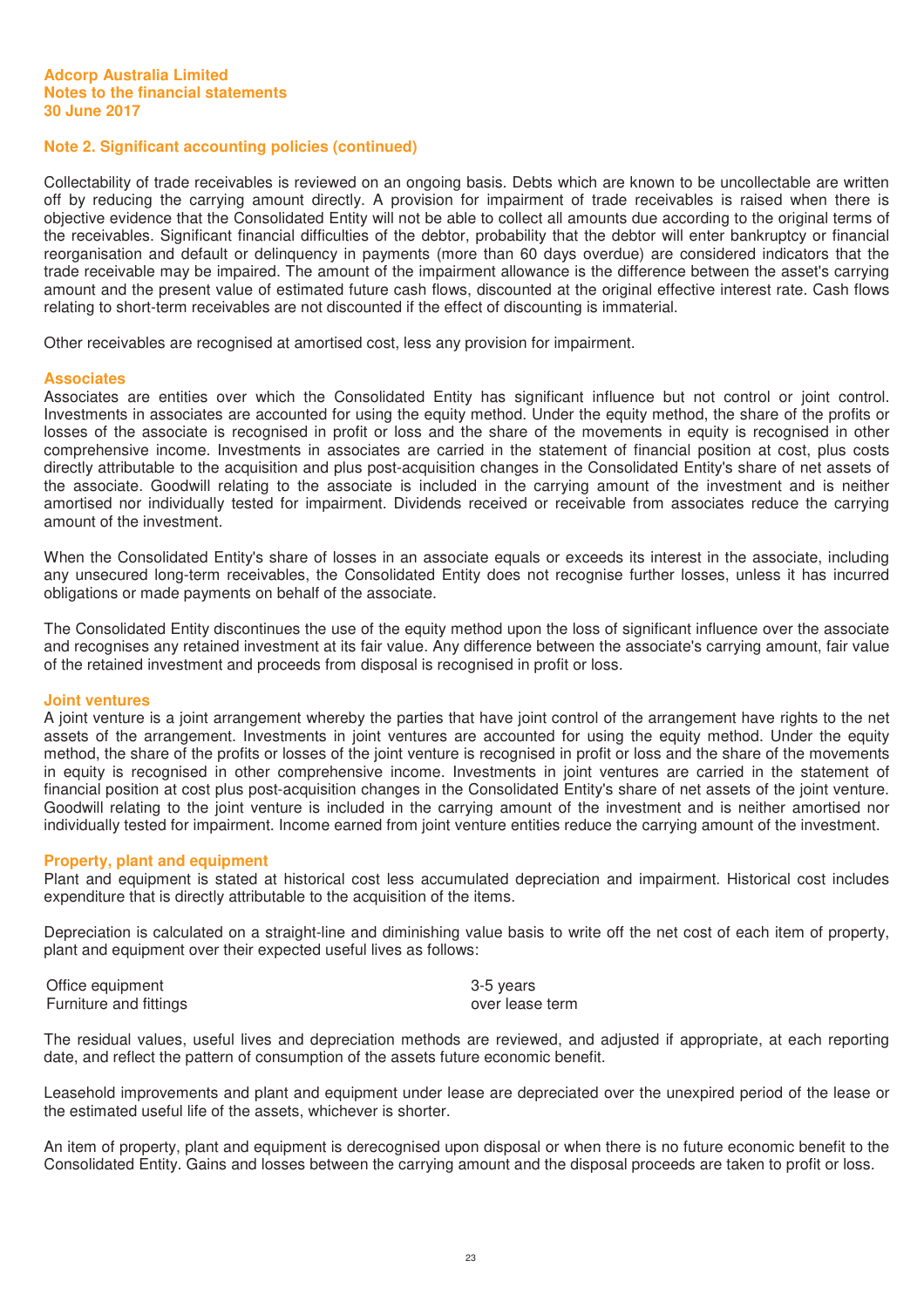## Note 2. Significant accounting policies (continued)

Collectability of trade receivables is reviewed on an ongoing basis. Debts which are known to be uncollectable are written off by reducing the carrying amount directly. A provision for impairment of trade receivables is raised when there is objective evidence that the Consolidated Entity will not be able to collect all amounts due according to the original terms of the receivables. Significant financial difficulties of the debtor, probability that the debtor will enter bankruptcy or financial reorganisation and default or delinquency in payments (more than 60 days overdue) are considered indicators that the trade receivable may be impaired. The amount of the impairment allowance is the difference between the asset's carrying amount and the present value of estimated future cash flows, discounted at the original effective interest rate. Cash flows relating to short-term receivables are not discounted if the effect of discounting is immaterial.

Other receivables are recognised at amortised cost, less any provision for impairment.

### Associates

Associates are entities over which the Consolidated Entity has significant influence but not control or joint control. Investments in associates are accounted for using the equity method. Under the equity method, the share of the profits or losses of the associate is recognised in profit or loss and the share of the movements in equity is recognised in other comprehensive income. Investments in associates are carried in the statement of financial position at cost, plus costs directly attributable to the acquisition and plus post-acquisition changes in the Consolidated Entity's share of net assets of the associate. Goodwill relating to the associate is included in the carrying amount of the investment and is neither amortised nor individually tested for impairment. Dividends received or receivable from associates reduce the carrying amount of the investment.

When the Consolidated Entity's share of losses in an associate equals or exceeds its interest in the associate, including any unsecured long-term receivables, the Consolidated Entity does not recognise further losses, unless it has incurred obligations or made payments on behalf of the associate.

The Consolidated Entity discontinues the use of the equity method upon the loss of significant influence over the associate and recognises any retained investment at its fair value. Any difference between the associate's carrying amount, fair value of the retained investment and proceeds from disposal is recognised in profit or loss.

### Joint ventures

A joint venture is a joint arrangement whereby the parties that have joint control of the arrangement have rights to the net assets of the arrangement. Investments in joint ventures are accounted for using the equity method. Under the equity method, the share of the profits or losses of the joint venture is recognised in profit or loss and the share of the movements in equity is recognised in other comprehensive income. Investments in joint ventures are carried in the statement of financial position at cost plus post-acquisition changes in the Consolidated Entity's share of net assets of the joint venture. Goodwill relating to the joint venture is included in the carrying amount of the investment and is neither amortised nor individually tested for impairment. Income earned from joint venture entities reduce the carrying amount of the investment.

### Property, plant and equipment

Plant and equipment is stated at historical cost less accumulated depreciation and impairment. Historical cost includes expenditure that is directly attributable to the acquisition of the items.

Depreciation is calculated on a straight-line and diminishing value basis to write off the net cost of each item of property, plant and equipment over their expected useful lives as follows:

| | |
|---|---|
| Office equipment | 3-5 years |
| Furniture and fittings | over lease term |

The residual values, useful lives and depreciation methods are reviewed, and adjusted if appropriate, at each reporting date, and reflect the pattern of consumption of the assets future economic benefit.

Leasehold improvements and plant and equipment under lease are depreciated over the unexpired period of the lease or the estimated useful life of the assets, whichever is shorter.

An item of property, plant and equipment is derecognised upon disposal or when there is no future economic benefit to the Consolidated Entity. Gains and losses between the carrying amount and the disposal proceeds are taken to profit or loss.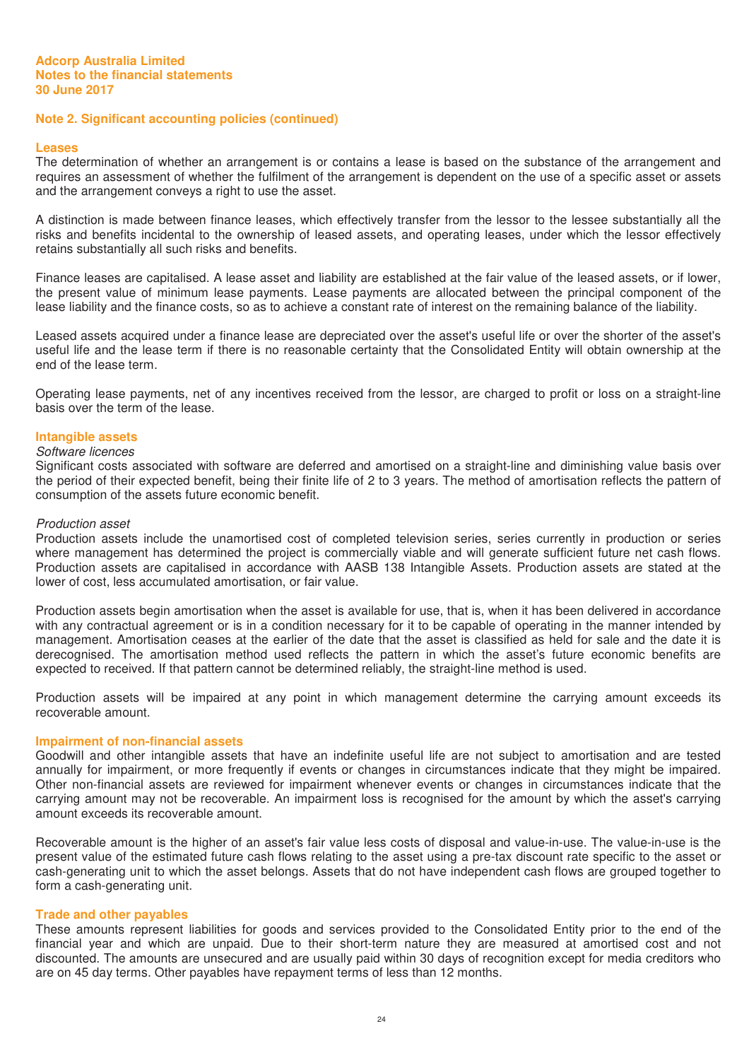## Note 2. Significant accounting policies (continued)

### Leases

The determination of whether an arrangement is or contains a lease is based on the substance of the arrangement and requires an assessment of whether the fulfilment of the arrangement is dependent on the use of a specific asset or assets and the arrangement conveys a right to use the asset.

A distinction is made between finance leases, which effectively transfer from the lessor to the lessee substantially all the risks and benefits incidental to the ownership of leased assets, and operating leases, under which the lessor effectively retains substantially all such risks and benefits.

Finance leases are capitalised. A lease asset and liability are established at the fair value of the leased assets, or if lower, the present value of minimum lease payments. Lease payments are allocated between the principal component of the lease liability and the finance costs, so as to achieve a constant rate of interest on the remaining balance of the liability.

Leased assets acquired under a finance lease are depreciated over the asset's useful life or over the shorter of the asset's useful life and the lease term if there is no reasonable certainty that the Consolidated Entity will obtain ownership at the end of the lease term.

Operating lease payments, net of any incentives received from the lessor, are charged to profit or loss on a straight-line basis over the term of the lease.

### Intangible assets

*Software licences*

Significant costs associated with software are deferred and amortised on a straight-line and diminishing value basis over the period of their expected benefit, being their finite life of 2 to 3 years. The method of amortisation reflects the pattern of consumption of the assets future economic benefit.

*Production asset*

Production assets include the unamortised cost of completed television series, series currently in production or series where management has determined the project is commercially viable and will generate sufficient future net cash flows. Production assets are capitalised in accordance with AASB 138 Intangible Assets. Production assets are stated at the lower of cost, less accumulated amortisation, or fair value.

Production assets begin amortisation when the asset is available for use, that is, when it has been delivered in accordance with any contractual agreement or is in a condition necessary for it to be capable of operating in the manner intended by management. Amortisation ceases at the earlier of the date that the asset is classified as held for sale and the date it is derecognised. The amortisation method used reflects the pattern in which the asset's future economic benefits are expected to received. If that pattern cannot be determined reliably, the straight-line method is used.

Production assets will be impaired at any point in which management determine the carrying amount exceeds its recoverable amount.

### Impairment of non-financial assets

Goodwill and other intangible assets that have an indefinite useful life are not subject to amortisation and are tested annually for impairment, or more frequently if events or changes in circumstances indicate that they might be impaired. Other non-financial assets are reviewed for impairment whenever events or changes in circumstances indicate that the carrying amount may not be recoverable. An impairment loss is recognised for the amount by which the asset's carrying amount exceeds its recoverable amount.

Recoverable amount is the higher of an asset's fair value less costs of disposal and value-in-use. The value-in-use is the present value of the estimated future cash flows relating to the asset using a pre-tax discount rate specific to the asset or cash-generating unit to which the asset belongs. Assets that do not have independent cash flows are grouped together to form a cash-generating unit.

### Trade and other payables

These amounts represent liabilities for goods and services provided to the Consolidated Entity prior to the end of the financial year and which are unpaid. Due to their short-term nature they are measured at amortised cost and not discounted. The amounts are unsecured and are usually paid within 30 days of recognition except for media creditors who are on 45 day terms. Other payables have repayment terms of less than 12 months.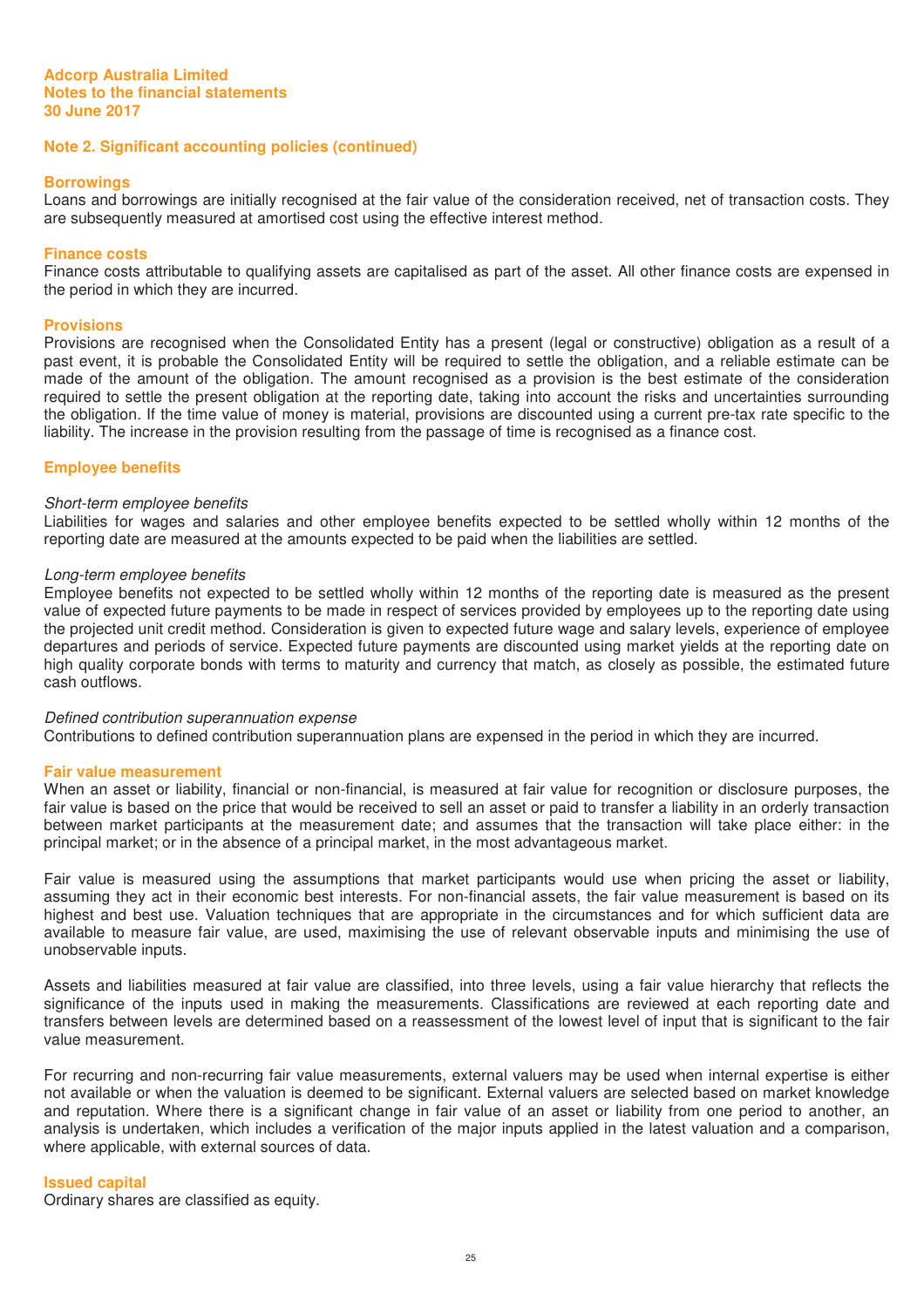## Note 2. Significant accounting policies (continued)

### Borrowings

Loans and borrowings are initially recognised at the fair value of the consideration received, net of transaction costs. They are subsequently measured at amortised cost using the effective interest method.

### Finance costs

Finance costs attributable to qualifying assets are capitalised as part of the asset. All other finance costs are expensed in the period in which they are incurred.

### Provisions

Provisions are recognised when the Consolidated Entity has a present (legal or constructive) obligation as a result of a past event, it is probable the Consolidated Entity will be required to settle the obligation, and a reliable estimate can be made of the amount of the obligation. The amount recognised as a provision is the best estimate of the consideration required to settle the present obligation at the reporting date, taking into account the risks and uncertainties surrounding the obligation. If the time value of money is material, provisions are discounted using a current pre-tax rate specific to the liability. The increase in the provision resulting from the passage of time is recognised as a finance cost.

### Employee benefits

*Short-term employee benefits*

Liabilities for wages and salaries and other employee benefits expected to be settled wholly within 12 months of the reporting date are measured at the amounts expected to be paid when the liabilities are settled.

*Long-term employee benefits*

Employee benefits not expected to be settled wholly within 12 months of the reporting date is measured as the present value of expected future payments to be made in respect of services provided by employees up to the reporting date using the projected unit credit method. Consideration is given to expected future wage and salary levels, experience of employee departures and periods of service. Expected future payments are discounted using market yields at the reporting date on high quality corporate bonds with terms to maturity and currency that match, as closely as possible, the estimated future cash outflows.

*Defined contribution superannuation expense*

Contributions to defined contribution superannuation plans are expensed in the period in which they are incurred.

### Fair value measurement

When an asset or liability, financial or non-financial, is measured at fair value for recognition or disclosure purposes, the fair value is based on the price that would be received to sell an asset or paid to transfer a liability in an orderly transaction between market participants at the measurement date; and assumes that the transaction will take place either: in the principal market; or in the absence of a principal market, in the most advantageous market.

Fair value is measured using the assumptions that market participants would use when pricing the asset or liability, assuming they act in their economic best interests. For non-financial assets, the fair value measurement is based on its highest and best use. Valuation techniques that are appropriate in the circumstances and for which sufficient data are available to measure fair value, are used, maximising the use of relevant observable inputs and minimising the use of unobservable inputs.

Assets and liabilities measured at fair value are classified, into three levels, using a fair value hierarchy that reflects the significance of the inputs used in making the measurements. Classifications are reviewed at each reporting date and transfers between levels are determined based on a reassessment of the lowest level of input that is significant to the fair value measurement.

For recurring and non-recurring fair value measurements, external valuers may be used when internal expertise is either not available or when the valuation is deemed to be significant. External valuers are selected based on market knowledge and reputation. Where there is a significant change in fair value of an asset or liability from one period to another, an analysis is undertaken, which includes a verification of the major inputs applied in the latest valuation and a comparison, where applicable, with external sources of data.

### Issued capital

Ordinary shares are classified as equity.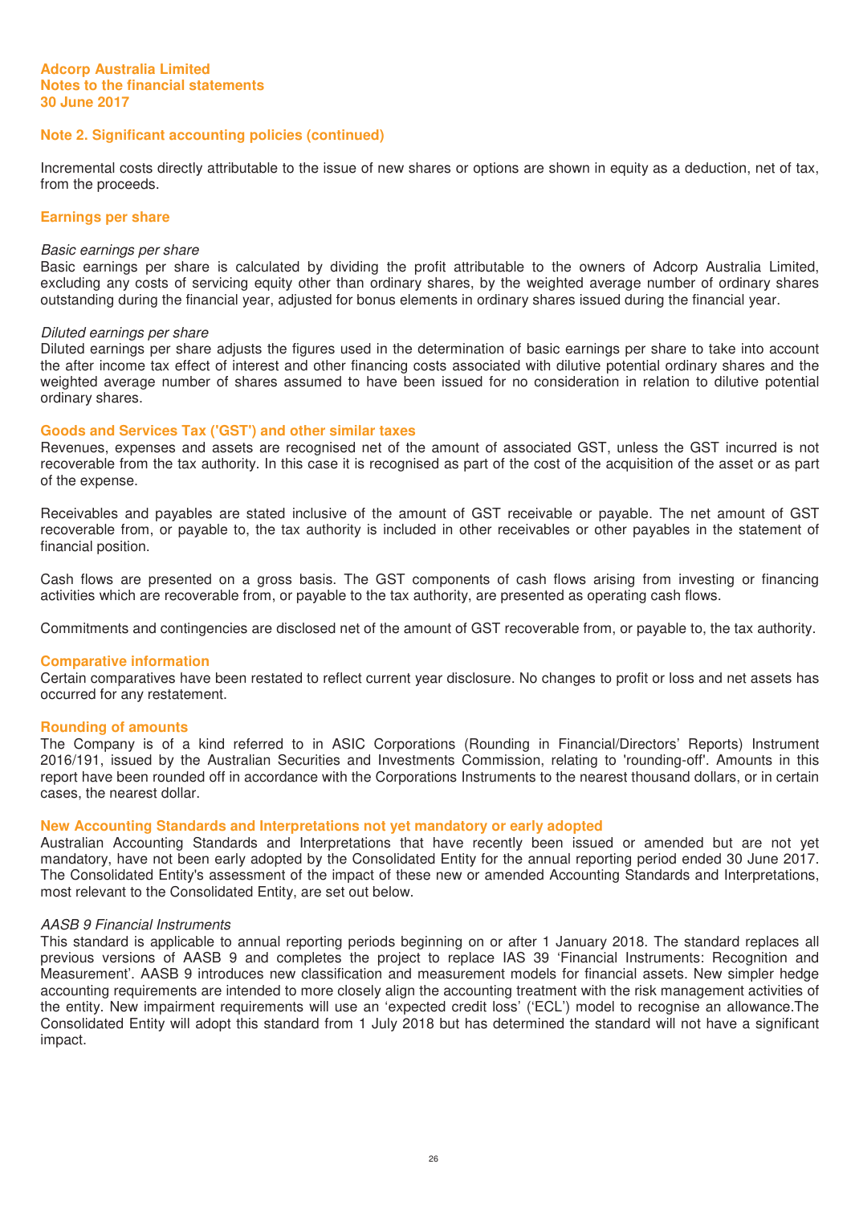**Adcorp Australia Limited**
**Notes to the financial statements**
**30 June 2017**

## Note 2. Significant accounting policies (continued)

Incremental costs directly attributable to the issue of new shares or options are shown in equity as a deduction, net of tax, from the proceeds.

### Earnings per share

*Basic earnings per share*

Basic earnings per share is calculated by dividing the profit attributable to the owners of Adcorp Australia Limited, excluding any costs of servicing equity other than ordinary shares, by the weighted average number of ordinary shares outstanding during the financial year, adjusted for bonus elements in ordinary shares issued during the financial year.

*Diluted earnings per share*

Diluted earnings per share adjusts the figures used in the determination of basic earnings per share to take into account the after income tax effect of interest and other financing costs associated with dilutive potential ordinary shares and the weighted average number of shares assumed to have been issued for no consideration in relation to dilutive potential ordinary shares.

### Goods and Services Tax ('GST') and other similar taxes

Revenues, expenses and assets are recognised net of the amount of associated GST, unless the GST incurred is not recoverable from the tax authority. In this case it is recognised as part of the cost of the acquisition of the asset or as part of the expense.

Receivables and payables are stated inclusive of the amount of GST receivable or payable. The net amount of GST recoverable from, or payable to, the tax authority is included in other receivables or other payables in the statement of financial position.

Cash flows are presented on a gross basis. The GST components of cash flows arising from investing or financing activities which are recoverable from, or payable to the tax authority, are presented as operating cash flows.

Commitments and contingencies are disclosed net of the amount of GST recoverable from, or payable to, the tax authority.

### Comparative information

Certain comparatives have been restated to reflect current year disclosure. No changes to profit or loss and net assets has occurred for any restatement.

### Rounding of amounts

The Company is of a kind referred to in ASIC Corporations (Rounding in Financial/Directors' Reports) Instrument 2016/191, issued by the Australian Securities and Investments Commission, relating to 'rounding-off'. Amounts in this report have been rounded off in accordance with the Corporations Instruments to the nearest thousand dollars, or in certain cases, the nearest dollar.

### New Accounting Standards and Interpretations not yet mandatory or early adopted

Australian Accounting Standards and Interpretations that have recently been issued or amended but are not yet mandatory, have not been early adopted by the Consolidated Entity for the annual reporting period ended 30 June 2017. The Consolidated Entity's assessment of the impact of these new or amended Accounting Standards and Interpretations, most relevant to the Consolidated Entity, are set out below.

*AASB 9 Financial Instruments*

This standard is applicable to annual reporting periods beginning on or after 1 January 2018. The standard replaces all previous versions of AASB 9 and completes the project to replace IAS 39 'Financial Instruments: Recognition and Measurement'. AASB 9 introduces new classification and measurement models for financial assets. New simpler hedge accounting requirements are intended to more closely align the accounting treatment with the risk management activities of the entity. New impairment requirements will use an 'expected credit loss' ('ECL') model to recognise an allowance.The Consolidated Entity will adopt this standard from 1 July 2018 but has determined the standard will not have a significant impact.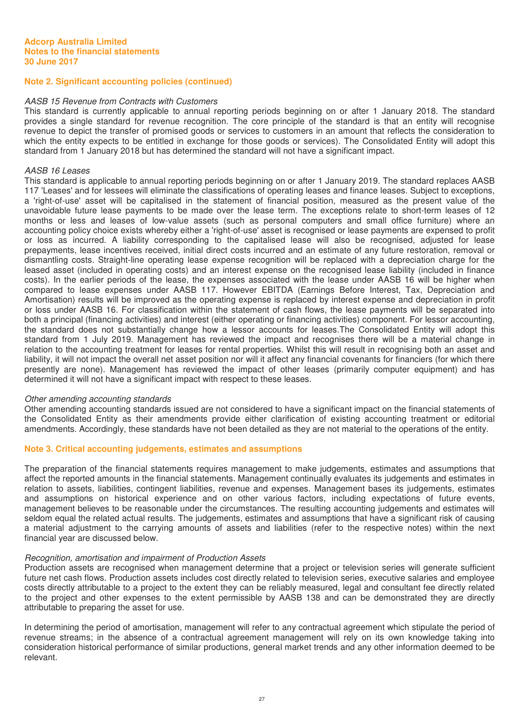**Adcorp Australia Limited**
**Notes to the financial statements**
**30 June 2017**

## Note 2. Significant accounting policies (continued)

*AASB 15 Revenue from Contracts with Customers*
This standard is currently applicable to annual reporting periods beginning on or after 1 January 2018. The standard provides a single standard for revenue recognition. The core principle of the standard is that an entity will recognise revenue to depict the transfer of promised goods or services to customers in an amount that reflects the consideration to which the entity expects to be entitled in exchange for those goods or services). The Consolidated Entity will adopt this standard from 1 January 2018 but has determined the standard will not have a significant impact.

*AASB 16 Leases*
This standard is applicable to annual reporting periods beginning on or after 1 January 2019. The standard replaces AASB 117 'Leases' and for lessees will eliminate the classifications of operating leases and finance leases. Subject to exceptions, a 'right-of-use' asset will be capitalised in the statement of financial position, measured as the present value of the unavoidable future lease payments to be made over the lease term. The exceptions relate to short-term leases of 12 months or less and leases of low-value assets (such as personal computers and small office furniture) where an accounting policy choice exists whereby either a 'right-of-use' asset is recognised or lease payments are expensed to profit or loss as incurred. A liability corresponding to the capitalised lease will also be recognised, adjusted for lease prepayments, lease incentives received, initial direct costs incurred and an estimate of any future restoration, removal or dismantling costs. Straight-line operating lease expense recognition will be replaced with a depreciation charge for the leased asset (included in operating costs) and an interest expense on the recognised lease liability (included in finance costs). In the earlier periods of the lease, the expenses associated with the lease under AASB 16 will be higher when compared to lease expenses under AASB 117. However EBITDA (Earnings Before Interest, Tax, Depreciation and Amortisation) results will be improved as the operating expense is replaced by interest expense and depreciation in profit or loss under AASB 16. For classification within the statement of cash flows, the lease payments will be separated into both a principal (financing activities) and interest (either operating or financing activities) component. For lessor accounting, the standard does not substantially change how a lessor accounts for leases.The Consolidated Entity will adopt this standard from 1 July 2019. Management has reviewed the impact and recognises there will be a material change in relation to the accounting treatment for leases for rental properties. Whilst this will result in recognising both an asset and liability, it will not impact the overall net asset position nor will it affect any financial covenants for financiers (for which there presently are none). Management has reviewed the impact of other leases (primarily computer equipment) and has determined it will not have a significant impact with respect to these leases.

*Other amending accounting standards*
Other amending accounting standards issued are not considered to have a significant impact on the financial statements of the Consolidated Entity as their amendments provide either clarification of existing accounting treatment or editorial amendments. Accordingly, these standards have not been detailed as they are not material to the operations of the entity.

## Note 3. Critical accounting judgements, estimates and assumptions

The preparation of the financial statements requires management to make judgements, estimates and assumptions that affect the reported amounts in the financial statements. Management continually evaluates its judgements and estimates in relation to assets, liabilities, contingent liabilities, revenue and expenses. Management bases its judgements, estimates and assumptions on historical experience and on other various factors, including expectations of future events, management believes to be reasonable under the circumstances. The resulting accounting judgements and estimates will seldom equal the related actual results. The judgements, estimates and assumptions that have a significant risk of causing a material adjustment to the carrying amounts of assets and liabilities (refer to the respective notes) within the next financial year are discussed below.

*Recognition, amortisation and impairment of Production Assets*
Production assets are recognised when management determine that a project or television series will generate sufficient future net cash flows. Production assets includes cost directly related to television series, executive salaries and employee costs directly attributable to a project to the extent they can be reliably measured, legal and consultant fee directly related to the project and other expenses to the extent permissible by AASB 138 and can be demonstrated they are directly attributable to preparing the asset for use.

In determining the period of amortisation, management will refer to any contractual agreement which stipulate the period of revenue streams; in the absence of a contractual agreement management will rely on its own knowledge taking into consideration historical performance of similar productions, general market trends and any other information deemed to be relevant.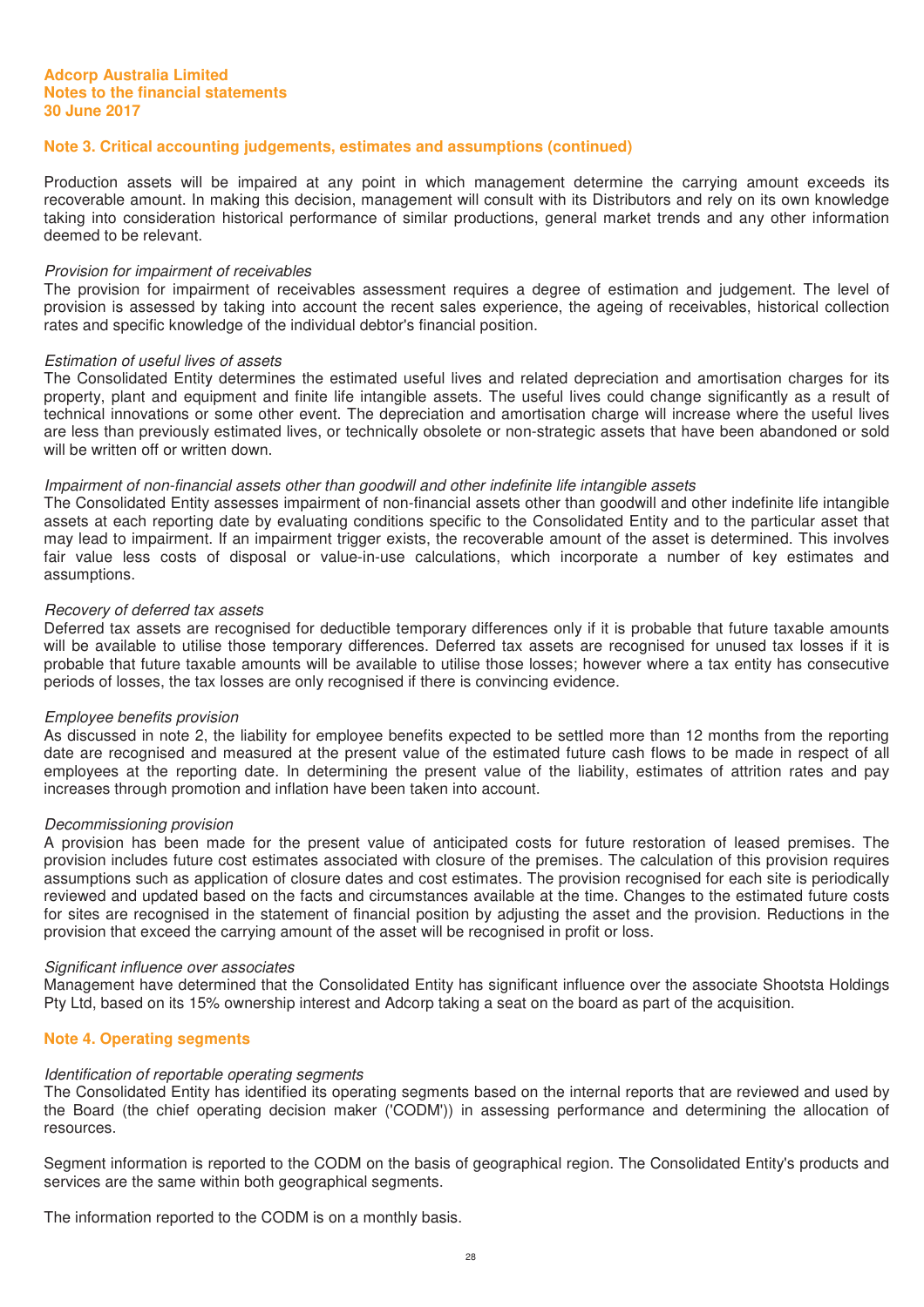## Note 3. Critical accounting judgements, estimates and assumptions (continued)

Production assets will be impaired at any point in which management determine the carrying amount exceeds its recoverable amount. In making this decision, management will consult with its Distributors and rely on its own knowledge taking into consideration historical performance of similar productions, general market trends and any other information deemed to be relevant.

*Provision for impairment of receivables*
The provision for impairment of receivables assessment requires a degree of estimation and judgement. The level of provision is assessed by taking into account the recent sales experience, the ageing of receivables, historical collection rates and specific knowledge of the individual debtor's financial position.

*Estimation of useful lives of assets*
The Consolidated Entity determines the estimated useful lives and related depreciation and amortisation charges for its property, plant and equipment and finite life intangible assets. The useful lives could change significantly as a result of technical innovations or some other event. The depreciation and amortisation charge will increase where the useful lives are less than previously estimated lives, or technically obsolete or non-strategic assets that have been abandoned or sold will be written off or written down.

*Impairment of non-financial assets other than goodwill and other indefinite life intangible assets*
The Consolidated Entity assesses impairment of non-financial assets other than goodwill and other indefinite life intangible assets at each reporting date by evaluating conditions specific to the Consolidated Entity and to the particular asset that may lead to impairment. If an impairment trigger exists, the recoverable amount of the asset is determined. This involves fair value less costs of disposal or value-in-use calculations, which incorporate a number of key estimates and assumptions.

*Recovery of deferred tax assets*
Deferred tax assets are recognised for deductible temporary differences only if it is probable that future taxable amounts will be available to utilise those temporary differences. Deferred tax assets are recognised for unused tax losses if it is probable that future taxable amounts will be available to utilise those losses; however where a tax entity has consecutive periods of losses, the tax losses are only recognised if there is convincing evidence.

*Employee benefits provision*
As discussed in note 2, the liability for employee benefits expected to be settled more than 12 months from the reporting date are recognised and measured at the present value of the estimated future cash flows to be made in respect of all employees at the reporting date. In determining the present value of the liability, estimates of attrition rates and pay increases through promotion and inflation have been taken into account.

*Decommissioning provision*
A provision has been made for the present value of anticipated costs for future restoration of leased premises. The provision includes future cost estimates associated with closure of the premises. The calculation of this provision requires assumptions such as application of closure dates and cost estimates. The provision recognised for each site is periodically reviewed and updated based on the facts and circumstances available at the time. Changes to the estimated future costs for sites are recognised in the statement of financial position by adjusting the asset and the provision. Reductions in the provision that exceed the carrying amount of the asset will be recognised in profit or loss.

*Significant influence over associates*
Management have determined that the Consolidated Entity has significant influence over the associate Shootsta Holdings Pty Ltd, based on its 15% ownership interest and Adcorp taking a seat on the board as part of the acquisition.

## Note 4. Operating segments

*Identification of reportable operating segments*
The Consolidated Entity has identified its operating segments based on the internal reports that are reviewed and used by the Board (the chief operating decision maker ('CODM')) in assessing performance and determining the allocation of resources.

Segment information is reported to the CODM on the basis of geographical region. The Consolidated Entity's products and services are the same within both geographical segments.

The information reported to the CODM is on a monthly basis.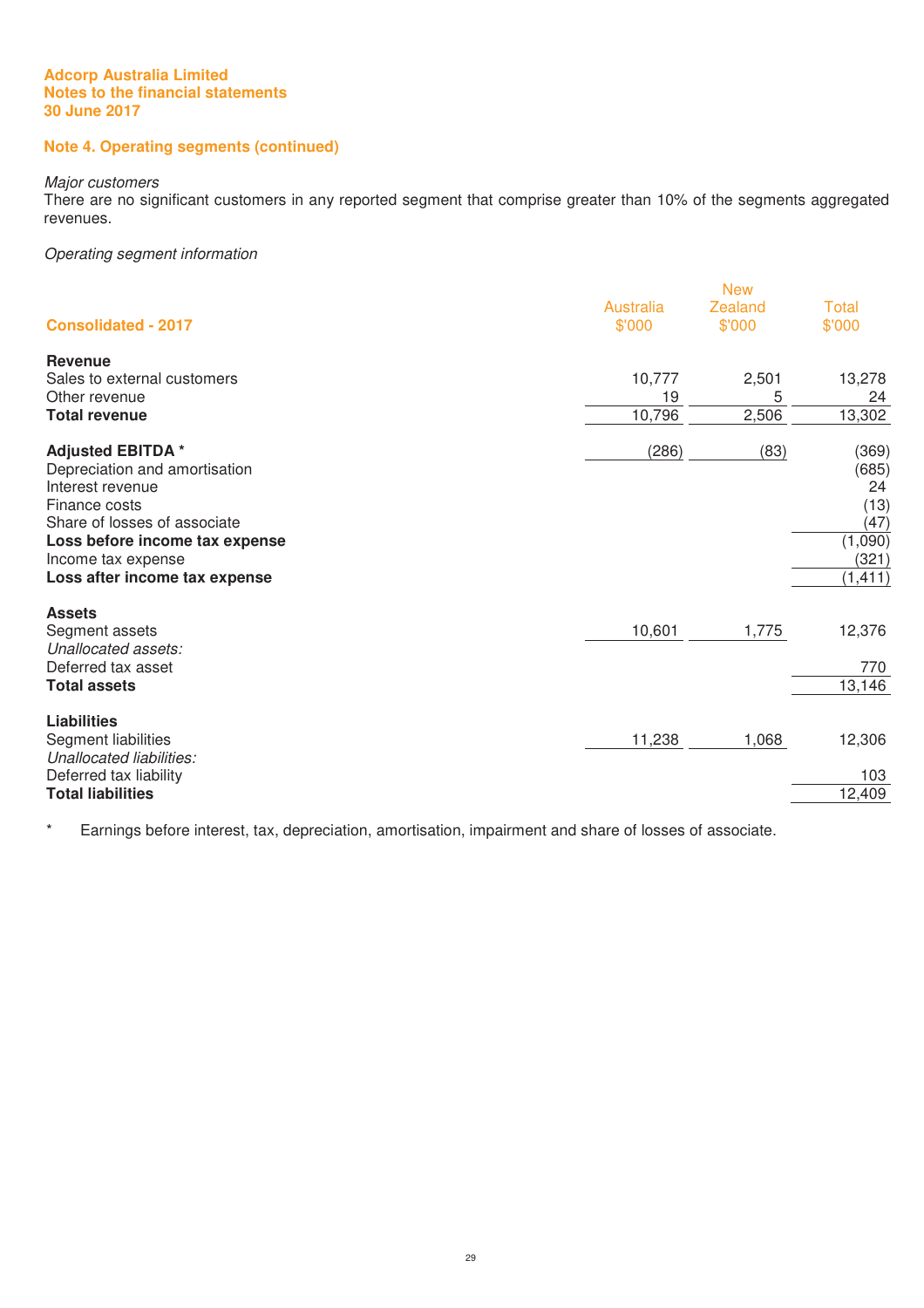Adcorp Australia Limited
Notes to the financial statements
30 June 2017

## Note 4. Operating segments (continued)

*Major customers*
There are no significant customers in any reported segment that comprise greater than 10% of the segments aggregated revenues.

*Operating segment information*

| Consolidated - 2017 | Australia $'000 | New Zealand $'000 | Total $'000 |
|---|---|---|---|
| **Revenue** | | | |
| Sales to external customers | 10,777 | 2,501 | 13,278 |
| Other revenue | 19 | 5 | 24 |
| **Total revenue** | 10,796 | 2,506 | 13,302 |
| | | | |
| **Adjusted EBITDA** * | (286) | (83) | (369) |
| Depreciation and amortisation | | | (685) |
| Interest revenue | | | 24 |
| Finance costs | | | (13) |
| Share of losses of associate | | | (47) |
| **Loss before income tax expense** | | | (1,090) |
| Income tax expense | | | (321) |
| **Loss after income tax expense** | | | (1,411) |
| | | | |
| **Assets** | | | |
| Segment assets | 10,601 | 1,775 | 12,376 |
| *Unallocated assets:* | | | |
| Deferred tax asset | | | 770 |
| **Total assets** | | | 13,146 |
| | | | |
| **Liabilities** | | | |
| Segment liabilities | 11,238 | 1,068 | 12,306 |
| *Unallocated liabilities:* | | | |
| Deferred tax liability | | | 103 |
| **Total liabilities** | | | 12,409 |

\* Earnings before interest, tax, depreciation, amortisation, impairment and share of losses of associate.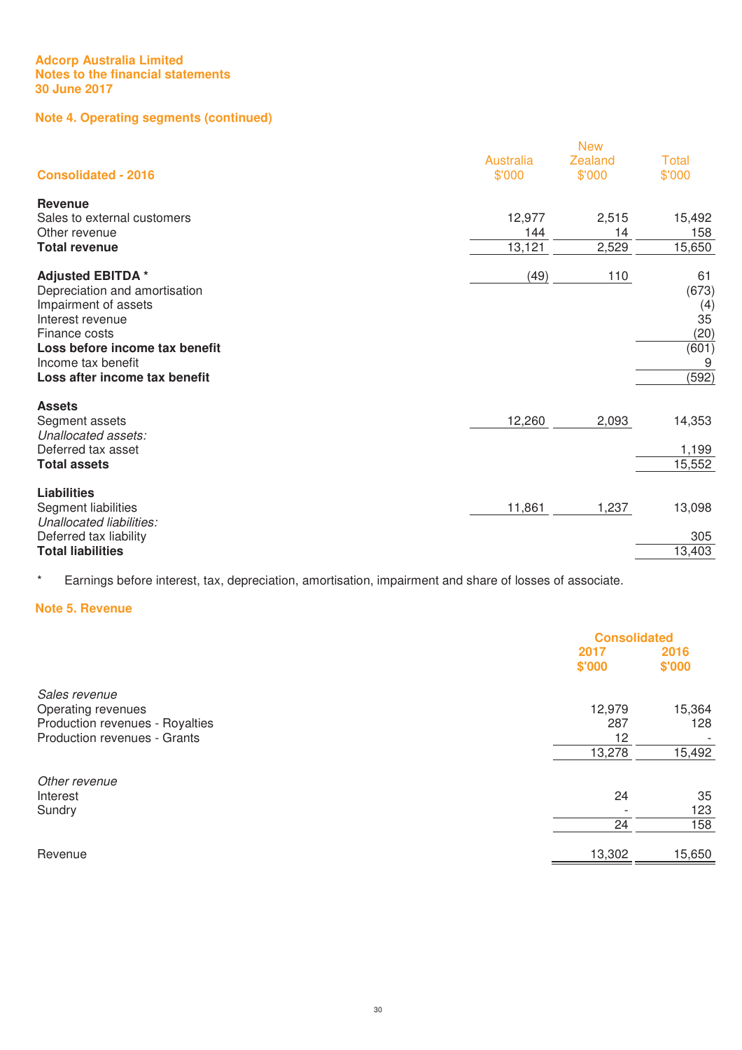**Adcorp Australia Limited**
**Notes to the financial statements**
**30 June 2017**

## Note 4. Operating segments (continued)

| Consolidated - 2016 | Australia $'000 | New Zealand $'000 | Total $'000 |
|---|---|---|---|
| **Revenue** | | | |
| Sales to external customers | 12,977 | 2,515 | 15,492 |
| Other revenue | 144 | 14 | 158 |
| **Total revenue** | 13,121 | 2,529 | 15,650 |
| | | | |
| **Adjusted EBITDA** * | (49) | 110 | 61 |
| Depreciation and amortisation | | | (673) |
| Impairment of assets | | | (4) |
| Interest revenue | | | 35 |
| Finance costs | | | (20) |
| **Loss before income tax benefit** | | | (601) |
| Income tax benefit | | | 9 |
| **Loss after income tax benefit** | | | (592) |
| | | | |
| **Assets** | | | |
| Segment assets | 12,260 | 2,093 | 14,353 |
| *Unallocated assets:* | | | |
| Deferred tax asset | | | 1,199 |
| **Total assets** | | | 15,552 |
| | | | |
| **Liabilities** | | | |
| Segment liabilities | 11,861 | 1,237 | 13,098 |
| *Unallocated liabilities:* | | | |
| Deferred tax liability | | | 305 |
| **Total liabilities** | | | 13,403 |

\* Earnings before interest, tax, depreciation, amortisation, impairment and share of losses of associate.

## Note 5. Revenue

| | Consolidated 2017 $'000 | Consolidated 2016 $'000 |
|---|---|---|
| *Sales revenue* | | |
| Operating revenues | 12,979 | 15,364 |
| Production revenues - Royalties | 287 | 128 |
| Production revenues - Grants | 12 | - |
| | 13,278 | 15,492 |
| | | |
| *Other revenue* | | |
| Interest | 24 | 35 |
| Sundry | - | 123 |
| | 24 | 158 |
| | | |
| Revenue | 13,302 | 15,650 |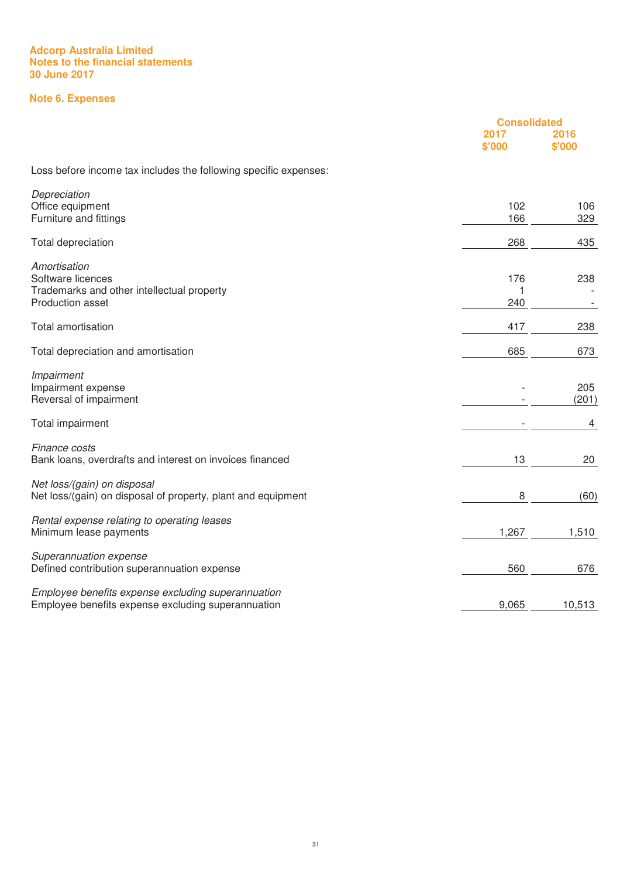**Adcorp Australia Limited**
**Notes to the financial statements**
**30 June 2017**

## Note 6. Expenses

| | Consolidated | |
|---|---|---|
| | 2017 $'000 | 2016 $'000 |
| Loss before income tax includes the following specific expenses: | | |
| *Depreciation* | | |
| Office equipment | 102 | 106 |
| Furniture and fittings | 166 | 329 |
| Total depreciation | 268 | 435 |
| *Amortisation* | | |
| Software licences | 176 | 238 |
| Trademarks and other intellectual property | 1 | - |
| Production asset | 240 | - |
| Total amortisation | 417 | 238 |
| Total depreciation and amortisation | 685 | 673 |
| *Impairment* | | |
| Impairment expense | - | 205 |
| Reversal of impairment | - | (201) |
| Total impairment | - | 4 |
| *Finance costs* | | |
| Bank loans, overdrafts and interest on invoices financed | 13 | 20 |
| *Net loss/(gain) on disposal* | | |
| Net loss/(gain) on disposal of property, plant and equipment | 8 | (60) |
| *Rental expense relating to operating leases* | | |
| Minimum lease payments | 1,267 | 1,510 |
| *Superannuation expense* | | |
| Defined contribution superannuation expense | 560 | 676 |
| *Employee benefits expense excluding superannuation* | | |
| Employee benefits expense excluding superannuation | 9,065 | 10,513 |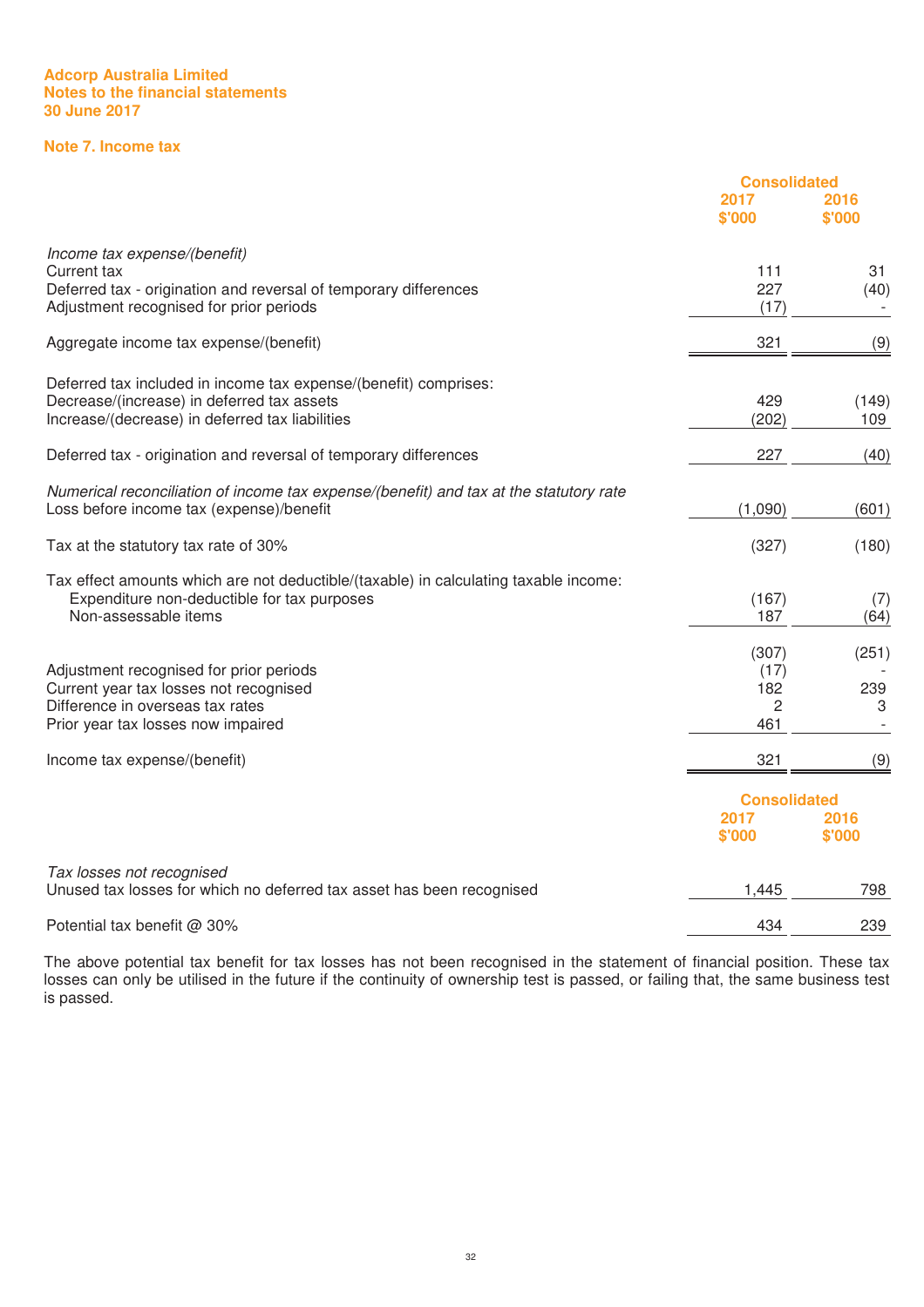**Adcorp Australia Limited**
**Notes to the financial statements**
**30 June 2017**

## Note 7. Income tax

| | Consolidated | |
|---|---|---|
| | 2017 $'000 | 2016 $'000 |
| *Income tax expense/(benefit)* | | |
| Current tax | 111 | 31 |
| Deferred tax - origination and reversal of temporary differences | 227 | (40) |
| Adjustment recognised for prior periods | (17) | - |
| Aggregate income tax expense/(benefit) | 321 | (9) |
| Deferred tax included in income tax expense/(benefit) comprises: | | |
| Decrease/(increase) in deferred tax assets | 429 | (149) |
| Increase/(decrease) in deferred tax liabilities | (202) | 109 |
| Deferred tax - origination and reversal of temporary differences | 227 | (40) |
| *Numerical reconciliation of income tax expense/(benefit) and tax at the statutory rate* | | |
| Loss before income tax (expense)/benefit | (1,090) | (601) |
| Tax at the statutory tax rate of 30% | (327) | (180) |
| Tax effect amounts which are not deductible/(taxable) in calculating taxable income: | | |
| Expenditure non-deductible for tax purposes | (167) | (7) |
| Non-assessable items | 187 | (64) |
| | (307) | (251) |
| Adjustment recognised for prior periods | (17) | - |
| Current year tax losses not recognised | 182 | 239 |
| Difference in overseas tax rates | 2 | 3 |
| Prior year tax losses now impaired | 461 | - |
| Income tax expense/(benefit) | 321 | (9) |

| | Consolidated | |
|---|---|---|
| | 2017 $'000 | 2016 $'000 |
| *Tax losses not recognised* | | |
| Unused tax losses for which no deferred tax asset has been recognised | 1,445 | 798 |
| Potential tax benefit @ 30% | 434 | 239 |

The above potential tax benefit for tax losses has not been recognised in the statement of financial position. These tax losses can only be utilised in the future if the continuity of ownership test is passed, or failing that, the same business test is passed.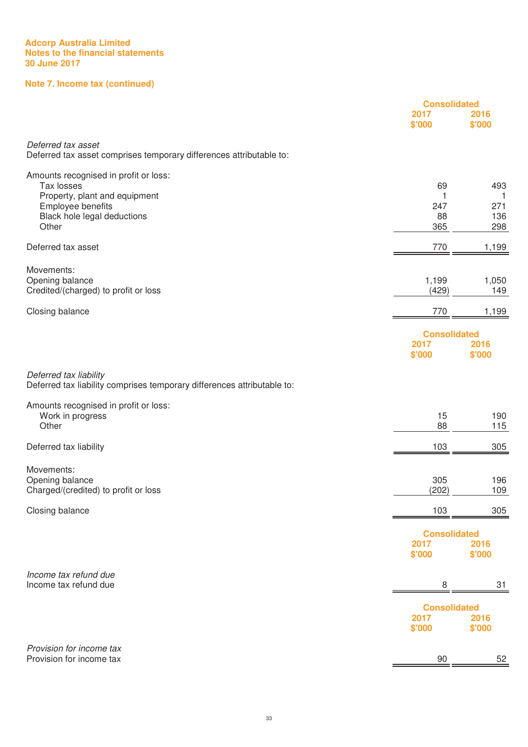Adcorp Australia Limited
Notes to the financial statements
30 June 2017

## Note 7. Income tax (continued)

| | Consolidated | |
|---|---|---|
| | 2017 $'000 | 2016 $'000 |
| *Deferred tax asset* | | |
| Deferred tax asset comprises temporary differences attributable to: | | |
| | | |
| Amounts recognised in profit or loss: | | |
| Tax losses | 69 | 493 |
| Property, plant and equipment | 1 | 1 |
| Employee benefits | 247 | 271 |
| Black hole legal deductions | 88 | 136 |
| Other | 365 | 298 |
| | | |
| Deferred tax asset | 770 | 1,199 |
| | | |
| Movements: | | |
| Opening balance | 1,199 | 1,050 |
| Credited/(charged) to profit or loss | (429) | 149 |
| | | |
| Closing balance | 770 | 1,199 |

| | Consolidated | |
|---|---|---|
| | 2017 $'000 | 2016 $'000 |
| *Deferred tax liability* | | |
| Deferred tax liability comprises temporary differences attributable to: | | |
| | | |
| Amounts recognised in profit or loss: | | |
| Work in progress | 15 | 190 |
| Other | 88 | 115 |
| | | |
| Deferred tax liability | 103 | 305 |
| | | |
| Movements: | | |
| Opening balance | 305 | 196 |
| Charged/(credited) to profit or loss | (202) | 109 |
| | | |
| Closing balance | 103 | 305 |

| | Consolidated | |
|---|---|---|
| | 2017 $'000 | 2016 $'000 |
| *Income tax refund due* | | |
| Income tax refund due | 8 | 31 |

| | Consolidated | |
|---|---|---|
| | 2017 $'000 | 2016 $'000 |
| *Provision for income tax* | | |
| Provision for income tax | 90 | 52 |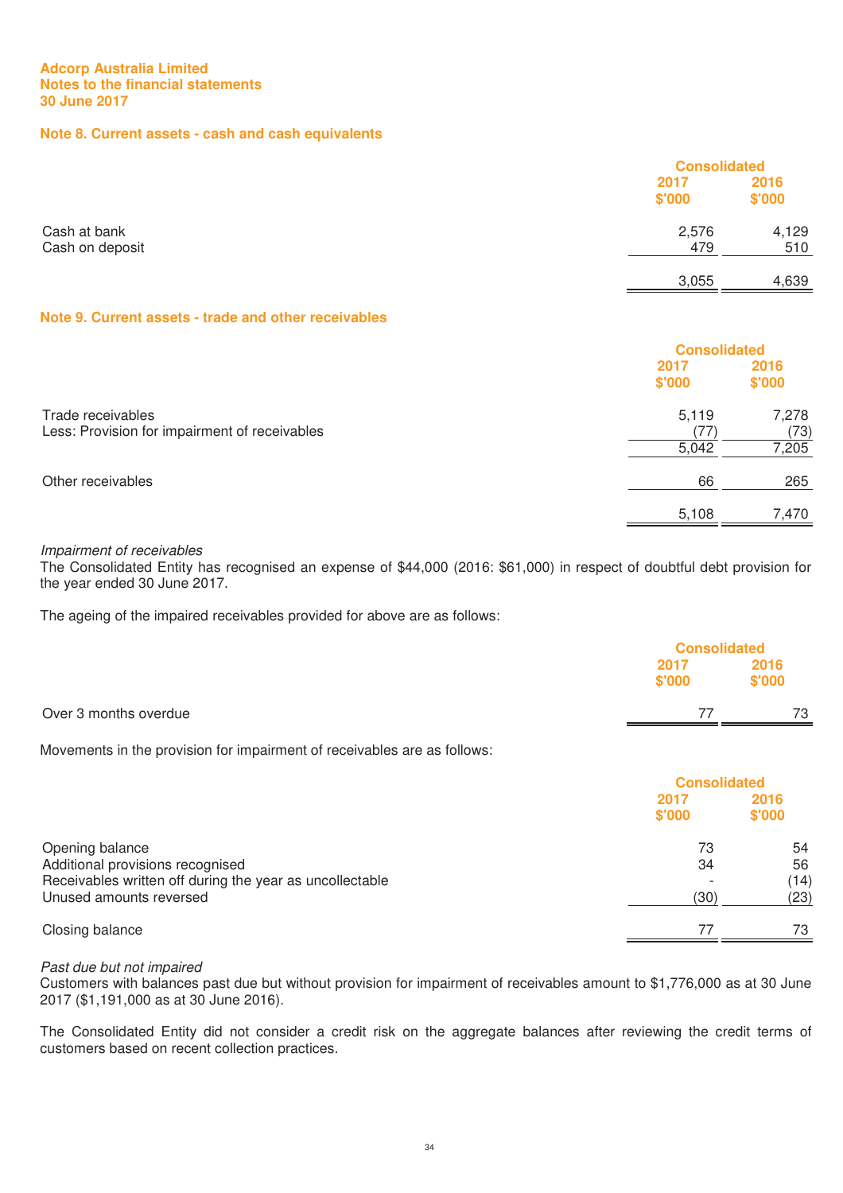**Adcorp Australia Limited**
**Notes to the financial statements**
**30 June 2017**

## Note 8. Current assets - cash and cash equivalents

| | Consolidated | |
|---|---|---|
| | 2017 $'000 | 2016 $'000 |
| Cash at bank | 2,576 | 4,129 |
| Cash on deposit | 479 | 510 |
| | 3,055 | 4,639 |

## Note 9. Current assets - trade and other receivables

| | Consolidated | |
|---|---|---|
| | 2017 $'000 | 2016 $'000 |
| Trade receivables | 5,119 | 7,278 |
| Less: Provision for impairment of receivables | (77) | (73) |
| | 5,042 | 7,205 |
| Other receivables | 66 | 265 |
| | 5,108 | 7,470 |

*Impairment of receivables*
The Consolidated Entity has recognised an expense of $44,000 (2016: $61,000) in respect of doubtful debt provision for the year ended 30 June 2017.

The ageing of the impaired receivables provided for above are as follows:

| | Consolidated | |
|---|---|---|
| | 2017 $'000 | 2016 $'000 |
| Over 3 months overdue | 77 | 73 |

Movements in the provision for impairment of receivables are as follows:

| | Consolidated | |
|---|---|---|
| | 2017 $'000 | 2016 $'000 |
| Opening balance | 73 | 54 |
| Additional provisions recognised | 34 | 56 |
| Receivables written off during the year as uncollectable | - | (14) |
| Unused amounts reversed | (30) | (23) |
| Closing balance | 77 | 73 |

*Past due but not impaired*
Customers with balances past due but without provision for impairment of receivables amount to $1,776,000 as at 30 June 2017 ($1,191,000 as at 30 June 2016).

The Consolidated Entity did not consider a credit risk on the aggregate balances after reviewing the credit terms of customers based on recent collection practices.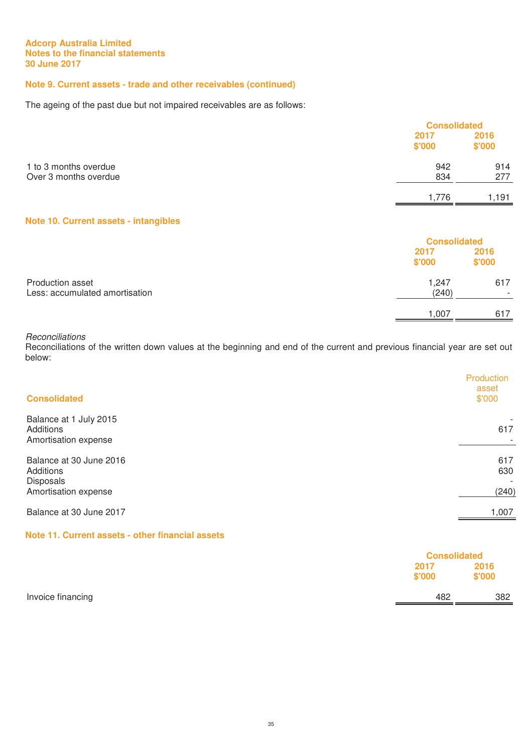**Adcorp Australia Limited**
**Notes to the financial statements**
**30 June 2017**

## Note 9. Current assets - trade and other receivables (continued)

The ageing of the past due but not impaired receivables are as follows:

| | Consolidated | |
|---|---|---|
| | 2017 $'000 | 2016 $'000 |
| 1 to 3 months overdue | 942 | 914 |
| Over 3 months overdue | 834 | 277 |
| | 1,776 | 1,191 |

## Note 10. Current assets - intangibles

| | Consolidated | |
|---|---|---|
| | 2017 $'000 | 2016 $'000 |
| Production asset | 1,247 | 617 |
| Less: accumulated amortisation | (240) | - |
| | 1,007 | 617 |

*Reconciliations*
Reconciliations of the written down values at the beginning and end of the current and previous financial year are set out below:

| Consolidated | Production asset $'000 |
|---|---|
| Balance at 1 July 2015 | - |
| Additions | 617 |
| Amortisation expense | - |
| Balance at 30 June 2016 | 617 |
| Additions | 630 |
| Disposals | - |
| Amortisation expense | (240) |
| Balance at 30 June 2017 | 1,007 |

## Note 11. Current assets - other financial assets

| | Consolidated | |
|---|---|---|
| | 2017 $'000 | 2016 $'000 |
| Invoice financing | 482 | 382 |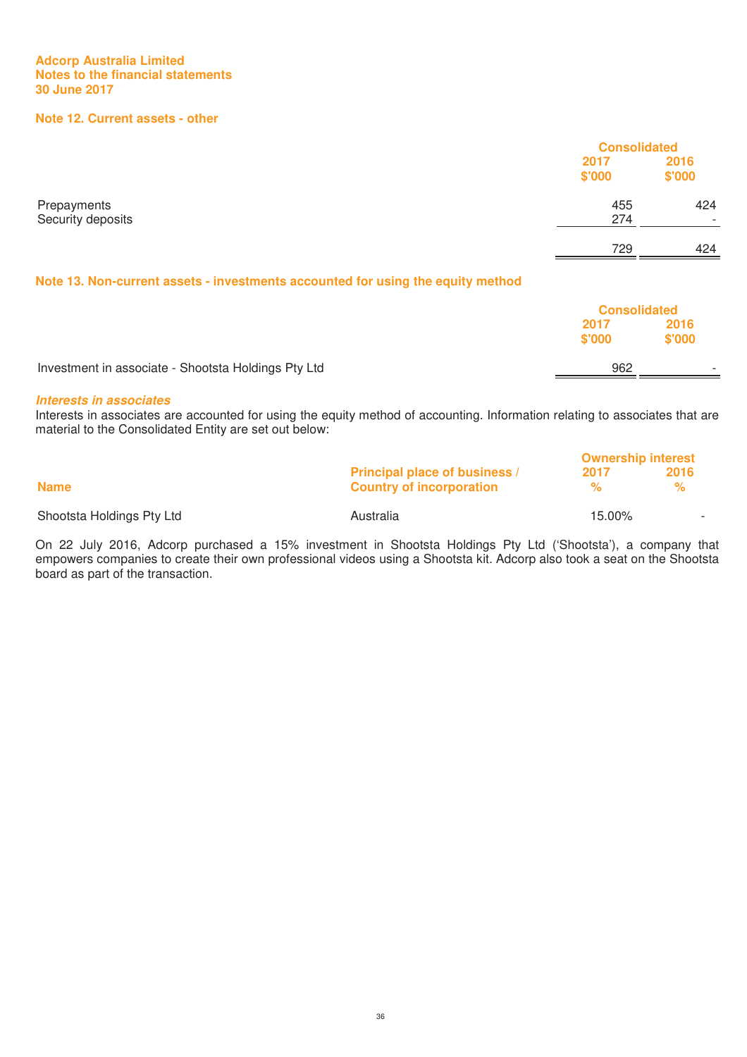**Adcorp Australia Limited**
**Notes to the financial statements**
**30 June 2017**

## Note 12. Current assets - other

| | Consolidated | |
|---|---|---|
| | 2017 $'000 | 2016 $'000 |
| Prepayments | 455 | 424 |
| Security deposits | 274 | - |
| | 729 | 424 |

## Note 13. Non-current assets - investments accounted for using the equity method

| | Consolidated | |
|---|---|---|
| | 2017 $'000 | 2016 $'000 |
| Investment in associate - Shootsta Holdings Pty Ltd | 962 | - |

### *Interests in associates*

Interests in associates are accounted for using the equity method of accounting. Information relating to associates that are material to the Consolidated Entity are set out below:

| Name | Principal place of business / Country of incorporation | Ownership interest 2017 % | Ownership interest 2016 % |
|---|---|---|---|
| Shootsta Holdings Pty Ltd | Australia | 15.00% | - |

On 22 July 2016, Adcorp purchased a 15% investment in Shootsta Holdings Pty Ltd ('Shootsta'), a company that empowers companies to create their own professional videos using a Shootsta kit. Adcorp also took a seat on the Shootsta board as part of the transaction.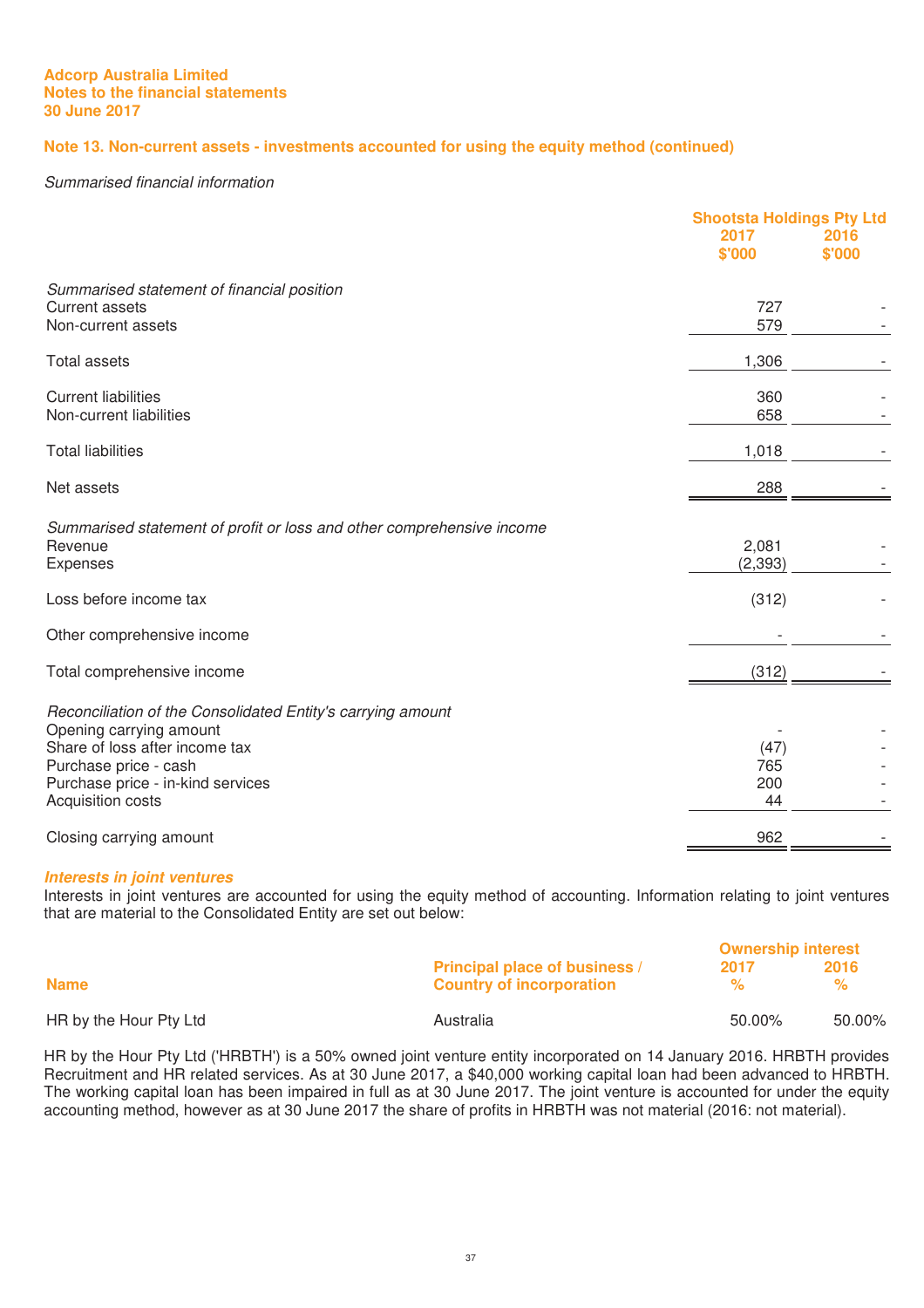Adcorp Australia Limited
Notes to the financial statements
30 June 2017

## Note 13. Non-current assets - investments accounted for using the equity method (continued)

*Summarised financial information*

| | Shootsta Holdings Pty Ltd | |
|---|---|---|
| | 2017 $'000 | 2016 $'000 |
| *Summarised statement of financial position* | | |
| Current assets | 727 | - |
| Non-current assets | 579 | - |
| Total assets | 1,306 | - |
| Current liabilities | 360 | - |
| Non-current liabilities | 658 | - |
| Total liabilities | 1,018 | - |
| Net assets | 288 | - |
| *Summarised statement of profit or loss and other comprehensive income* | | |
| Revenue | 2,081 | - |
| Expenses | (2,393) | - |
| Loss before income tax | (312) | - |
| Other comprehensive income | - | - |
| Total comprehensive income | (312) | - |
| *Reconciliation of the Consolidated Entity's carrying amount* | | |
| Opening carrying amount | - | - |
| Share of loss after income tax | (47) | - |
| Purchase price - cash | 765 | - |
| Purchase price - in-kind services | 200 | - |
| Acquisition costs | 44 | - |
| Closing carrying amount | 962 | - |

### *Interests in joint ventures*

Interests in joint ventures are accounted for using the equity method of accounting. Information relating to joint ventures that are material to the Consolidated Entity are set out below:

| Name | Principal place of business / Country of incorporation | Ownership interest 2017 % | Ownership interest 2016 % |
|---|---|---|---|
| HR by the Hour Pty Ltd | Australia | 50.00% | 50.00% |

HR by the Hour Pty Ltd ('HRBTH') is a 50% owned joint venture entity incorporated on 14 January 2016. HRBTH provides Recruitment and HR related services. As at 30 June 2017, a $40,000 working capital loan had been advanced to HRBTH. The working capital loan has been impaired in full as at 30 June 2017. The joint venture is accounted for under the equity accounting method, however as at 30 June 2017 the share of profits in HRBTH was not material (2016: not material).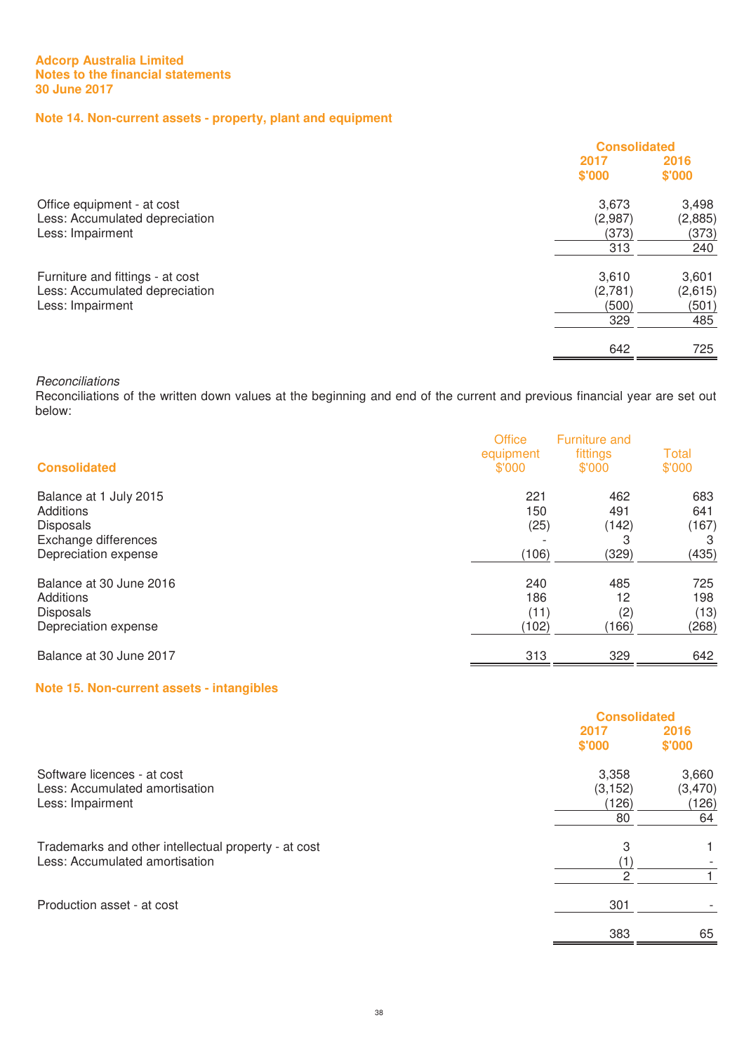**Adcorp Australia Limited**
**Notes to the financial statements**
**30 June 2017**

## Note 14. Non-current assets - property, plant and equipment

| | Consolidated | |
|---|---|---|
| | 2017 $'000 | 2016 $'000 |
| Office equipment - at cost | 3,673 | 3,498 |
| Less: Accumulated depreciation | (2,987) | (2,885) |
| Less: Impairment | (373) | (373) |
| | 313 | 240 |
| | | |
| Furniture and fittings - at cost | 3,610 | 3,601 |
| Less: Accumulated depreciation | (2,781) | (2,615) |
| Less: Impairment | (500) | (501) |
| | 329 | 485 |
| | | |
| | 642 | 725 |

*Reconciliations*

Reconciliations of the written down values at the beginning and end of the current and previous financial year are set out below:

| Consolidated | Office equipment $'000 | Furniture and fittings $'000 | Total $'000 |
|---|---|---|---|
| Balance at 1 July 2015 | 221 | 462 | 683 |
| Additions | 150 | 491 | 641 |
| Disposals | (25) | (142) | (167) |
| Exchange differences | - | 3 | 3 |
| Depreciation expense | (106) | (329) | (435) |
| | | | |
| Balance at 30 June 2016 | 240 | 485 | 725 |
| Additions | 186 | 12 | 198 |
| Disposals | (11) | (2) | (13) |
| Depreciation expense | (102) | (166) | (268) |
| | | | |
| Balance at 30 June 2017 | 313 | 329 | 642 |

## Note 15. Non-current assets - intangibles

| | Consolidated | |
|---|---|---|
| | 2017 $'000 | 2016 $'000 |
| Software licences - at cost | 3,358 | 3,660 |
| Less: Accumulated amortisation | (3,152) | (3,470) |
| Less: Impairment | (126) | (126) |
| | 80 | 64 |
| | | |
| Trademarks and other intellectual property - at cost | 3 | 1 |
| Less: Accumulated amortisation | (1) | - |
| | 2 | 1 |
| | | |
| Production asset - at cost | 301 | - |
| | | |
| | 383 | 65 |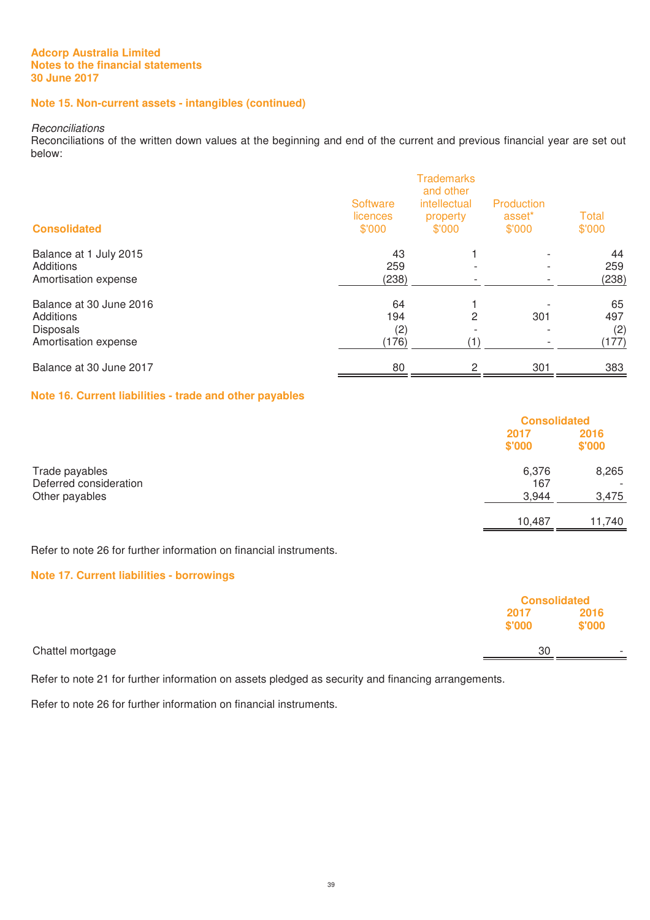**Adcorp Australia Limited**
**Notes to the financial statements**
**30 June 2017**

## Note 15. Non-current assets - intangibles (continued)

*Reconciliations*
Reconciliations of the written down values at the beginning and end of the current and previous financial year are set out below:

| Consolidated | Software licences $'000 | Trademarks and other intellectual property $'000 | Production asset* $'000 | Total $'000 |
|---|---|---|---|---|
| Balance at 1 July 2015 | 43 | 1 | - | 44 |
| Additions | 259 | - | - | 259 |
| Amortisation expense | (238) | - | - | (238) |
| | | | | |
| Balance at 30 June 2016 | 64 | 1 | - | 65 |
| Additions | 194 | 2 | 301 | 497 |
| Disposals | (2) | - | - | (2) |
| Amortisation expense | (176) | (1) | - | (177) |
| | | | | |
| Balance at 30 June 2017 | 80 | 2 | 301 | 383 |

## Note 16. Current liabilities - trade and other payables

| | Consolidated 2017 $'000 | Consolidated 2016 $'000 |
|---|---|---|
| Trade payables | 6,376 | 8,265 |
| Deferred consideration | 167 | - |
| Other payables | 3,944 | 3,475 |
| | 10,487 | 11,740 |

Refer to note 26 for further information on financial instruments.

## Note 17. Current liabilities - borrowings

| | Consolidated 2017 $'000 | Consolidated 2016 $'000 |
|---|---|---|
| Chattel mortgage | 30 | - |

Refer to note 21 for further information on assets pledged as security and financing arrangements.

Refer to note 26 for further information on financial instruments.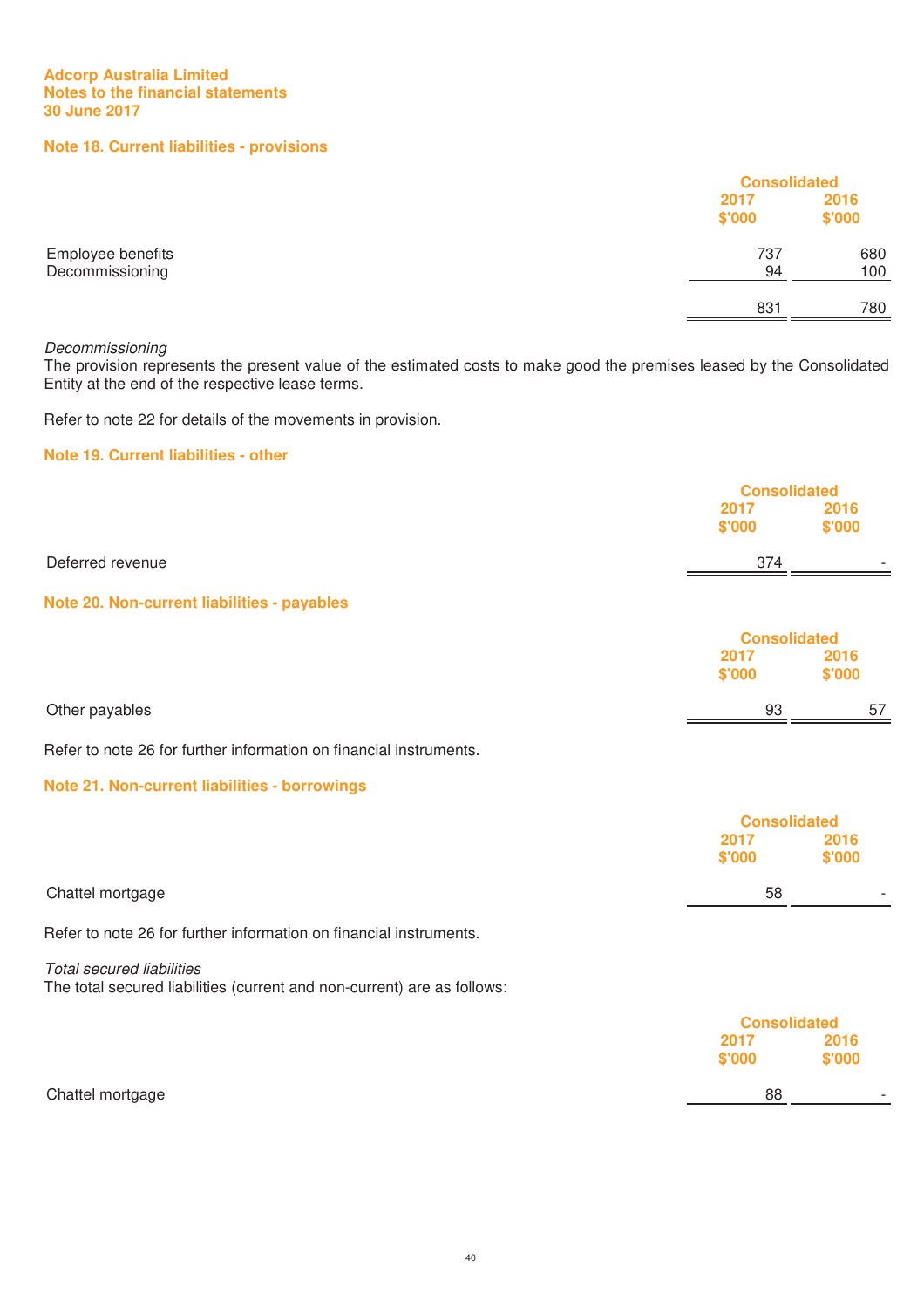**Adcorp Australia Limited**
**Notes to the financial statements**
**30 June 2017**

## Note 18. Current liabilities - provisions

| | Consolidated | |
|---|---|---|
| | 2017 | 2016 |
| | $'000 | $'000 |
| Employee benefits | 737 | 680 |
| Decommissioning | 94 | 100 |
| | 831 | 780 |

*Decommissioning*
The provision represents the present value of the estimated costs to make good the premises leased by the Consolidated Entity at the end of the respective lease terms.

Refer to note 22 for details of the movements in provision.

## Note 19. Current liabilities - other

| | Consolidated | |
|---|---|---|
| | 2017 | 2016 |
| | $'000 | $'000 |
| Deferred revenue | 374 | - |

## Note 20. Non-current liabilities - payables

| | Consolidated | |
|---|---|---|
| | 2017 | 2016 |
| | $'000 | $'000 |
| Other payables | 93 | 57 |

Refer to note 26 for further information on financial instruments.

## Note 21. Non-current liabilities - borrowings

| | Consolidated | |
|---|---|---|
| | 2017 | 2016 |
| | $'000 | $'000 |
| Chattel mortgage | 58 | - |

Refer to note 26 for further information on financial instruments.

*Total secured liabilities*
The total secured liabilities (current and non-current) are as follows:

| | Consolidated | |
|---|---|---|
| | 2017 | 2016 |
| | $'000 | $'000 |
| Chattel mortgage | 88 | - |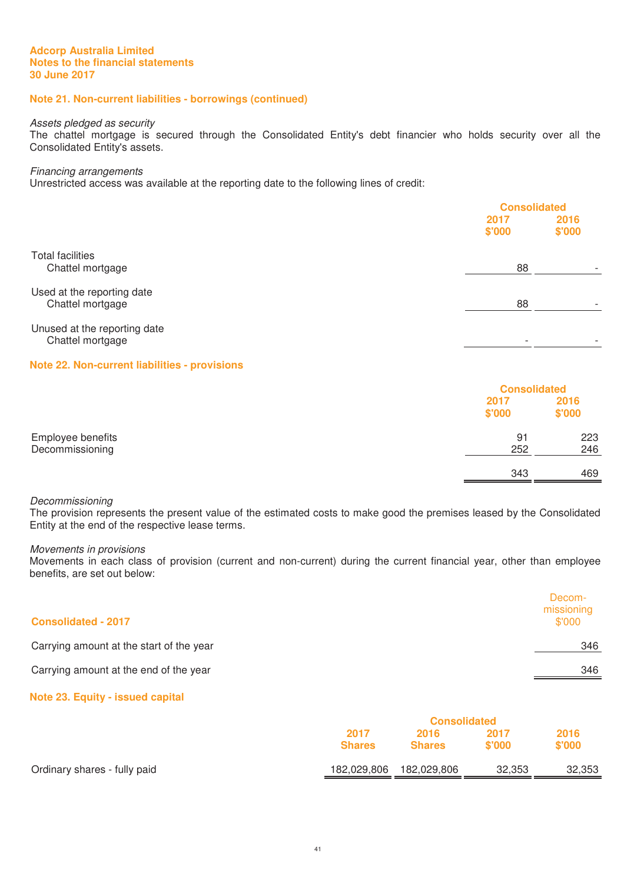Adcorp Australia Limited
Notes to the financial statements
30 June 2017

## Note 21. Non-current liabilities - borrowings (continued)

*Assets pledged as security*
The chattel mortgage is secured through the Consolidated Entity's debt financier who holds security over all the Consolidated Entity's assets.

*Financing arrangements*
Unrestricted access was available at the reporting date to the following lines of credit:

| | Consolidated | |
|---|---|---|
| | 2017 $'000 | 2016 $'000 |
| Total facilities | | |
| Chattel mortgage | 88 | - |
| Used at the reporting date | | |
| Chattel mortgage | 88 | - |
| Unused at the reporting date | | |
| Chattel mortgage | - | - |

## Note 22. Non-current liabilities - provisions

| | Consolidated | |
|---|---|---|
| | 2017 $'000 | 2016 $'000 |
| Employee benefits | 91 | 223 |
| Decommissioning | 252 | 246 |
| | 343 | 469 |

*Decommissioning*
The provision represents the present value of the estimated costs to make good the premises leased by the Consolidated Entity at the end of the respective lease terms.

*Movements in provisions*
Movements in each class of provision (current and non-current) during the current financial year, other than employee benefits, are set out below:

| Consolidated - 2017 | Decom-missioning $'000 |
|---|---|
| Carrying amount at the start of the year | 346 |
| Carrying amount at the end of the year | 346 |

## Note 23. Equity - issued capital

| | Consolidated | | | |
|---|---|---|---|---|
| | 2017 Shares | 2016 Shares | 2017 $'000 | 2016 $'000 |
| Ordinary shares - fully paid | 182,029,806 | 182,029,806 | 32,353 | 32,353 |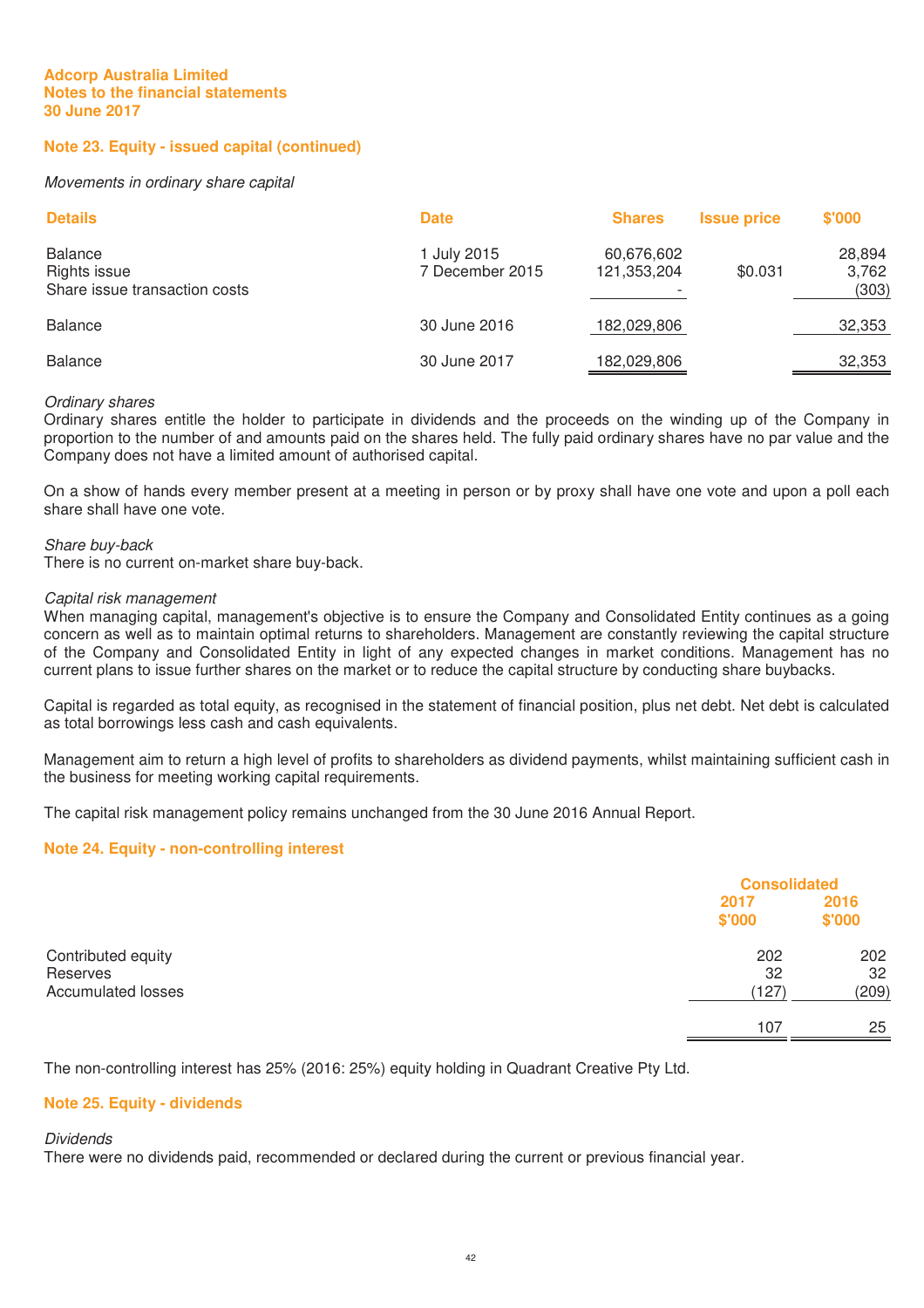Adcorp Australia Limited
Notes to the financial statements
30 June 2017

## Note 23. Equity - issued capital (continued)

*Movements in ordinary share capital*

| Details | Date | Shares | Issue price | $'000 |
|---|---|---|---|---|
| Balance | 1 July 2015 | 60,676,602 | | 28,894 |
| Rights issue | 7 December 2015 | 121,353,204 | $0.031 | 3,762 |
| Share issue transaction costs | | - | | (303) |
| Balance | 30 June 2016 | 182,029,806 | | 32,353 |
| Balance | 30 June 2017 | 182,029,806 | | 32,353 |

*Ordinary shares*
Ordinary shares entitle the holder to participate in dividends and the proceeds on the winding up of the Company in proportion to the number of and amounts paid on the shares held. The fully paid ordinary shares have no par value and the Company does not have a limited amount of authorised capital.

On a show of hands every member present at a meeting in person or by proxy shall have one vote and upon a poll each share shall have one vote.

*Share buy-back*
There is no current on-market share buy-back.

*Capital risk management*
When managing capital, management's objective is to ensure the Company and Consolidated Entity continues as a going concern as well as to maintain optimal returns to shareholders. Management are constantly reviewing the capital structure of the Company and Consolidated Entity in light of any expected changes in market conditions. Management has no current plans to issue further shares on the market or to reduce the capital structure by conducting share buybacks.

Capital is regarded as total equity, as recognised in the statement of financial position, plus net debt. Net debt is calculated as total borrowings less cash and cash equivalents.

Management aim to return a high level of profits to shareholders as dividend payments, whilst maintaining sufficient cash in the business for meeting working capital requirements.

The capital risk management policy remains unchanged from the 30 June 2016 Annual Report.

## Note 24. Equity - non-controlling interest

| | Consolidated | |
|---|---|---|
| | 2017 $'000 | 2016 $'000 |
| Contributed equity | 202 | 202 |
| Reserves | 32 | 32 |
| Accumulated losses | (127) | (209) |
| | 107 | 25 |

The non-controlling interest has 25% (2016: 25%) equity holding in Quadrant Creative Pty Ltd.

## Note 25. Equity - dividends

*Dividends*
There were no dividends paid, recommended or declared during the current or previous financial year.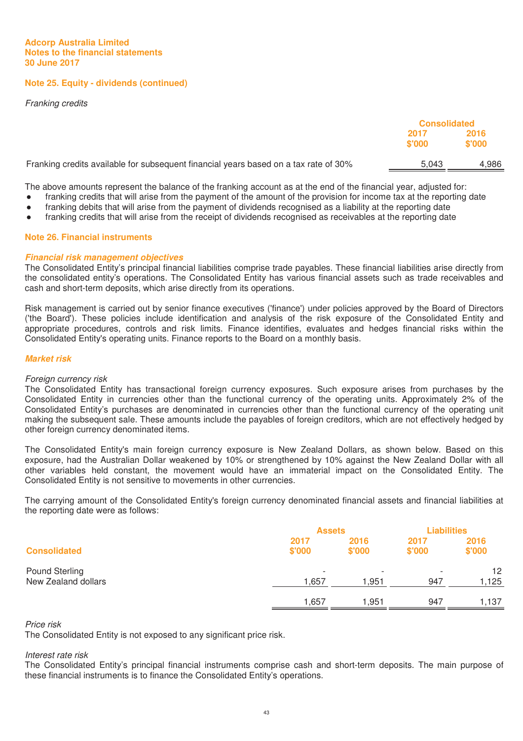**Adcorp Australia Limited**
**Notes to the financial statements**
**30 June 2017**

## Note 25. Equity - dividends (continued)

*Franking credits*

| | Consolidated | |
|---|---|---|
| | 2017 $'000 | 2016 $'000 |
| Franking credits available for subsequent financial years based on a tax rate of 30% | 5,043 | 4,986 |

The above amounts represent the balance of the franking account as at the end of the financial year, adjusted for:
- franking credits that will arise from the payment of the amount of the provision for income tax at the reporting date
- franking debits that will arise from the payment of dividends recognised as a liability at the reporting date
- franking credits that will arise from the receipt of dividends recognised as receivables at the reporting date

## Note 26. Financial instruments

***Financial risk management objectives***
The Consolidated Entity's principal financial liabilities comprise trade payables. These financial liabilities arise directly from the consolidated entity's operations. The Consolidated Entity has various financial assets such as trade receivables and cash and short-term deposits, which arise directly from its operations.

Risk management is carried out by senior finance executives ('finance') under policies approved by the Board of Directors ('the Board'). These policies include identification and analysis of the risk exposure of the Consolidated Entity and appropriate procedures, controls and risk limits. Finance identifies, evaluates and hedges financial risks within the Consolidated Entity's operating units. Finance reports to the Board on a monthly basis.

***Market risk***

*Foreign currency risk*
The Consolidated Entity has transactional foreign currency exposures. Such exposure arises from purchases by the Consolidated Entity in currencies other than the functional currency of the operating units. Approximately 2% of the Consolidated Entity's purchases are denominated in currencies other than the functional currency of the operating unit making the subsequent sale. These amounts include the payables of foreign creditors, which are not effectively hedged by other foreign currency denominated items.

The Consolidated Entity's main foreign currency exposure is New Zealand Dollars, as shown below. Based on this exposure, had the Australian Dollar weakened by 10% or strengthened by 10% against the New Zealand Dollar with all other variables held constant, the movement would have an immaterial impact on the Consolidated Entity. The Consolidated Entity is not sensitive to movements in other currencies.

The carrying amount of the Consolidated Entity's foreign currency denominated financial assets and financial liabilities at the reporting date were as follows:

| | Assets | | Liabilities | |
|---|---|---|---|---|
| **Consolidated** | 2017 $'000 | 2016 $'000 | 2017 $'000 | 2016 $'000 |
| Pound Sterling | - | - | - | 12 |
| New Zealand dollars | 1,657 | 1,951 | 947 | 1,125 |
| | 1,657 | 1,951 | 947 | 1,137 |

*Price risk*
The Consolidated Entity is not exposed to any significant price risk.

*Interest rate risk*
The Consolidated Entity's principal financial instruments comprise cash and short-term deposits. The main purpose of these financial instruments is to finance the Consolidated Entity's operations.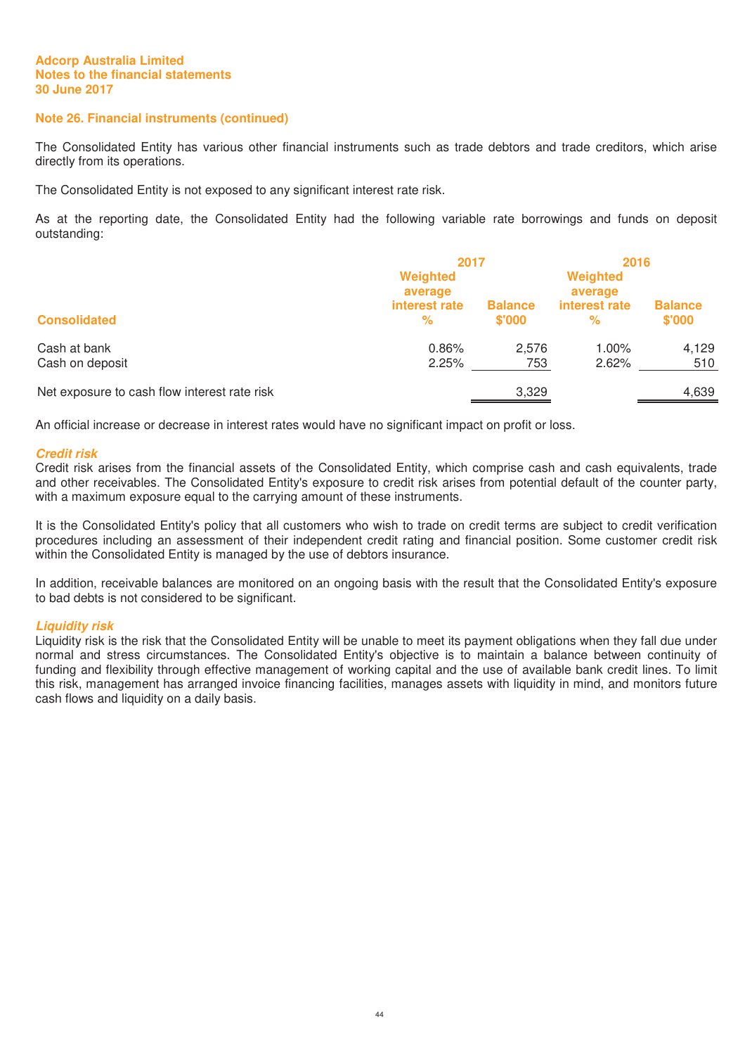Adcorp Australia Limited
Notes to the financial statements
30 June 2017

## Note 26. Financial instruments (continued)

The Consolidated Entity has various other financial instruments such as trade debtors and trade creditors, which arise directly from its operations.

The Consolidated Entity is not exposed to any significant interest rate risk.

As at the reporting date, the Consolidated Entity had the following variable rate borrowings and funds on deposit outstanding:

| | 2017 | | 2016 | |
|---|---|---|---|---|
| Consolidated | Weighted average interest rate % | Balance $'000 | Weighted average interest rate % | Balance $'000 |
| Cash at bank | 0.86% | 2,576 | 1.00% | 4,129 |
| Cash on deposit | 2.25% | 753 | 2.62% | 510 |
| Net exposure to cash flow interest rate risk | | 3,329 | | 4,639 |

An official increase or decrease in interest rates would have no significant impact on profit or loss.

### *Credit risk*

Credit risk arises from the financial assets of the Consolidated Entity, which comprise cash and cash equivalents, trade and other receivables. The Consolidated Entity's exposure to credit risk arises from potential default of the counter party, with a maximum exposure equal to the carrying amount of these instruments.

It is the Consolidated Entity's policy that all customers who wish to trade on credit terms are subject to credit verification procedures including an assessment of their independent credit rating and financial position. Some customer credit risk within the Consolidated Entity is managed by the use of debtors insurance.

In addition, receivable balances are monitored on an ongoing basis with the result that the Consolidated Entity's exposure to bad debts is not considered to be significant.

### *Liquidity risk*

Liquidity risk is the risk that the Consolidated Entity will be unable to meet its payment obligations when they fall due under normal and stress circumstances. The Consolidated Entity's objective is to maintain a balance between continuity of funding and flexibility through effective management of working capital and the use of available bank credit lines. To limit this risk, management has arranged invoice financing facilities, manages assets with liquidity in mind, and monitors future cash flows and liquidity on a daily basis.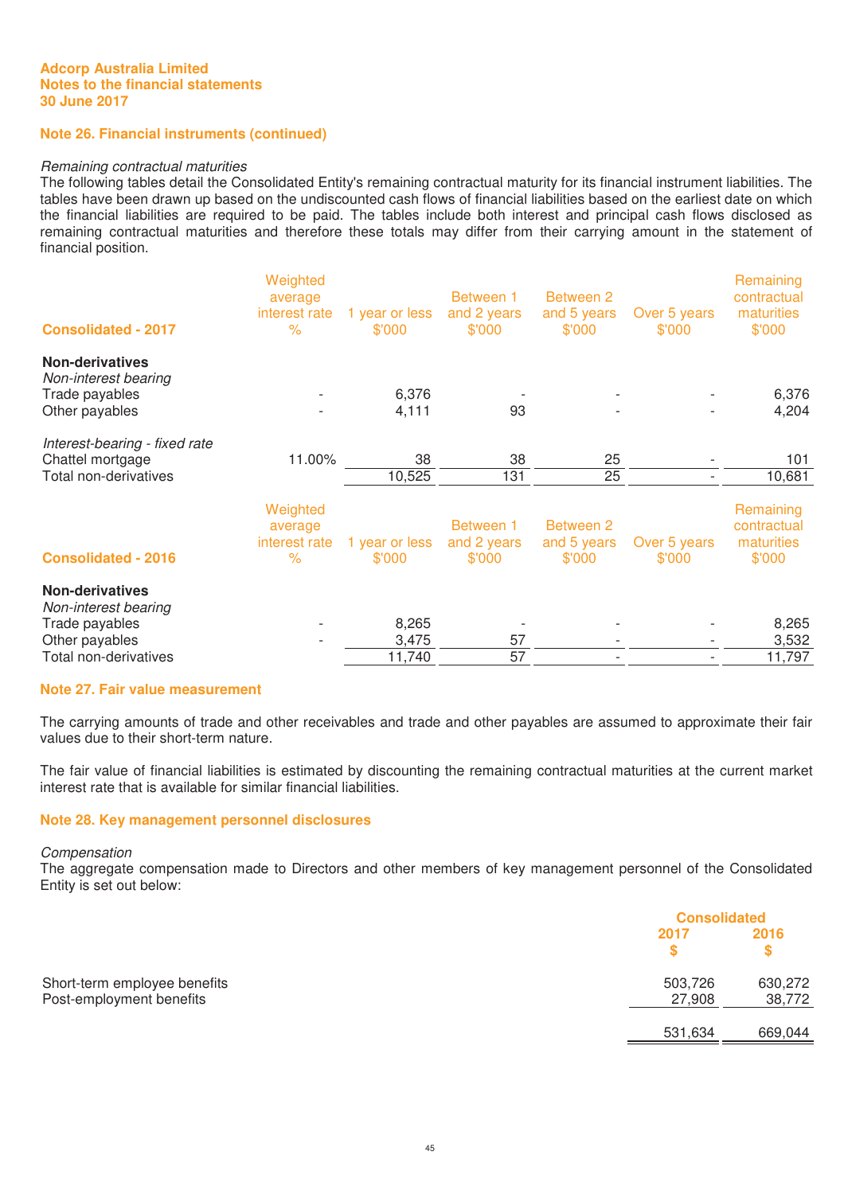Adcorp Australia Limited
Notes to the financial statements
30 June 2017

## Note 26. Financial instruments (continued)

*Remaining contractual maturities*

The following tables detail the Consolidated Entity's remaining contractual maturity for its financial instrument liabilities. The tables have been drawn up based on the undiscounted cash flows of financial liabilities based on the earliest date on which the financial liabilities are required to be paid. The tables include both interest and principal cash flows disclosed as remaining contractual maturities and therefore these totals may differ from their carrying amount in the statement of financial position.

| Consolidated - 2017 | Weighted average interest rate % | 1 year or less $'000 | Between 1 and 2 years $'000 | Between 2 and 5 years $'000 | Over 5 years $'000 | Remaining contractual maturities $'000 |
|---|---|---|---|---|---|---|
| **Non-derivatives** | | | | | | |
| *Non-interest bearing* | | | | | | |
| Trade payables | - | 6,376 | - | - | - | 6,376 |
| Other payables | - | 4,111 | 93 | - | - | 4,204 |
| *Interest-bearing - fixed rate* | | | | | | |
| Chattel mortgage | 11.00% | 38 | 38 | 25 | - | 101 |
| Total non-derivatives | | 10,525 | 131 | 25 | - | 10,681 |

| Consolidated - 2016 | Weighted average interest rate % | 1 year or less $'000 | Between 1 and 2 years $'000 | Between 2 and 5 years $'000 | Over 5 years $'000 | Remaining contractual maturities $'000 |
|---|---|---|---|---|---|---|
| **Non-derivatives** | | | | | | |
| *Non-interest bearing* | | | | | | |
| Trade payables | - | 8,265 | - | - | - | 8,265 |
| Other payables | - | 3,475 | 57 | - | - | 3,532 |
| Total non-derivatives | | 11,740 | 57 | - | - | 11,797 |

## Note 27. Fair value measurement

The carrying amounts of trade and other receivables and trade and other payables are assumed to approximate their fair values due to their short-term nature.

The fair value of financial liabilities is estimated by discounting the remaining contractual maturities at the current market interest rate that is available for similar financial liabilities.

## Note 28. Key management personnel disclosures

*Compensation*

The aggregate compensation made to Directors and other members of key management personnel of the Consolidated Entity is set out below:

| | Consolidated 2017 $ | Consolidated 2016 $ |
|---|---|---|
| Short-term employee benefits | 503,726 | 630,272 |
| Post-employment benefits | 27,908 | 38,772 |
| | 531,634 | 669,044 |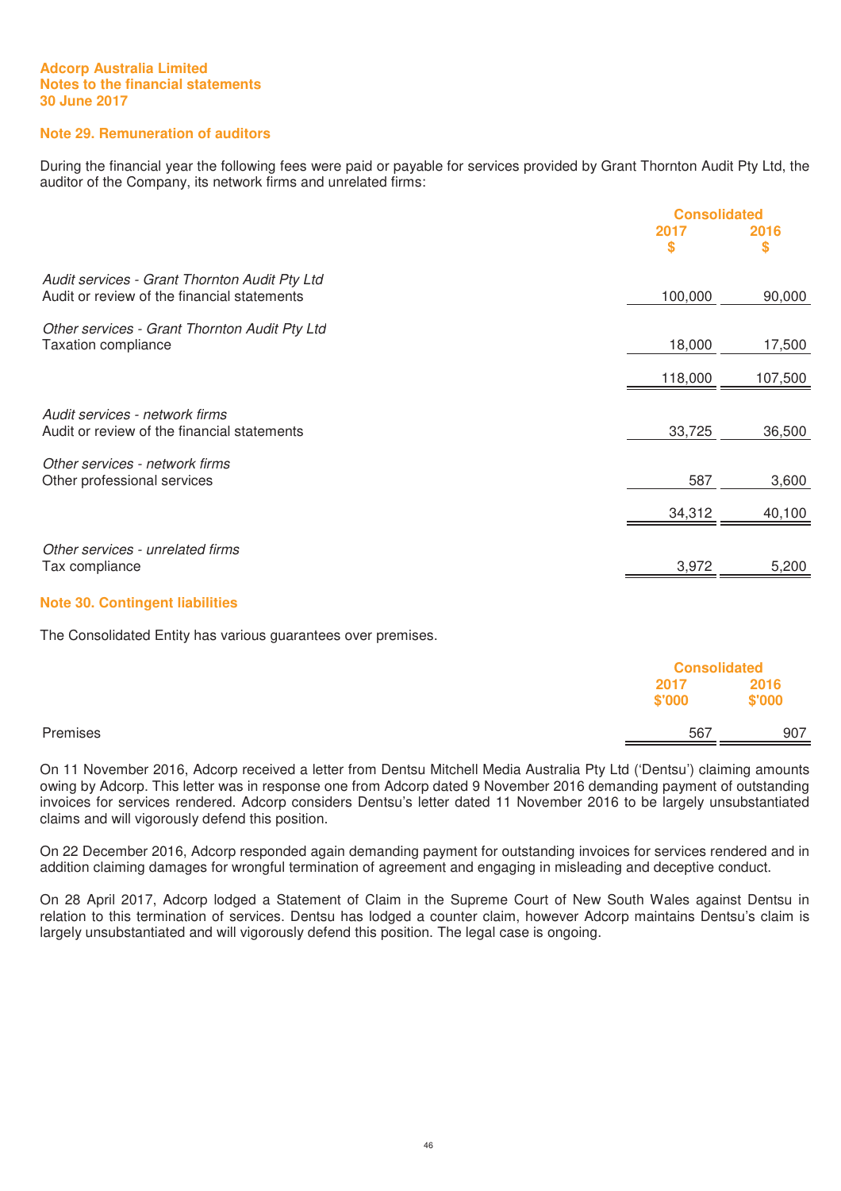Adcorp Australia Limited
Notes to the financial statements
30 June 2017

## Note 29. Remuneration of auditors

During the financial year the following fees were paid or payable for services provided by Grant Thornton Audit Pty Ltd, the auditor of the Company, its network firms and unrelated firms:

| | Consolidated | |
|---|---|---|
| | 2017 $ | 2016 $ |
| *Audit services - Grant Thornton Audit Pty Ltd* | | |
| Audit or review of the financial statements | 100,000 | 90,000 |
| *Other services - Grant Thornton Audit Pty Ltd* | | |
| Taxation compliance | 18,000 | 17,500 |
| | 118,000 | 107,500 |
| *Audit services - network firms* | | |
| Audit or review of the financial statements | 33,725 | 36,500 |
| *Other services - network firms* | | |
| Other professional services | 587 | 3,600 |
| | 34,312 | 40,100 |
| *Other services - unrelated firms* | | |
| Tax compliance | 3,972 | 5,200 |

## Note 30. Contingent liabilities

The Consolidated Entity has various guarantees over premises.

| | Consolidated | |
|---|---|---|
| | 2017 $'000 | 2016 $'000 |
| Premises | 567 | 907 |

On 11 November 2016, Adcorp received a letter from Dentsu Mitchell Media Australia Pty Ltd ('Dentsu') claiming amounts owing by Adcorp. This letter was in response one from Adcorp dated 9 November 2016 demanding payment of outstanding invoices for services rendered. Adcorp considers Dentsu's letter dated 11 November 2016 to be largely unsubstantiated claims and will vigorously defend this position.

On 22 December 2016, Adcorp responded again demanding payment for outstanding invoices for services rendered and in addition claiming damages for wrongful termination of agreement and engaging in misleading and deceptive conduct.

On 28 April 2017, Adcorp lodged a Statement of Claim in the Supreme Court of New South Wales against Dentsu in relation to this termination of services. Dentsu has lodged a counter claim, however Adcorp maintains Dentsu's claim is largely unsubstantiated and will vigorously defend this position. The legal case is ongoing.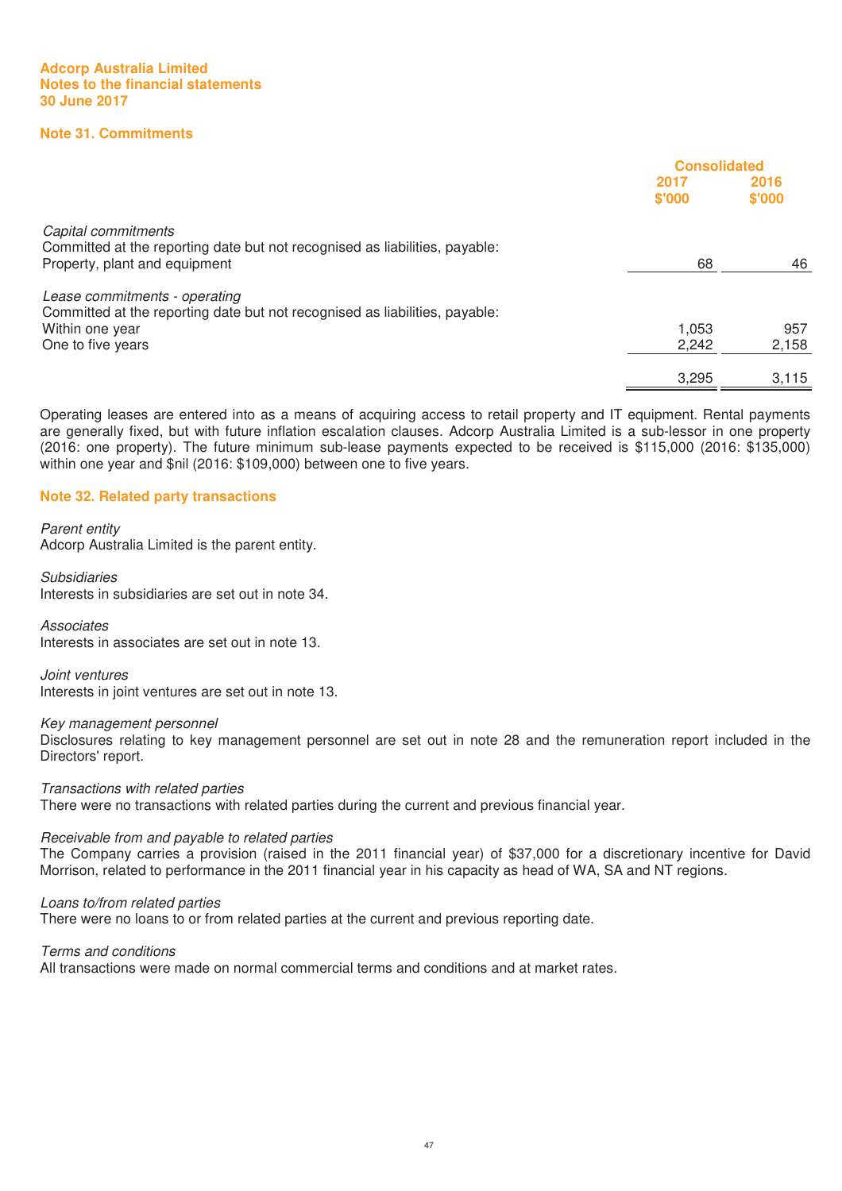**Adcorp Australia Limited**
**Notes to the financial statements**
**30 June 2017**

## Note 31. Commitments

| | Consolidated | |
|---|---|---|
| | 2017 $'000 | 2016 $'000 |
| *Capital commitments* | | |
| Committed at the reporting date but not recognised as liabilities, payable: | | |
| Property, plant and equipment | 68 | 46 |
| *Lease commitments - operating* | | |
| Committed at the reporting date but not recognised as liabilities, payable: | | |
| Within one year | 1,053 | 957 |
| One to five years | 2,242 | 2,158 |
| | 3,295 | 3,115 |

Operating leases are entered into as a means of acquiring access to retail property and IT equipment. Rental payments are generally fixed, but with future inflation escalation clauses. Adcorp Australia Limited is a sub-lessor in one property (2016: one property). The future minimum sub-lease payments expected to be received is $115,000 (2016: $135,000) within one year and $nil (2016: $109,000) between one to five years.

## Note 32. Related party transactions

*Parent entity*
Adcorp Australia Limited is the parent entity.

*Subsidiaries*
Interests in subsidiaries are set out in note 34.

*Associates*
Interests in associates are set out in note 13.

*Joint ventures*
Interests in joint ventures are set out in note 13.

*Key management personnel*
Disclosures relating to key management personnel are set out in note 28 and the remuneration report included in the Directors' report.

*Transactions with related parties*
There were no transactions with related parties during the current and previous financial year.

*Receivable from and payable to related parties*
The Company carries a provision (raised in the 2011 financial year) of $37,000 for a discretionary incentive for David Morrison, related to performance in the 2011 financial year in his capacity as head of WA, SA and NT regions.

*Loans to/from related parties*
There were no loans to or from related parties at the current and previous reporting date.

*Terms and conditions*
All transactions were made on normal commercial terms and conditions and at market rates.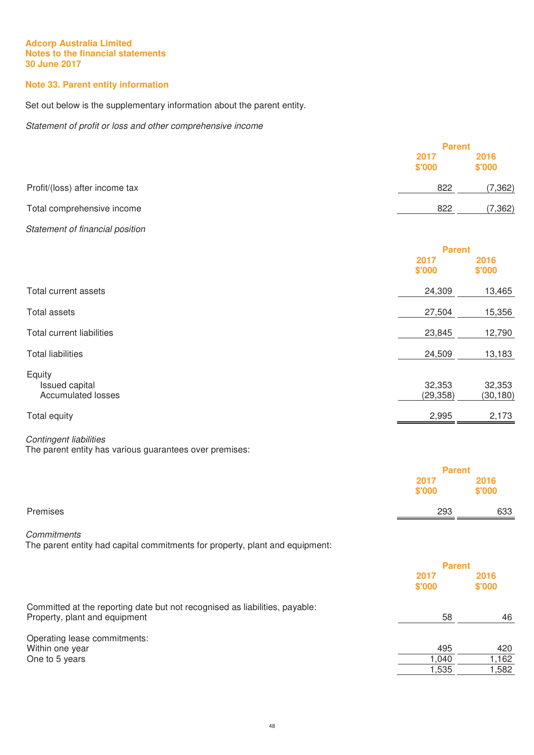**Adcorp Australia Limited**
**Notes to the financial statements**
**30 June 2017**

## Note 33. Parent entity information

Set out below is the supplementary information about the parent entity.

*Statement of profit or loss and other comprehensive income*

| | Parent | |
|---|---|---|
| | 2017<br>$'000 | 2016<br>$'000 |
| Profit/(loss) after income tax | 822 | (7,362) |
| Total comprehensive income | 822 | (7,362) |

*Statement of financial position*

| | Parent | |
|---|---|---|
| | 2017<br>$'000 | 2016<br>$'000 |
| Total current assets | 24,309 | 13,465 |
| Total assets | 27,504 | 15,356 |
| Total current liabilities | 23,845 | 12,790 |
| Total liabilities | 24,509 | 13,183 |
| Equity | | |
| Issued capital | 32,353 | 32,353 |
| Accumulated losses | (29,358) | (30,180) |
| Total equity | 2,995 | 2,173 |

*Contingent liabilities*
The parent entity has various guarantees over premises:

| | Parent | |
|---|---|---|
| | 2017<br>$'000 | 2016<br>$'000 |
| Premises | 293 | 633 |

*Commitments*
The parent entity had capital commitments for property, plant and equipment:

| | Parent | |
|---|---|---|
| | 2017<br>$'000 | 2016<br>$'000 |
| Committed at the reporting date but not recognised as liabilities, payable: | | |
| Property, plant and equipment | 58 | 46 |
| Operating lease commitments: | | |
| Within one year | 495 | 420 |
| One to 5 years | 1,040 | 1,162 |
| | 1,535 | 1,582 |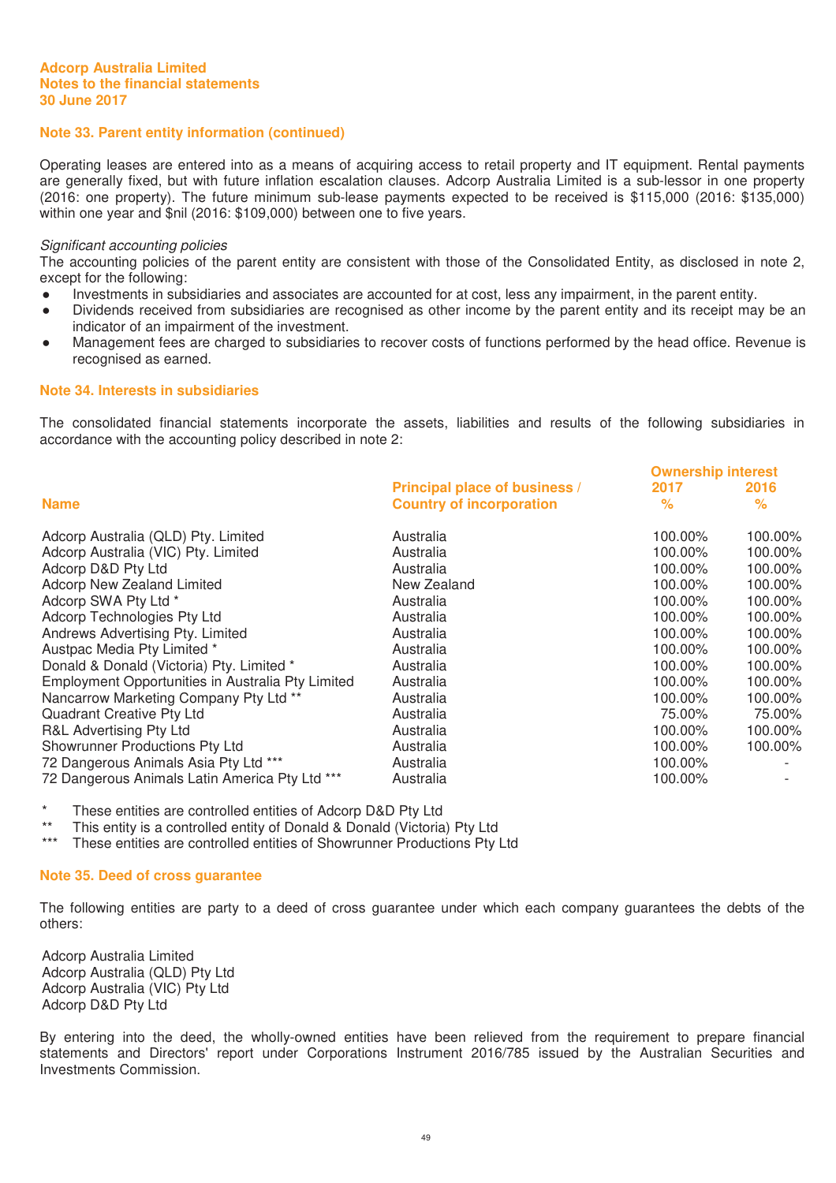Adcorp Australia Limited
Notes to the financial statements
30 June 2017

## Note 33. Parent entity information (continued)

Operating leases are entered into as a means of acquiring access to retail property and IT equipment. Rental payments are generally fixed, but with future inflation escalation clauses. Adcorp Australia Limited is a sub-lessor in one property (2016: one property). The future minimum sub-lease payments expected to be received is $115,000 (2016: $135,000) within one year and $nil (2016: $109,000) between one to five years.

*Significant accounting policies*

The accounting policies of the parent entity are consistent with those of the Consolidated Entity, as disclosed in note 2, except for the following:

- Investments in subsidiaries and associates are accounted for at cost, less any impairment, in the parent entity.
- Dividends received from subsidiaries are recognised as other income by the parent entity and its receipt may be an indicator of an impairment of the investment.
- Management fees are charged to subsidiaries to recover costs of functions performed by the head office. Revenue is recognised as earned.

## Note 34. Interests in subsidiaries

The consolidated financial statements incorporate the assets, liabilities and results of the following subsidiaries in accordance with the accounting policy described in note 2:

| Name | Principal place of business / Country of incorporation | Ownership interest 2017 % | Ownership interest 2016 % |
|---|---|---|---|
| Adcorp Australia (QLD) Pty. Limited | Australia | 100.00% | 100.00% |
| Adcorp Australia (VIC) Pty. Limited | Australia | 100.00% | 100.00% |
| Adcorp D&D Pty Ltd | Australia | 100.00% | 100.00% |
| Adcorp New Zealand Limited | New Zealand | 100.00% | 100.00% |
| Adcorp SWA Pty Ltd * | Australia | 100.00% | 100.00% |
| Adcorp Technologies Pty Ltd | Australia | 100.00% | 100.00% |
| Andrews Advertising Pty. Limited | Australia | 100.00% | 100.00% |
| Austpac Media Pty Limited * | Australia | 100.00% | 100.00% |
| Donald & Donald (Victoria) Pty. Limited * | Australia | 100.00% | 100.00% |
| Employment Opportunities in Australia Pty Limited | Australia | 100.00% | 100.00% |
| Nancarrow Marketing Company Pty Ltd ** | Australia | 100.00% | 100.00% |
| Quadrant Creative Pty Ltd | Australia | 75.00% | 75.00% |
| R&L Advertising Pty Ltd | Australia | 100.00% | 100.00% |
| Showrunner Productions Pty Ltd | Australia | 100.00% | 100.00% |
| 72 Dangerous Animals Asia Pty Ltd *** | Australia | 100.00% | - |
| 72 Dangerous Animals Latin America Pty Ltd *** | Australia | 100.00% | - |

\* These entities are controlled entities of Adcorp D&D Pty Ltd
\** This entity is a controlled entity of Donald & Donald (Victoria) Pty Ltd
\*** These entities are controlled entities of Showrunner Productions Pty Ltd

## Note 35. Deed of cross guarantee

The following entities are party to a deed of cross guarantee under which each company guarantees the debts of the others:

Adcorp Australia Limited
Adcorp Australia (QLD) Pty Ltd
Adcorp Australia (VIC) Pty Ltd
Adcorp D&D Pty Ltd

By entering into the deed, the wholly-owned entities have been relieved from the requirement to prepare financial statements and Directors' report under Corporations Instrument 2016/785 issued by the Australian Securities and Investments Commission.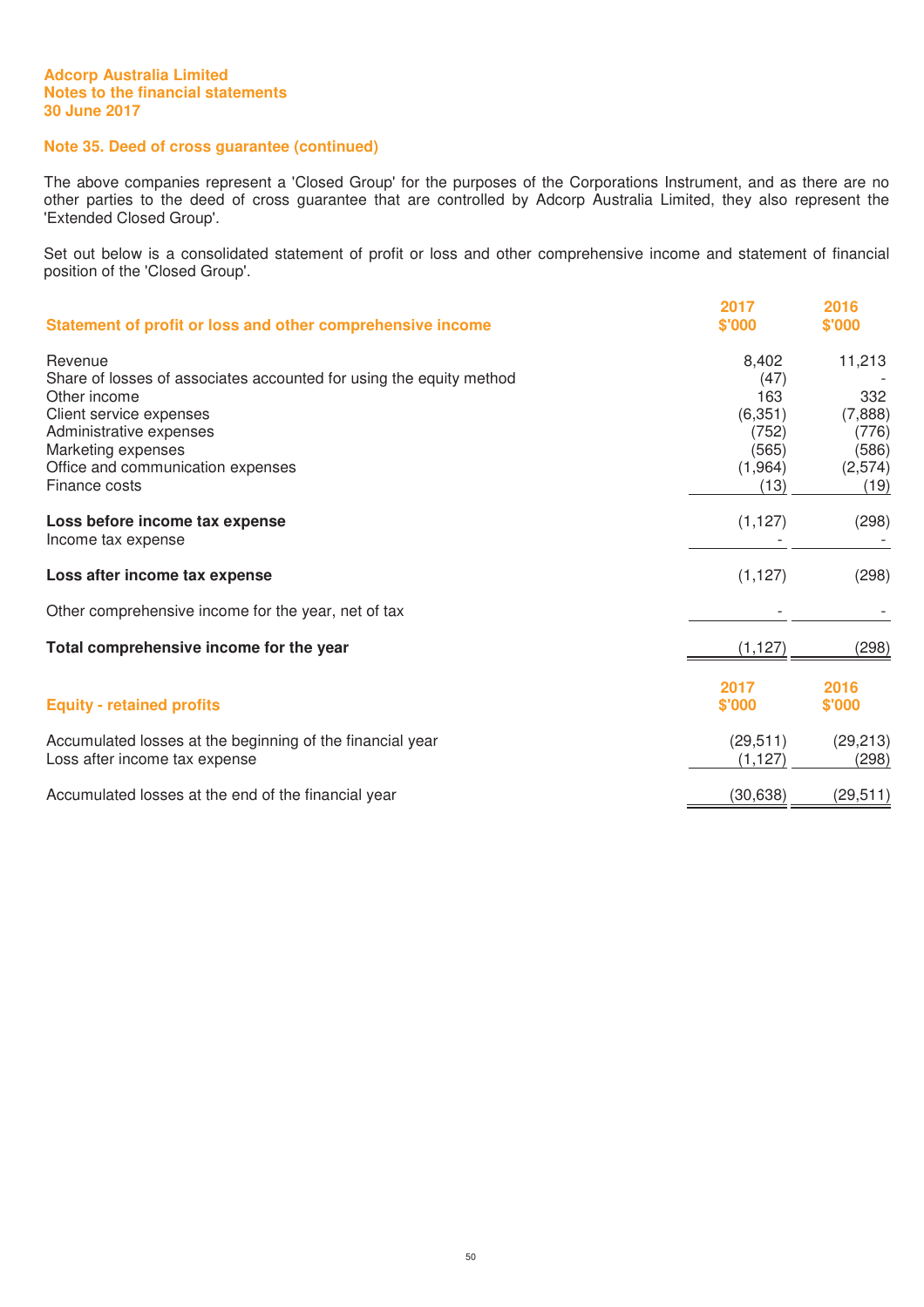### Note 35. Deed of cross guarantee (continued)

The above companies represent a 'Closed Group' for the purposes of the Corporations Instrument, and as there are no other parties to the deed of cross guarantee that are controlled by Adcorp Australia Limited, they also represent the 'Extended Closed Group'.

Set out below is a consolidated statement of profit or loss and other comprehensive income and statement of financial position of the 'Closed Group'.

| Statement of profit or loss and other comprehensive income | 2017 $'000 | 2016 $'000 |
|---|---|---|
| Revenue | 8,402 | 11,213 |
| Share of losses of associates accounted for using the equity method | (47) | - |
| Other income | 163 | 332 |
| Client service expenses | (6,351) | (7,888) |
| Administrative expenses | (752) | (776) |
| Marketing expenses | (565) | (586) |
| Office and communication expenses | (1,964) | (2,574) |
| Finance costs | (13) | (19) |
| **Loss before income tax expense** | (1,127) | (298) |
| Income tax expense | - | - |
| **Loss after income tax expense** | (1,127) | (298) |
| Other comprehensive income for the year, net of tax | - | - |
| **Total comprehensive income for the year** | (1,127) | (298) |

| Equity - retained profits | 2017 $'000 | 2016 $'000 |
|---|---|---|
| Accumulated losses at the beginning of the financial year | (29,511) | (29,213) |
| Loss after income tax expense | (1,127) | (298) |
| Accumulated losses at the end of the financial year | (30,638) | (29,511) |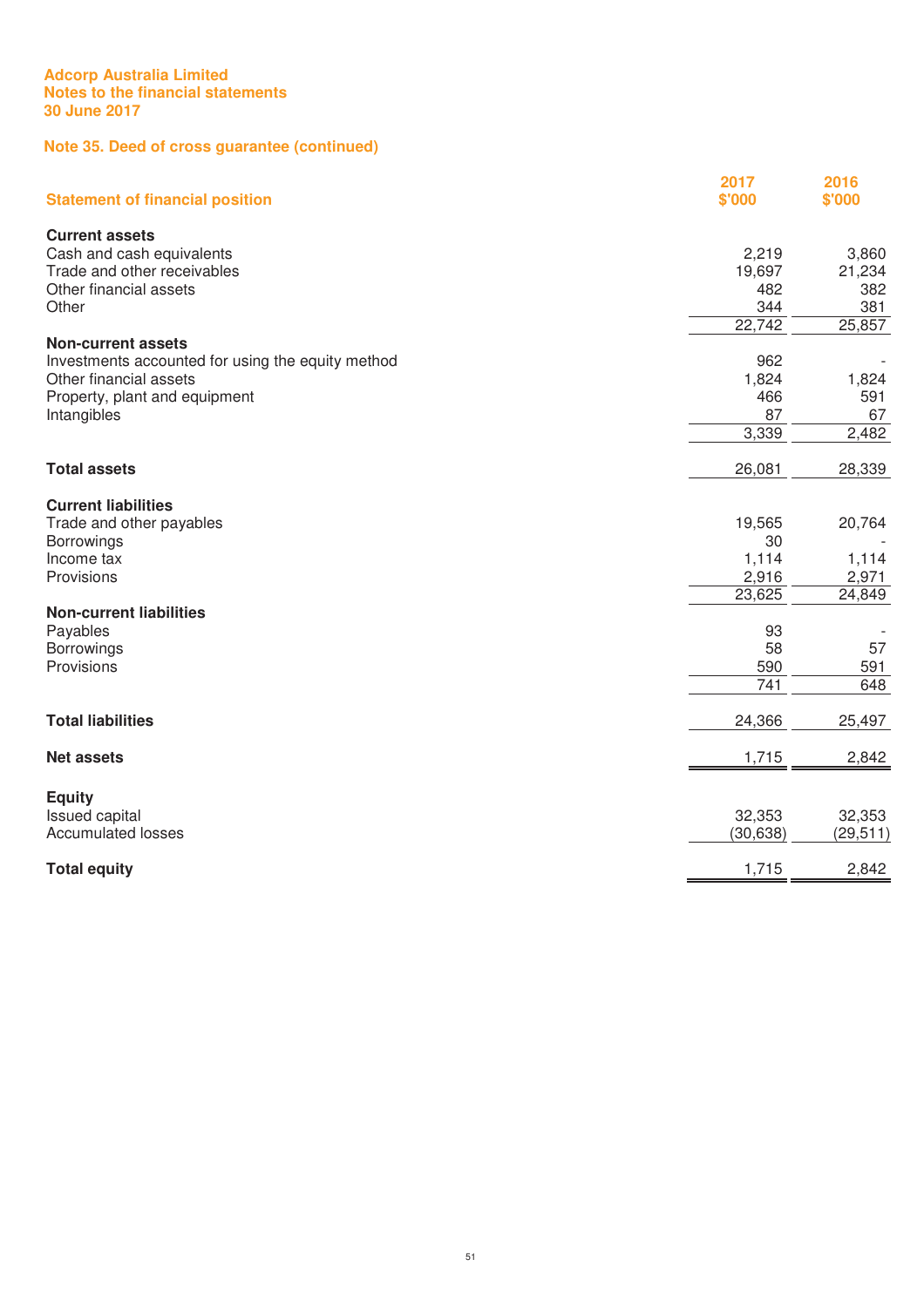Adcorp Australia Limited
Notes to the financial statements
30 June 2017

## Note 35. Deed of cross guarantee (continued)

| Statement of financial position | 2017 $'000 | 2016 $'000 |
|---|---|---|
| **Current assets** | | |
| Cash and cash equivalents | 2,219 | 3,860 |
| Trade and other receivables | 19,697 | 21,234 |
| Other financial assets | 482 | 382 |
| Other | 344 | 381 |
| | 22,742 | 25,857 |
| **Non-current assets** | | |
| Investments accounted for using the equity method | 962 | - |
| Other financial assets | 1,824 | 1,824 |
| Property, plant and equipment | 466 | 591 |
| Intangibles | 87 | 67 |
| | 3,339 | 2,482 |
| **Total assets** | 26,081 | 28,339 |
| **Current liabilities** | | |
| Trade and other payables | 19,565 | 20,764 |
| Borrowings | 30 | - |
| Income tax | 1,114 | 1,114 |
| Provisions | 2,916 | 2,971 |
| | 23,625 | 24,849 |
| **Non-current liabilities** | | |
| Payables | 93 | - |
| Borrowings | 58 | 57 |
| Provisions | 590 | 591 |
| | 741 | 648 |
| **Total liabilities** | 24,366 | 25,497 |
| **Net assets** | 1,715 | 2,842 |
| **Equity** | | |
| Issued capital | 32,353 | 32,353 |
| Accumulated losses | (30,638) | (29,511) |
| **Total equity** | 1,715 | 2,842 |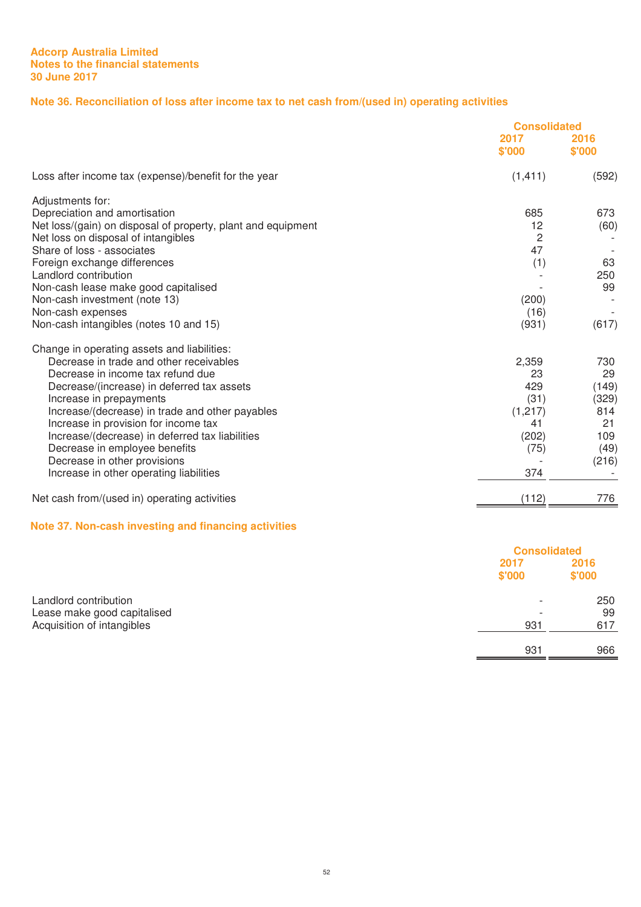Adcorp Australia Limited
Notes to the financial statements
30 June 2017

## Note 36. Reconciliation of loss after income tax to net cash from/(used in) operating activities

| | Consolidated | |
|---|---|---|
| | 2017 $'000 | 2016 $'000 |
| Loss after income tax (expense)/benefit for the year | (1,411) | (592) |
| Adjustments for: | | |
| Depreciation and amortisation | 685 | 673 |
| Net loss/(gain) on disposal of property, plant and equipment | 12 | (60) |
| Net loss on disposal of intangibles | 2 | - |
| Share of loss - associates | 47 | - |
| Foreign exchange differences | (1) | 63 |
| Landlord contribution | - | 250 |
| Non-cash lease make good capitalised | - | 99 |
| Non-cash investment (note 13) | (200) | - |
| Non-cash expenses | (16) | - |
| Non-cash intangibles (notes 10 and 15) | (931) | (617) |
| Change in operating assets and liabilities: | | |
| Decrease in trade and other receivables | 2,359 | 730 |
| Decrease in income tax refund due | 23 | 29 |
| Decrease/(increase) in deferred tax assets | 429 | (149) |
| Increase in prepayments | (31) | (329) |
| Increase/(decrease) in trade and other payables | (1,217) | 814 |
| Increase in provision for income tax | 41 | 21 |
| Increase/(decrease) in deferred tax liabilities | (202) | 109 |
| Decrease in employee benefits | (75) | (49) |
| Decrease in other provisions | - | (216) |
| Increase in other operating liabilities | 374 | - |
| Net cash from/(used in) operating activities | (112) | 776 |

## Note 37. Non-cash investing and financing activities

| | Consolidated | |
|---|---|---|
| | 2017 $'000 | 2016 $'000 |
| Landlord contribution | - | 250 |
| Lease make good capitalised | - | 99 |
| Acquisition of intangibles | 931 | 617 |
| | 931 | 966 |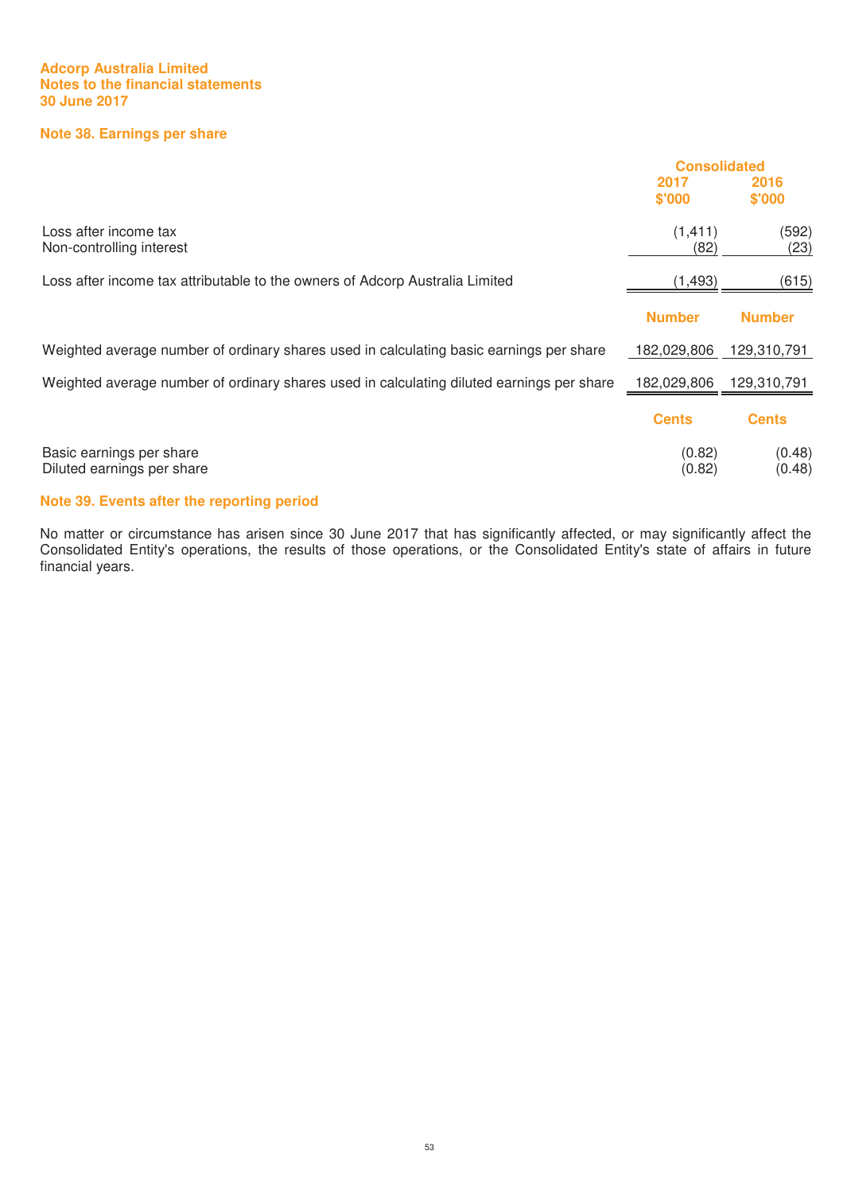**Adcorp Australia Limited**
**Notes to the financial statements**
**30 June 2017**

## Note 38. Earnings per share

| | Consolidated | |
|---|---|---|
| | 2017 $'000 | 2016 $'000 |
| Loss after income tax | (1,411) | (592) |
| Non-controlling interest | (82) | (23) |
| Loss after income tax attributable to the owners of Adcorp Australia Limited | (1,493) | (615) |
| | **Number** | **Number** |
| Weighted average number of ordinary shares used in calculating basic earnings per share | 182,029,806 | 129,310,791 |
| Weighted average number of ordinary shares used in calculating diluted earnings per share | 182,029,806 | 129,310,791 |
| | **Cents** | **Cents** |
| Basic earnings per share | (0.82) | (0.48) |
| Diluted earnings per share | (0.82) | (0.48) |

## Note 39. Events after the reporting period

No matter or circumstance has arisen since 30 June 2017 that has significantly affected, or may significantly affect the Consolidated Entity's operations, the results of those operations, or the Consolidated Entity's state of affairs in future financial years.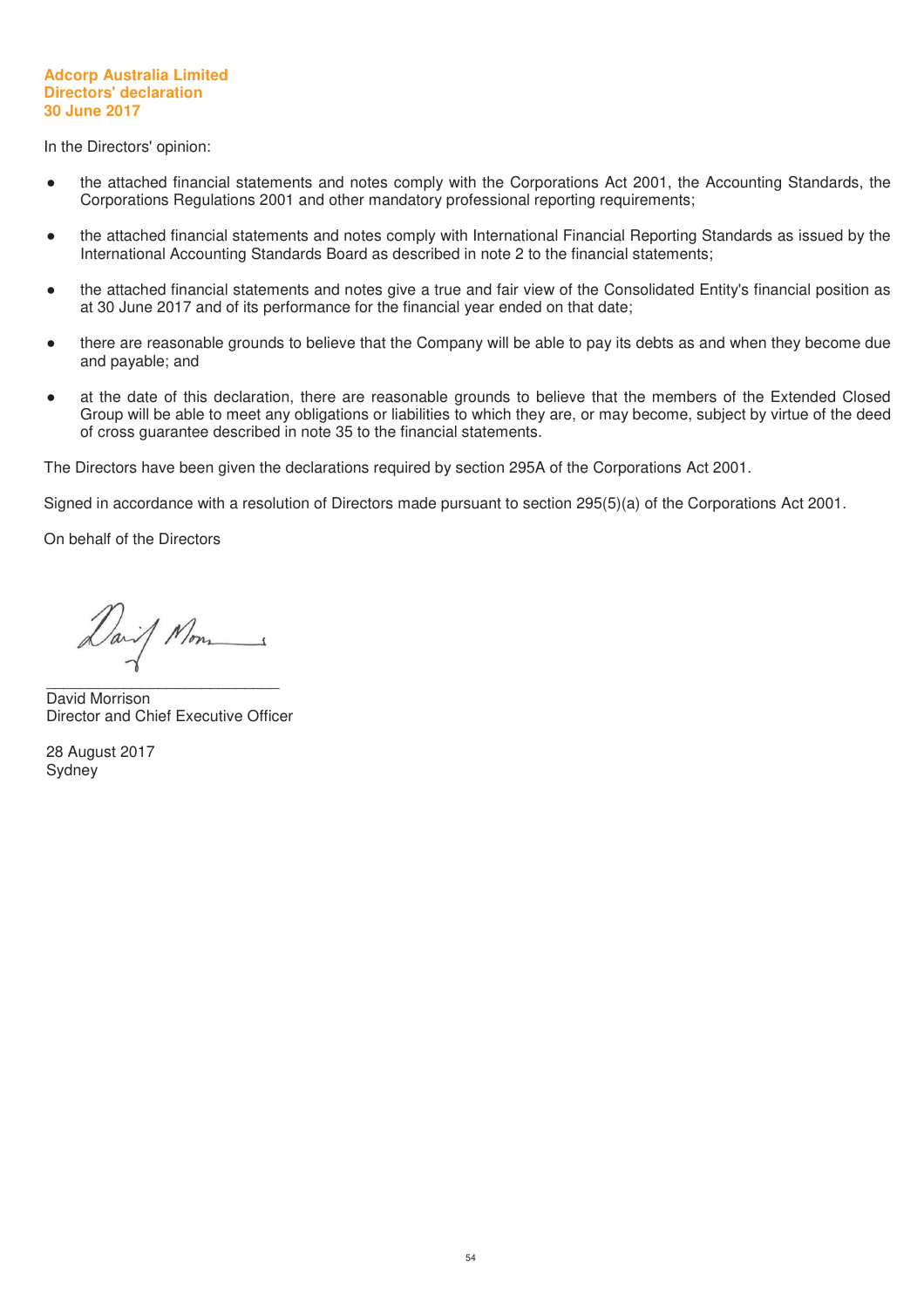# Adcorp Australia Limited
## Directors' declaration
## 30 June 2017

In the Directors' opinion:

- the attached financial statements and notes comply with the Corporations Act 2001, the Accounting Standards, the Corporations Regulations 2001 and other mandatory professional reporting requirements;
- the attached financial statements and notes comply with International Financial Reporting Standards as issued by the International Accounting Standards Board as described in note 2 to the financial statements;
- the attached financial statements and notes give a true and fair view of the Consolidated Entity's financial position as at 30 June 2017 and of its performance for the financial year ended on that date;
- there are reasonable grounds to believe that the Company will be able to pay its debts as and when they become due and payable; and
- at the date of this declaration, there are reasonable grounds to believe that the members of the Extended Closed Group will be able to meet any obligations or liabilities to which they are, or may become, subject by virtue of the deed of cross guarantee described in note 35 to the financial statements.

The Directors have been given the declarations required by section 295A of the Corporations Act 2001.

Signed in accordance with a resolution of Directors made pursuant to section 295(5)(a) of the Corporations Act 2001.

On behalf of the Directors

___________________________
David Morrison
Director and Chief Executive Officer

28 August 2017
Sydney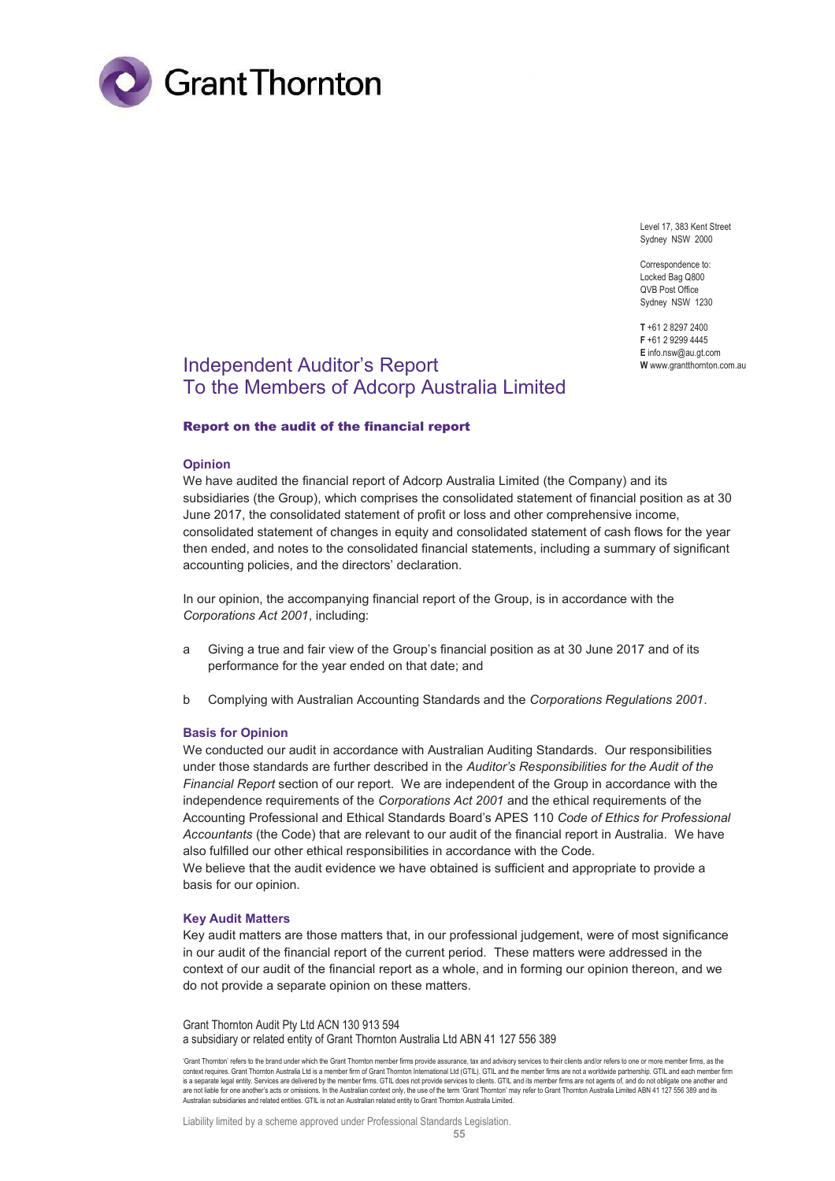Level 17, 383 Kent Street
Sydney NSW 2000

Correspondence to:
Locked Bag Q800
QVB Post Office
Sydney NSW 1230

**T** +61 2 8297 2400
**F** +61 2 9299 4445
**E** info.nsw@au.gt.com
**W** www.grantthornton.com.au

# Independent Auditor's Report
# To the Members of Adcorp Australia Limited

## Report on the audit of the financial report

### Opinion

We have audited the financial report of Adcorp Australia Limited (the Company) and its subsidiaries (the Group), which comprises the consolidated statement of financial position as at 30 June 2017, the consolidated statement of profit or loss and other comprehensive income, consolidated statement of changes in equity and consolidated statement of cash flows for the year then ended, and notes to the consolidated financial statements, including a summary of significant accounting policies, and the directors' declaration.

In our opinion, the accompanying financial report of the Group, is in accordance with the *Corporations Act 2001*, including:

a Giving a true and fair view of the Group's financial position as at 30 June 2017 and of its performance for the year ended on that date; and

b Complying with Australian Accounting Standards and the *Corporations Regulations 2001*.

### Basis for Opinion

We conducted our audit in accordance with Australian Auditing Standards. Our responsibilities under those standards are further described in the *Auditor's Responsibilities for the Audit of the Financial Report* section of our report. We are independent of the Group in accordance with the independence requirements of the *Corporations Act 2001* and the ethical requirements of the Accounting Professional and Ethical Standards Board's APES 110 *Code of Ethics for Professional Accountants* (the Code) that are relevant to our audit of the financial report in Australia. We have also fulfilled our other ethical responsibilities in accordance with the Code.
We believe that the audit evidence we have obtained is sufficient and appropriate to provide a basis for our opinion.

### Key Audit Matters

Key audit matters are those matters that, in our professional judgement, were of most significance in our audit of the financial report of the current period. These matters were addressed in the context of our audit of the financial report as a whole, and in forming our opinion thereon, and we do not provide a separate opinion on these matters.

Grant Thornton Audit Pty Ltd ACN 130 913 594
a subsidiary or related entity of Grant Thornton Australia Ltd ABN 41 127 556 389

'Grant Thornton' refers to the brand under which the Grant Thornton member firms provide assurance, tax and advisory services to their clients and/or refers to one or more member firms, as the context requires. Grant Thornton Australia Ltd is a member firm of Grant Thornton International Ltd (GTIL). GTIL and the member firms are not a worldwide partnership. GTIL and each member firm is a separate legal entity. Services are delivered by the member firms. GTIL does not provide services to clients. GTIL and its member firms are not agents of, and do not obligate one another and are not liable for one another's acts or omissions. In the Australian context only, the use of the term 'Grant Thornton' may refer to Grant Thornton Australia Limited ABN 41 127 556 389 and its Australian subsidiaries and related entities. GTIL is not an Australian related entity to Grant Thornton Australia Limited.

Liability limited by a scheme approved under Professional Standards Legislation.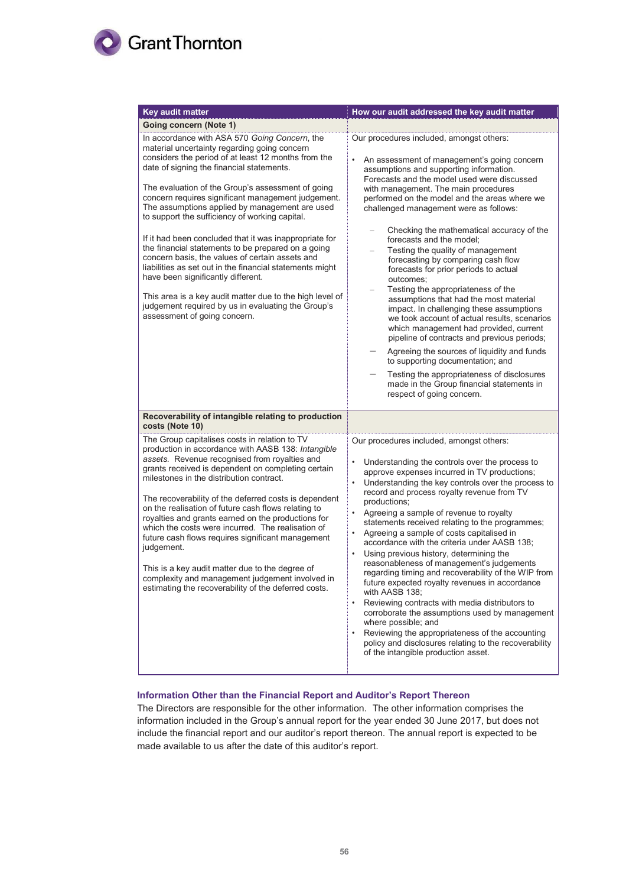| Key audit matter | How our audit addressed the key audit matter |
|---|---|
| **Going concern (Note 1)** | |
| In accordance with ASA 570 *Going Concern*, the material uncertainty regarding going concern considers the period of at least 12 months from the date of signing the financial statements.<br><br>The evaluation of the Group's assessment of going concern requires significant management judgement. The assumptions applied by management are used to support the sufficiency of working capital.<br><br>If it had been concluded that it was inappropriate for the financial statements to be prepared on a going concern basis, the values of certain assets and liabilities as set out in the financial statements might have been significantly different.<br><br>This area is a key audit matter due to the high level of judgement required by us in evaluating the Group's assessment of going concern. | Our procedures included, amongst others:<br><br>• An assessment of management's going concern assumptions and supporting information. Forecasts and the model used were discussed with management. The main procedures performed on the model and the areas where we challenged management were as follows:<br><br>– Checking the mathematical accuracy of the forecasts and the model;<br>– Testing the quality of management forecasting by comparing cash flow forecasts for prior periods to actual outcomes;<br>– Testing the appropriateness of the assumptions that had the most material impact. In challenging these assumptions we took account of actual results, scenarios which management had provided, current pipeline of contracts and previous periods;<br>– Agreeing the sources of liquidity and funds to supporting documentation; and<br>– Testing the appropriateness of disclosures made in the Group financial statements in respect of going concern. |
| **Recoverability of intangible relating to production costs (Note 10)** | |
| The Group capitalises costs in relation to TV production in accordance with AASB 138: *Intangible assets*. Revenue recognised from royalties and grants received is dependent on completing certain milestones in the distribution contract.<br><br>The recoverability of the deferred costs is dependent on the realisation of future cash flows relating to royalties and grants earned on the productions for which the costs were incurred. The realisation of future cash flows requires significant management judgement.<br><br>This is a key audit matter due to the degree of complexity and management judgement involved in estimating the recoverability of the deferred costs. | Our procedures included, amongst others:<br><br>• Understanding the controls over the process to approve expenses incurred in TV productions;<br>• Understanding the key controls over the process to record and process royalty revenue from TV productions;<br>• Agreeing a sample of revenue to royalty statements received relating to the programmes;<br>• Agreeing a sample of costs capitalised in accordance with the criteria under AASB 138;<br>• Using previous history, determining the reasonableness of management's judgements regarding timing and recoverability of the WIP from future expected royalty revenues in accordance with AASB 138;<br>• Reviewing contracts with media distributors to corroborate the assumptions used by management where possible; and<br>• Reviewing the appropriateness of the accounting policy and disclosures relating to the recoverability of the intangible production asset. |

### Information Other than the Financial Report and Auditor's Report Thereon

The Directors are responsible for the other information. The other information comprises the information included in the Group's annual report for the year ended 30 June 2017, but does not include the financial report and our auditor's report thereon. The annual report is expected to be made available to us after the date of this auditor's report.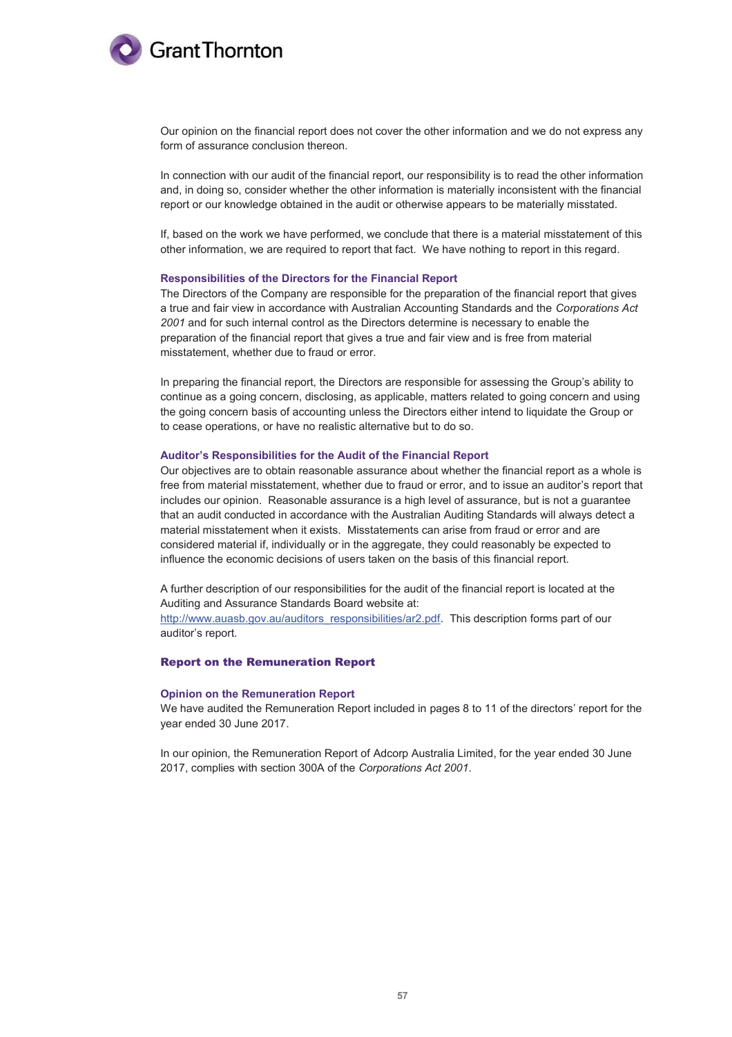Our opinion on the financial report does not cover the other information and we do not express any form of assurance conclusion thereon.

In connection with our audit of the financial report, our responsibility is to read the other information and, in doing so, consider whether the other information is materially inconsistent with the financial report or our knowledge obtained in the audit or otherwise appears to be materially misstated.

If, based on the work we have performed, we conclude that there is a material misstatement of this other information, we are required to report that fact. We have nothing to report in this regard.

### Responsibilities of the Directors for the Financial Report

The Directors of the Company are responsible for the preparation of the financial report that gives a true and fair view in accordance with Australian Accounting Standards and the *Corporations Act 2001* and for such internal control as the Directors determine is necessary to enable the preparation of the financial report that gives a true and fair view and is free from material misstatement, whether due to fraud or error.

In preparing the financial report, the Directors are responsible for assessing the Group's ability to continue as a going concern, disclosing, as applicable, matters related to going concern and using the going concern basis of accounting unless the Directors either intend to liquidate the Group or to cease operations, or have no realistic alternative but to do so.

### Auditor's Responsibilities for the Audit of the Financial Report

Our objectives are to obtain reasonable assurance about whether the financial report as a whole is free from material misstatement, whether due to fraud or error, and to issue an auditor's report that includes our opinion. Reasonable assurance is a high level of assurance, but is not a guarantee that an audit conducted in accordance with the Australian Auditing Standards will always detect a material misstatement when it exists. Misstatements can arise from fraud or error and are considered material if, individually or in the aggregate, they could reasonably be expected to influence the economic decisions of users taken on the basis of this financial report.

A further description of our responsibilities for the audit of the financial report is located at the Auditing and Assurance Standards Board website at:
http://www.auasb.gov.au/auditors_responsibilities/ar2.pdf. This description forms part of our auditor's report.

## Report on the Remuneration Report

### Opinion on the Remuneration Report

We have audited the Remuneration Report included in pages 8 to 11 of the directors' report for the year ended 30 June 2017.

In our opinion, the Remuneration Report of Adcorp Australia Limited, for the year ended 30 June 2017, complies with section 300A of the *Corporations Act 2001*.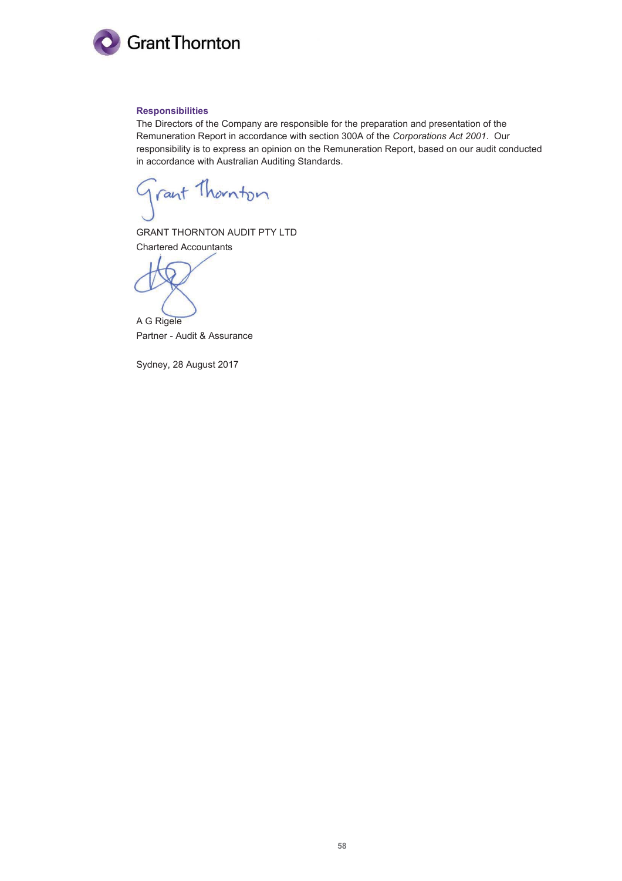### Responsibilities

The Directors of the Company are responsible for the preparation and presentation of the Remuneration Report in accordance with section 300A of the *Corporations Act 2001*. Our responsibility is to express an opinion on the Remuneration Report, based on our audit conducted in accordance with Australian Auditing Standards.

GRANT THORNTON AUDIT PTY LTD
Chartered Accountants

A G Rigele
Partner - Audit & Assurance

Sydney, 28 August 2017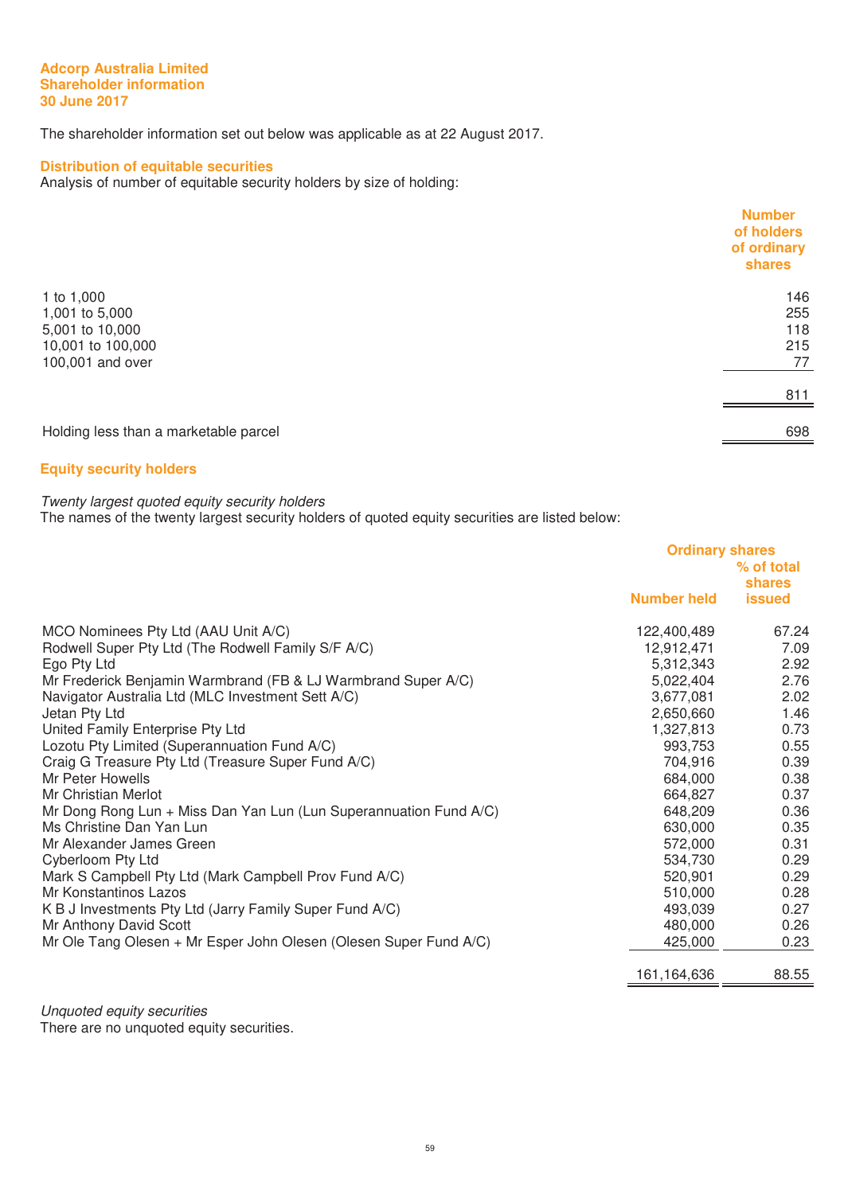**Adcorp Australia Limited**
**Shareholder information**
**30 June 2017**

The shareholder information set out below was applicable as at 22 August 2017.

## Distribution of equitable securities

Analysis of number of equitable security holders by size of holding:

| | Number of holders of ordinary shares |
|---|---|
| 1 to 1,000 | 146 |
| 1,001 to 5,000 | 255 |
| 5,001 to 10,000 | 118 |
| 10,001 to 100,000 | 215 |
| 100,001 and over | 77 |
| | 811 |
| Holding less than a marketable parcel | 698 |

## Equity security holders

*Twenty largest quoted equity security holders*

The names of the twenty largest security holders of quoted equity securities are listed below:

| | Ordinary shares | |
|---|---|---|
| | Number held | % of total shares issued |
| MCO Nominees Pty Ltd (AAU Unit A/C) | 122,400,489 | 67.24 |
| Rodwell Super Pty Ltd (The Rodwell Family S/F A/C) | 12,912,471 | 7.09 |
| Ego Pty Ltd | 5,312,343 | 2.92 |
| Mr Frederick Benjamin Warmbrand (FB & LJ Warmbrand Super A/C) | 5,022,404 | 2.76 |
| Navigator Australia Ltd (MLC Investment Sett A/C) | 3,677,081 | 2.02 |
| Jetan Pty Ltd | 2,650,660 | 1.46 |
| United Family Enterprise Pty Ltd | 1,327,813 | 0.73 |
| Lozotu Pty Limited (Superannuation Fund A/C) | 993,753 | 0.55 |
| Craig G Treasure Pty Ltd (Treasure Super Fund A/C) | 704,916 | 0.39 |
| Mr Peter Howells | 684,000 | 0.38 |
| Mr Christian Merlot | 664,827 | 0.37 |
| Mr Dong Rong Lun + Miss Dan Yan Lun (Lun Superannuation Fund A/C) | 648,209 | 0.36 |
| Ms Christine Dan Yan Lun | 630,000 | 0.35 |
| Mr Alexander James Green | 572,000 | 0.31 |
| Cyberloom Pty Ltd | 534,730 | 0.29 |
| Mark S Campbell Pty Ltd (Mark Campbell Prov Fund A/C) | 520,901 | 0.29 |
| Mr Konstantinos Lazos | 510,000 | 0.28 |
| K B J Investments Pty Ltd (Jarry Family Super Fund A/C) | 493,039 | 0.27 |
| Mr Anthony David Scott | 480,000 | 0.26 |
| Mr Ole Tang Olesen + Mr Esper John Olesen (Olesen Super Fund A/C) | 425,000 | 0.23 |
| | 161,164,636 | 88.55 |

*Unquoted equity securities*

There are no unquoted equity securities.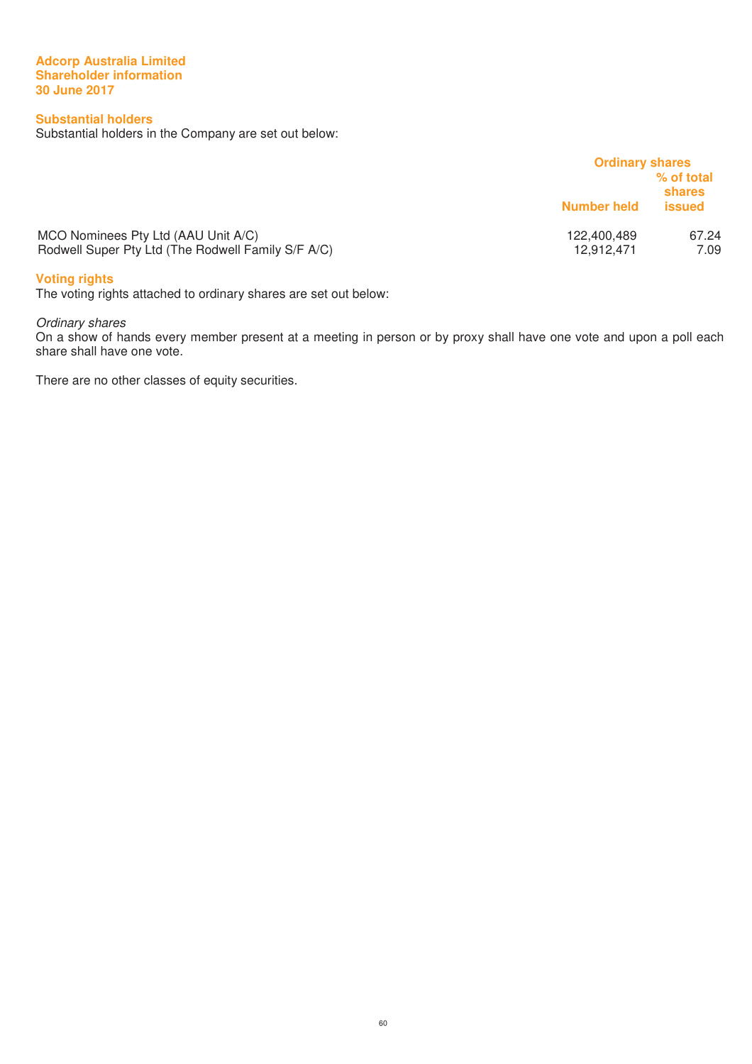**Adcorp Australia Limited**
**Shareholder information**
**30 June 2017**

## Substantial holders

Substantial holders in the Company are set out below:

| | Ordinary shares | |
|---|---|---|
| | Number held | % of total shares issued |
| MCO Nominees Pty Ltd (AAU Unit A/C) | 122,400,489 | 67.24 |
| Rodwell Super Pty Ltd (The Rodwell Family S/F A/C) | 12,912,471 | 7.09 |

## Voting rights

The voting rights attached to ordinary shares are set out below:

*Ordinary shares*
On a show of hands every member present at a meeting in person or by proxy shall have one vote and upon a poll each share shall have one vote.

There are no other classes of equity securities.